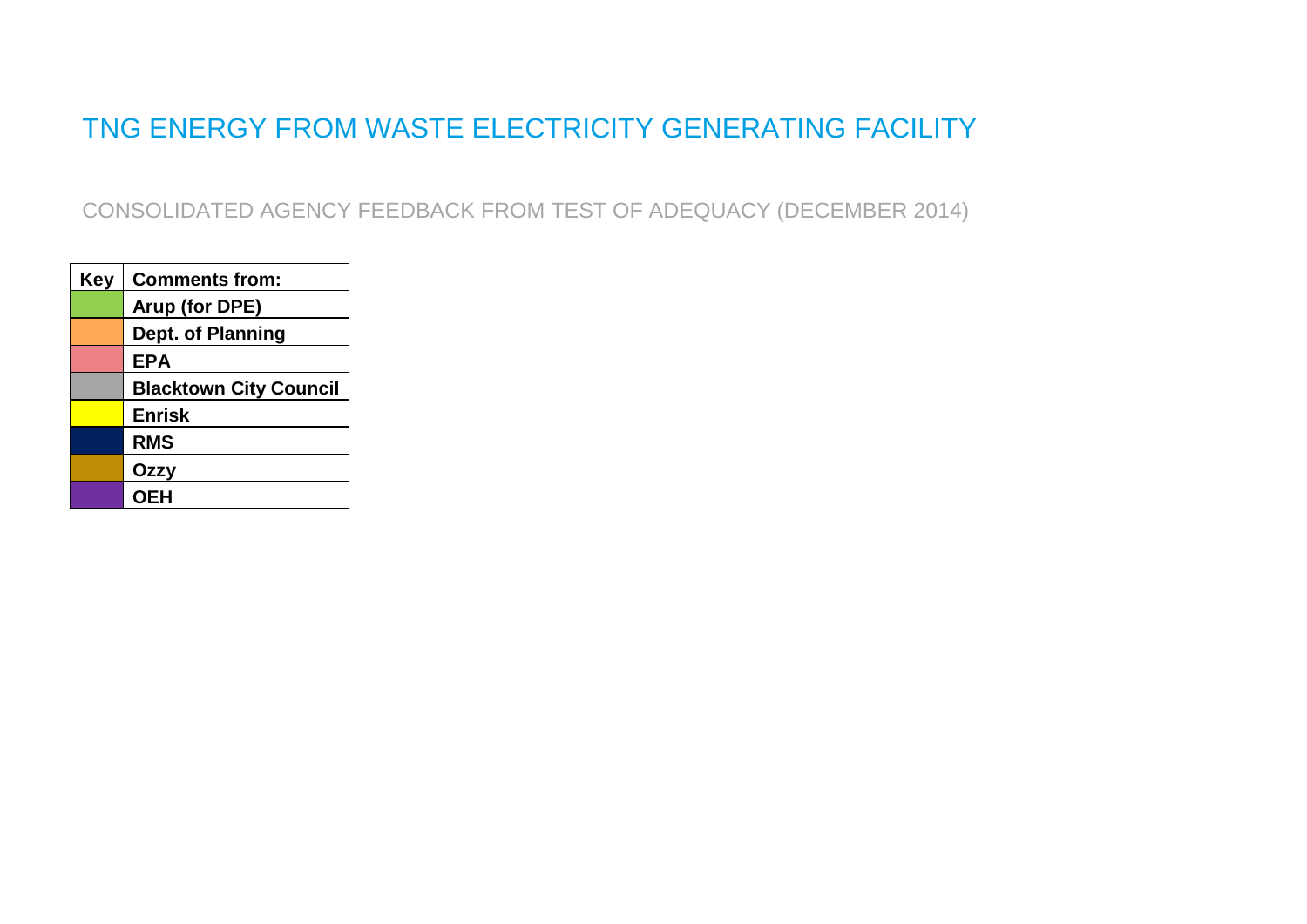# TNG ENERGY FROM WASTE ELECTRICITY GENERATING FACILITY

## CONSOLIDATED AGENCY FEEDBACK FROM TEST OF ADEQUACY (DECEMBER 2014)

| Key | Comments from: |
|---|---|
| | **Arup (for DPE)** |
| | **Dept. of Planning** |
| | **EPA** |
| | **Blacktown City Council** |
| | **Enrisk** |
| | **RMS** |
| | **Ozzy** |
| | **OEH** |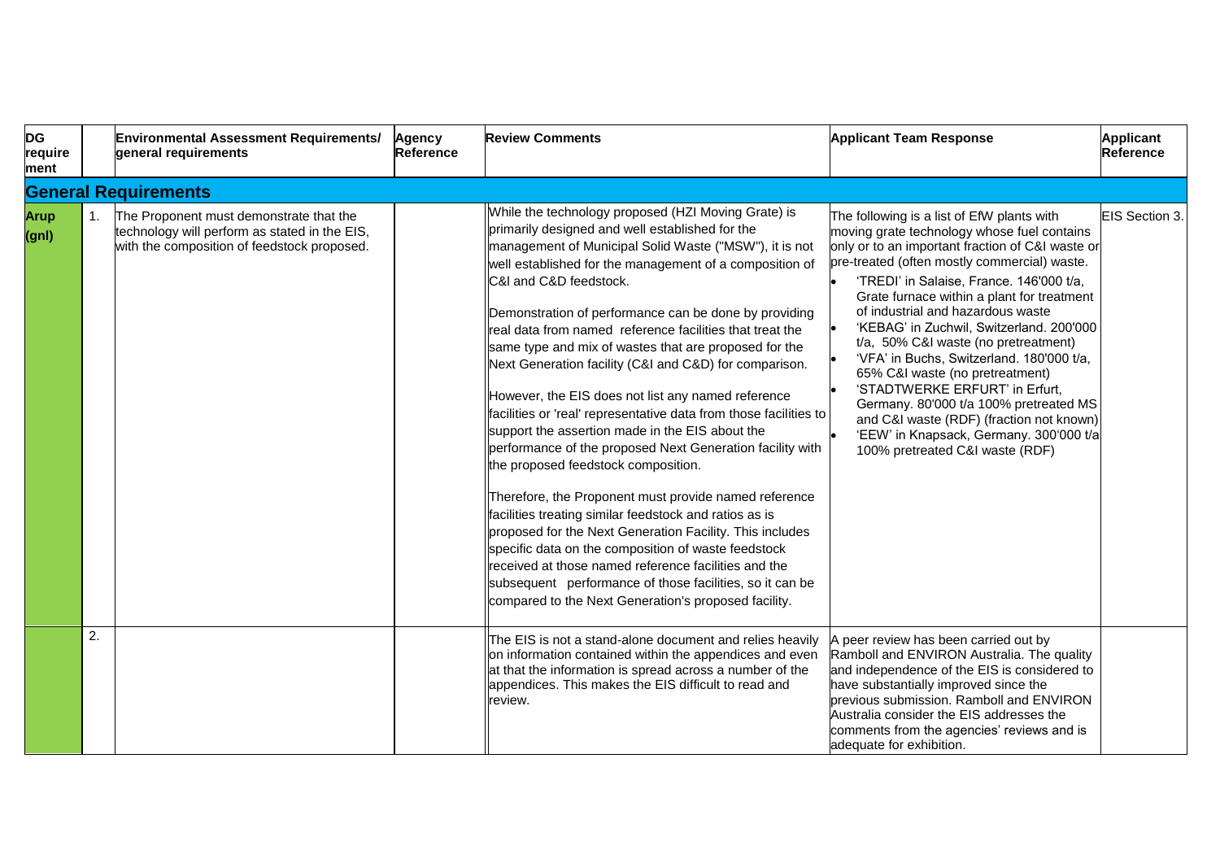| DG requirement | | Environmental Assessment Requirements/ general requirements | Agency Reference | Review Comments | Applicant Team Response | Applicant Reference |
|---|---|---|---|---|---|---|
| **General Requirements** | | | | | | |
| **Arup (gnl)** | 1. | The Proponent must demonstrate that the technology will perform as stated in the EIS, with the composition of feedstock proposed. | | While the technology proposed (HZI Moving Grate) is primarily designed and well established for the management of Municipal Solid Waste ("MSW"), it is not well established for the management of a composition of C&I and C&D feedstock.<br><br>Demonstration of performance can be done by providing real data from named reference facilities that treat the same type and mix of wastes that are proposed for the Next Generation facility (C&I and C&D) for comparison.<br><br>However, the EIS does not list any named reference facilities or 'real' representative data from those facilities to support the assertion made in the EIS about the performance of the proposed Next Generation facility with the proposed feedstock composition.<br><br>Therefore, the Proponent must provide named reference facilities treating similar feedstock and ratios as is proposed for the Next Generation Facility. This includes specific data on the composition of waste feedstock received at those named reference facilities and the subsequent performance of those facilities, so it can be compared to the Next Generation's proposed facility. | The following is a list of EfW plants with moving grate technology whose fuel contains only or to an important fraction of C&I waste or pre-treated (often mostly commercial) waste.<br>• 'TREDI' in Salaise, France. 146'000 t/a, Grate furnace within a plant for treatment of industrial and hazardous waste<br>• 'KEBAG' in Zuchwil, Switzerland. 200'000 t/a, 50% C&I waste (no pretreatment)<br>• 'VFA' in Buchs, Switzerland. 180'000 t/a, 65% C&I waste (no pretreatment)<br>• 'STADTWERKE ERFURT' in Erfurt, Germany. 80'000 t/a 100% pretreated MS and C&I waste (RDF) (fraction not known)<br>• 'EEW' in Knapsack, Germany. 300'000 t/a 100% pretreated C&I waste (RDF) | EIS Section 3. |
| | 2. | | | The EIS is not a stand-alone document and relies heavily on information contained within the appendices and even at that the information is spread across a number of the appendices. This makes the EIS difficult to read and review. | A peer review has been carried out by Ramboll and ENVIRON Australia. The quality and independence of the EIS is considered to have substantially improved since the previous submission. Ramboll and ENVIRON Australia consider the EIS addresses the comments from the agencies' reviews and is adequate for exhibition. | |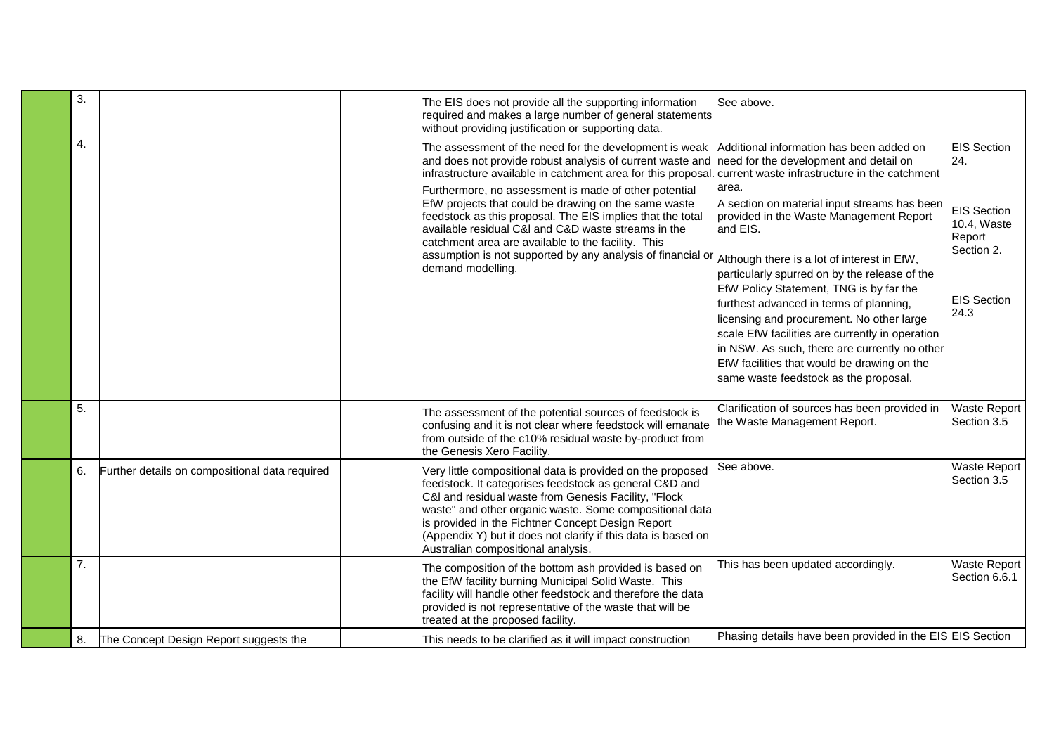|   |    |   |   |   |   |   |
|---|---|---|---|---|---|---|
|   | 3. |   |   | The EIS does not provide all the supporting information required and makes a large number of general statements without providing justification or supporting data. | See above. |   |
|   | 4. |   |   | The assessment of the need for the development is weak and does not provide robust analysis of current waste and infrastructure available in catchment area for this proposal.<br>Furthermore, no assessment is made of other potential EfW projects that could be drawing on the same waste feedstock as this proposal. The EIS implies that the total available residual C&I and C&D waste streams in the catchment area are available to the facility. This assumption is not supported by any analysis of financial or demand modelling. | Additional information has been added on need for the development and detail on current waste infrastructure in the catchment area.<br>A section on material input streams has been provided in the Waste Management Report and EIS.<br>Although there is a lot of interest in EfW, particularly spurred on by the release of the EfW Policy Statement, TNG is by far the furthest advanced in terms of planning, licensing and procurement. No other large scale EfW facilities are currently in operation in NSW. As such, there are currently no other EfW facilities that would be drawing on the same waste feedstock as the proposal. | EIS Section 24.<br>EIS Section 10.4, Waste Report Section 2.<br>EIS Section 24.3 |
|   | 5. |   |   | The assessment of the potential sources of feedstock is confusing and it is not clear where feedstock will emanate from outside of the c10% residual waste by-product from the Genesis Xero Facility. | Clarification of sources has been provided in the Waste Management Report. | Waste Report Section 3.5 |
|   | 6. | Further details on compositional data required |   | Very little compositional data is provided on the proposed feedstock. It categorises feedstock as general C&D and C&I and residual waste from Genesis Facility, "Flock waste" and other organic waste. Some compositional data is provided in the Fichtner Concept Design Report (Appendix Y) but it does not clarify if this data is based on Australian compositional analysis. | See above. | Waste Report Section 3.5 |
|   | 7. |   |   | The composition of the bottom ash provided is based on the EfW facility burning Municipal Solid Waste. This facility will handle other feedstock and therefore the data provided is not representative of the waste that will be treated at the proposed facility. | This has been updated accordingly. | Waste Report Section 6.6.1 |
|   | 8. | The Concept Design Report suggests the |   | This needs to be clarified as it will impact construction | Phasing details have been provided in the EIS | EIS Section |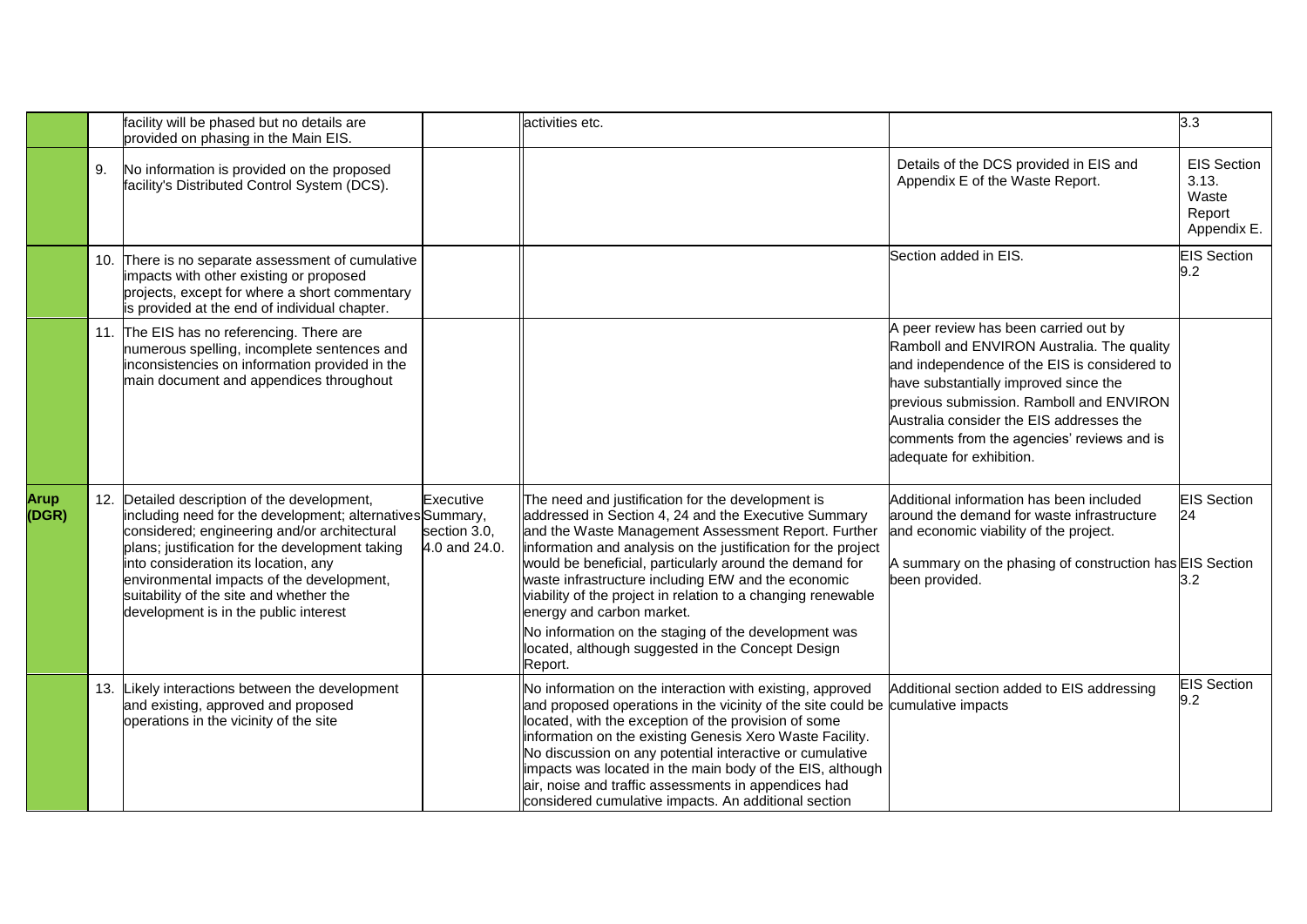| | | | | | | |
|---|---|---|---|---|---|---|
| | | facility will be phased but no details are provided on phasing in the Main EIS. | | activities etc. | | 3.3 |
| | 9. | No information is provided on the proposed facility's Distributed Control System (DCS). | | | Details of the DCS provided in EIS and Appendix E of the Waste Report. | EIS Section 3.13. Waste Report Appendix E. |
| | 10. | There is no separate assessment of cumulative impacts with other existing or proposed projects, except for where a short commentary is provided at the end of individual chapter. | | | Section added in EIS. | EIS Section 9.2 |
| | 11. | The EIS has no referencing. There are numerous spelling, incomplete sentences and inconsistencies on information provided in the main document and appendices throughout | | | A peer review has been carried out by Ramboll and ENVIRON Australia. The quality and independence of the EIS is considered to have substantially improved since the previous submission. Ramboll and ENVIRON Australia consider the EIS addresses the comments from the agencies' reviews and is adequate for exhibition. | |
| **Arup (DGR)** | 12. | Detailed description of the development, including need for the development; alternatives considered; engineering and/or architectural plans; justification for the development taking into consideration its location, any environmental impacts of the development, suitability of the site and whether the development is in the public interest | Executive Summary, section 3.0, 4.0 and 24.0. | The need and justification for the development is addressed in Section 4, 24 and the Executive Summary and the Waste Management Assessment Report. Further information and analysis on the justification for the project would be beneficial, particularly around the demand for waste infrastructure including EfW and the economic viability of the project in relation to a changing renewable energy and carbon market.<br><br>No information on the staging of the development was located, although suggested in the Concept Design Report. | Additional information has been included around the demand for waste infrastructure and economic viability of the project.<br><br>A summary on the phasing of construction has been provided. | EIS Section 24<br><br>EIS Section 3.2 |
| | 13. | Likely interactions between the development and existing, approved and proposed operations in the vicinity of the site | | No information on the interaction with existing, approved and proposed operations in the vicinity of the site could be located, with the exception of the provision of some information on the existing Genesis Xero Waste Facility. No discussion on any potential interactive or cumulative impacts was located in the main body of the EIS, although air, noise and traffic assessments in appendices had considered cumulative impacts. An additional section | Additional section added to EIS addressing cumulative impacts | EIS Section 9.2 |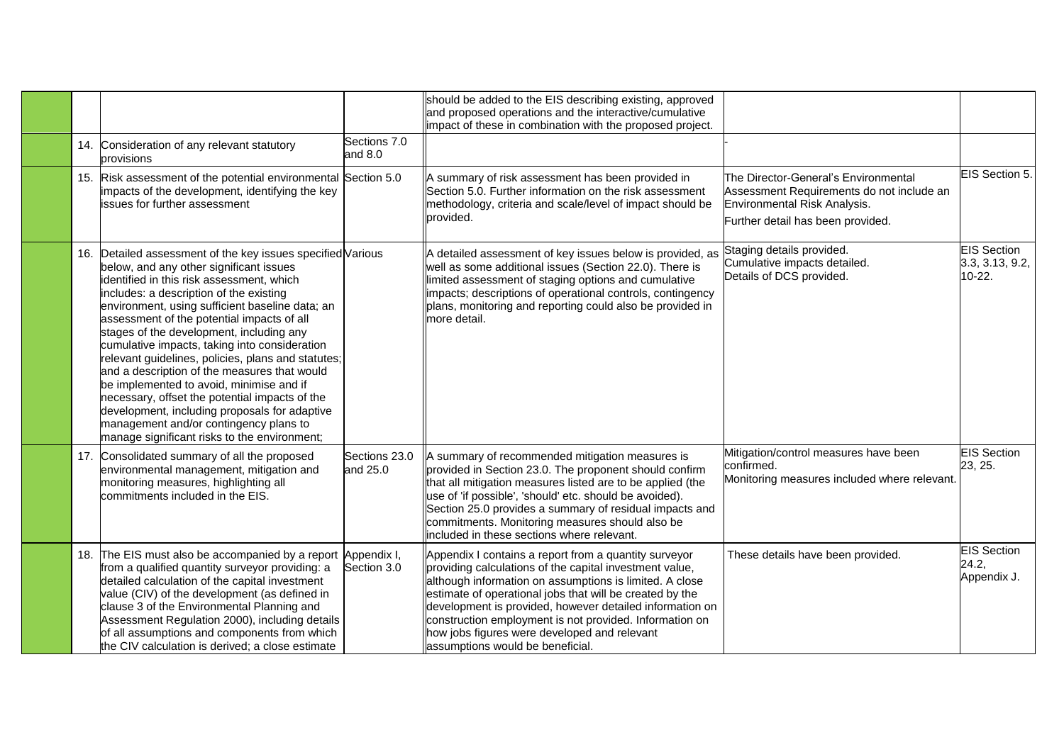| | | | | | | |
|---|---|---|---|---|---|---|
| | | | | should be added to the EIS describing existing, approved and proposed operations and the interactive/cumulative impact of these in combination with the proposed project. | | |
| | 14. | Consideration of any relevant statutory provisions | Sections 7.0 and 8.0 | | - | |
| | 15. | Risk assessment of the potential environmental impacts of the development, identifying the key issues for further assessment | Section 5.0 | A summary of risk assessment has been provided in Section 5.0. Further information on the risk assessment methodology, criteria and scale/level of impact should be provided. | The Director-General's Environmental Assessment Requirements do not include an Environmental Risk Analysis.<br><br>Further detail has been provided. | EIS Section 5. |
| | 16. | Detailed assessment of the key issues specified below, and any other significant issues identified in this risk assessment, which includes: a description of the existing environment, using sufficient baseline data; an assessment of the potential impacts of all stages of the development, including any cumulative impacts, taking into consideration relevant guidelines, policies, plans and statutes; and a description of the measures that would be implemented to avoid, minimise and if necessary, offset the potential impacts of the development, including proposals for adaptive management and/or contingency plans to manage significant risks to the environment; | Various | A detailed assessment of key issues below is provided, as well as some additional issues (Section 22.0). There is limited assessment of staging options and cumulative impacts; descriptions of operational controls, contingency plans, monitoring and reporting could also be provided in more detail. | Staging details provided.<br>Cumulative impacts detailed.<br>Details of DCS provided. | EIS Section 3.3, 3.13, 9.2, 10-22. |
| | 17. | Consolidated summary of all the proposed environmental management, mitigation and monitoring measures, highlighting all commitments included in the EIS. | Sections 23.0 and 25.0 | A summary of recommended mitigation measures is provided in Section 23.0. The proponent should confirm that all mitigation measures listed are to be applied (the use of 'if possible', 'should' etc. should be avoided). Section 25.0 provides a summary of residual impacts and commitments. Monitoring measures should also be included in these sections where relevant. | Mitigation/control measures have been confirmed.<br>Monitoring measures included where relevant. | EIS Section 23, 25. |
| | 18. | The EIS must also be accompanied by a report from a qualified quantity surveyor providing: a detailed calculation of the capital investment value (CIV) of the development (as defined in clause 3 of the Environmental Planning and Assessment Regulation 2000), including details of all assumptions and components from which the CIV calculation is derived; a close estimate | Appendix I, Section 3.0 | Appendix I contains a report from a quantity surveyor providing calculations of the capital investment value, although information on assumptions is limited. A close estimate of operational jobs that will be created by the development is provided, however detailed information on construction employment is not provided. Information on how jobs figures were developed and relevant assumptions would be beneficial. | These details have been provided. | EIS Section 24.2, Appendix J. |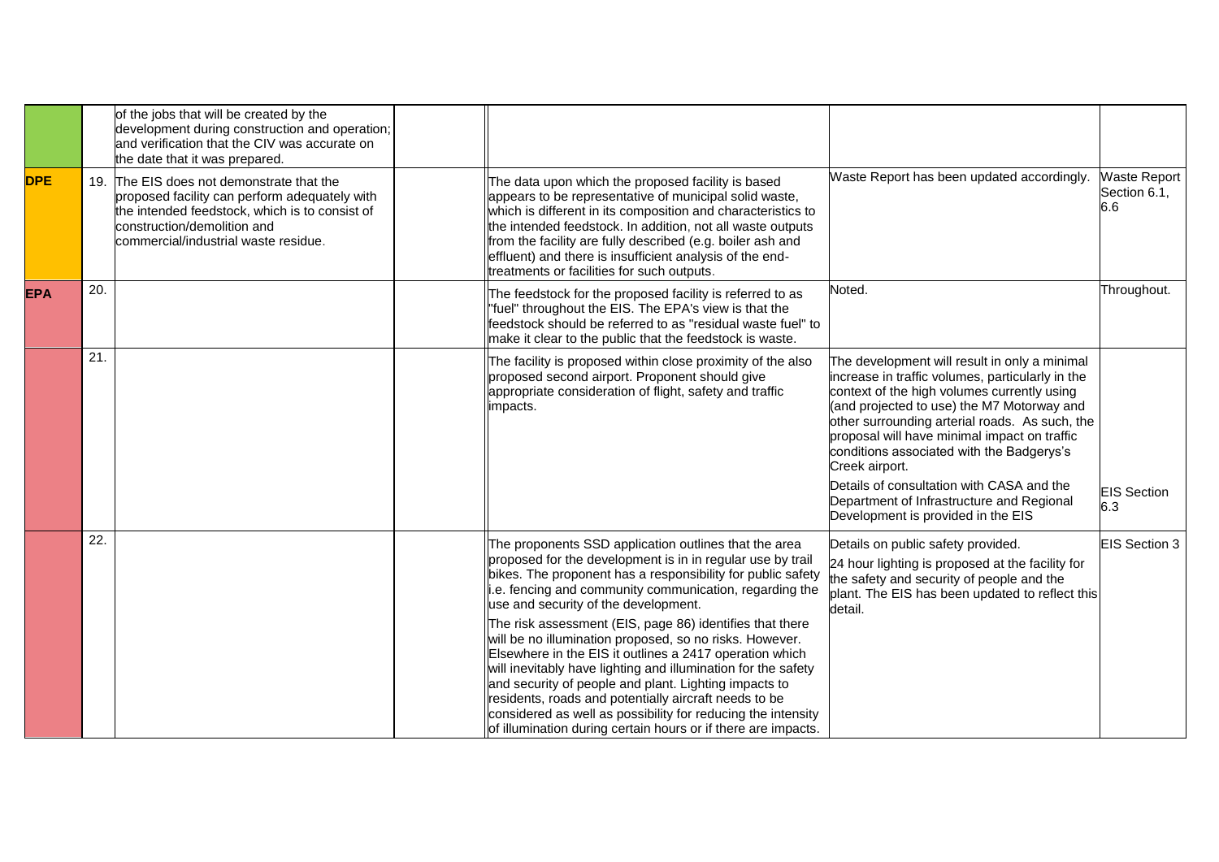| | | | | | | |
|---|---|---|---|---|---|---|
| | | of the jobs that will be created by the development during construction and operation; and verification that the CIV was accurate on the date that it was prepared. | | | | |
| **DPE** | 19. | The EIS does not demonstrate that the proposed facility can perform adequately with the intended feedstock, which is to consist of construction/demolition and commercial/industrial waste residue. | | The data upon which the proposed facility is based appears to be representative of municipal solid waste, which is different in its composition and characteristics to the intended feedstock. In addition, not all waste outputs from the facility are fully described (e.g. boiler ash and effluent) and there is insufficient analysis of the end-treatments or facilities for such outputs. | Waste Report has been updated accordingly. | Waste Report Section 6.1, 6.6 |
| **EPA** | 20. | | | The feedstock for the proposed facility is referred to as "fuel" throughout the EIS. The EPA's view is that the feedstock should be referred to as "residual waste fuel" to make it clear to the public that the feedstock is waste. | Noted. | Throughout. |
| | 21. | | | The facility is proposed within close proximity of the also proposed second airport. Proponent should give appropriate consideration of flight, safety and traffic impacts. | The development will result in only a minimal increase in traffic volumes, particularly in the context of the high volumes currently using (and projected to use) the M7 Motorway and other surrounding arterial roads. As such, the proposal will have minimal impact on traffic conditions associated with the Badgerys's Creek airport.<br><br>Details of consultation with CASA and the Department of Infrastructure and Regional Development is provided in the EIS | EIS Section 6.3 |
| | 22. | | | The proponents SSD application outlines that the area proposed for the development is in in regular use by trail bikes. The proponent has a responsibility for public safety i.e. fencing and community communication, regarding the use and security of the development.<br><br>The risk assessment (EIS, page 86) identifies that there will be no illumination proposed, so no risks. However. Elsewhere in the EIS it outlines a 2417 operation which will inevitably have lighting and illumination for the safety and security of people and plant. Lighting impacts to residents, roads and potentially aircraft needs to be considered as well as possibility for reducing the intensity of illumination during certain hours or if there are impacts. | Details on public safety provided.<br><br>24 hour lighting is proposed at the facility for the safety and security of people and the plant. The EIS has been updated to reflect this detail. | EIS Section 3 |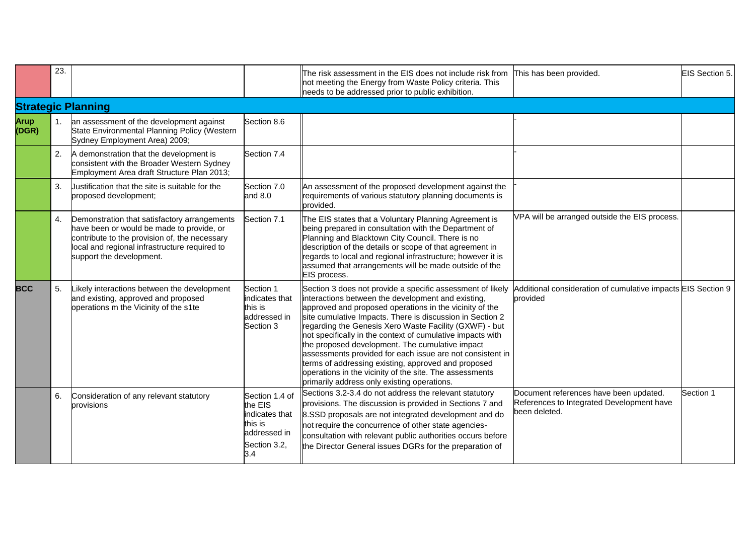| | 23. | | | The risk assessment in the EIS does not include risk from not meeting the Energy from Waste Policy criteria. This needs to be addressed prior to public exhibition. | This has been provided. | EIS Section 5. |
|---|---|---|---|---|---|---|
| **Strategic Planning** | | | | | | |
| **Arup (DGR)** | 1. | an assessment of the development against State Environmental Planning Policy (Western Sydney Employment Area) 2009; | Section 8.6 | | - | |
| | 2. | A demonstration that the development is consistent with the Broader Western Sydney Employment Area draft Structure Plan 2013; | Section 7.4 | | - | |
| | 3. | Justification that the site is suitable for the proposed development; | Section 7.0 and 8.0 | An assessment of the proposed development against the requirements of various statutory planning documents is provided. | - | |
| | 4. | Demonstration that satisfactory arrangements have been or would be made to provide, or contribute to the provision of, the necessary local and regional infrastructure required to support the development. | Section 7.1 | The EIS states that a Voluntary Planning Agreement is being prepared in consultation with the Department of Planning and Blacktown City Council. There is no description of the details or scope of that agreement in regards to local and regional infrastructure; however it is assumed that arrangements will be made outside of the EIS process. | VPA will be arranged outside the EIS process. | |
| **BCC** | 5. | Likely interactions between the development and existing, approved and proposed operations m the Vicinity of the s1te | Section 1 indicates that this is addressed in Section 3 | Section 3 does not provide a specific assessment of likely interactions between the development and existing, approved and proposed operations in the vicinity of the site cumulative Impacts. There is discussion in Section 2 regarding the Genesis Xero Waste Facility (GXWF) - but not specifically in the context of cumulative impacts with the proposed development. The cumulative impact assessments provided for each issue are not consistent in terms of addressing existing, approved and proposed operations in the vicinity of the site. The assessments primarily address only existing operations. | Additional consideration of cumulative impacts provided | EIS Section 9 |
| | 6. | Consideration of any relevant statutory provisions | Section 1.4 of the EIS indicates that this is addressed in Section 3.2, 3.4 | Sections 3.2-3.4 do not address the relevant statutory provisions. The discussion is provided in Sections 7 and 8.SSD proposals are not integrated development and do not require the concurrence of other state agencies-consultation with relevant public authorities occurs before the Director General issues DGRs for the preparation of | Document references have been updated. References to Integrated Development have been deleted. | Section 1 |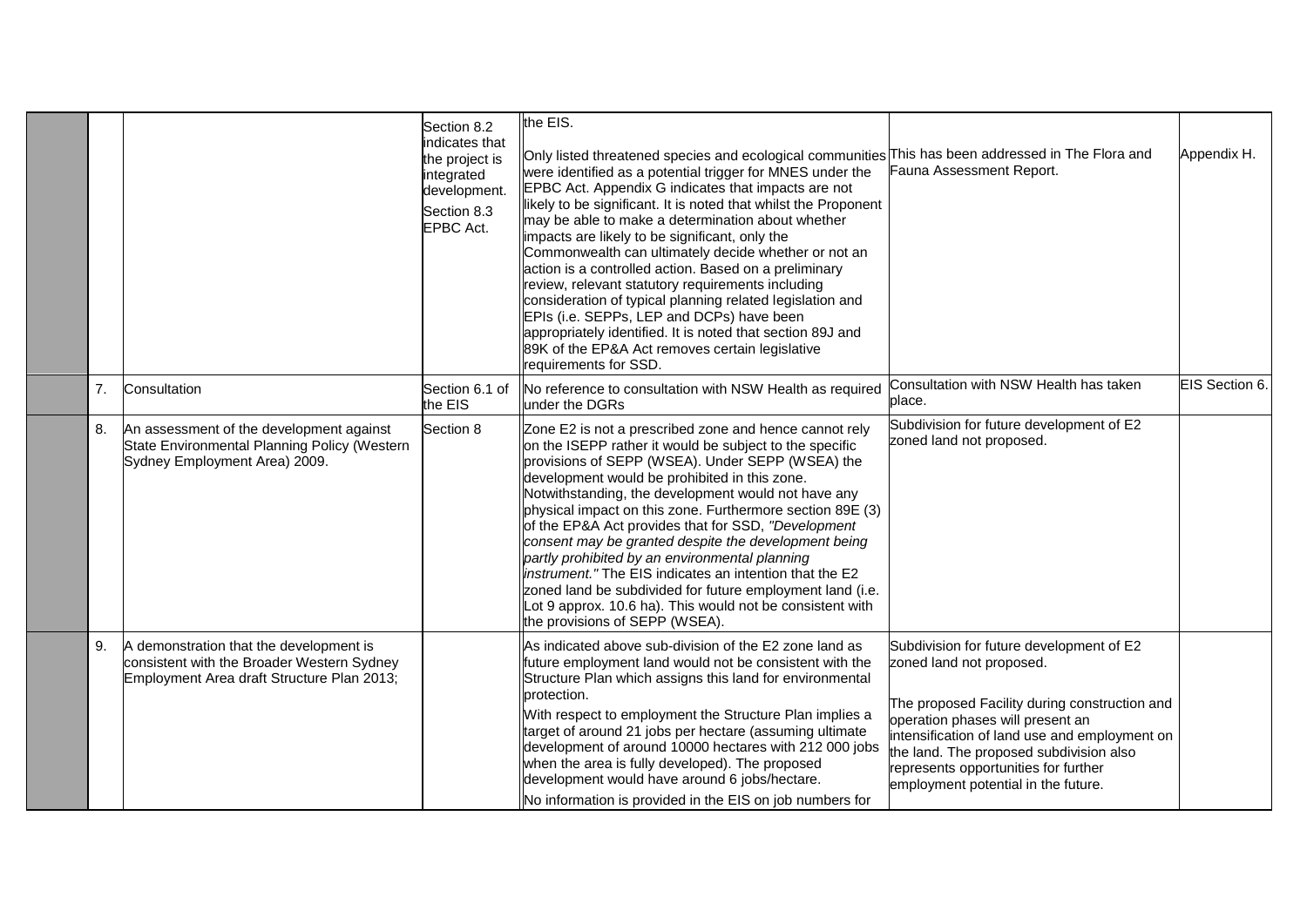|  |  |  |  |  |  |  |
|---|---|---|---|---|---|---|
|  |  |  | Section 8.2 indicates that the project is integrated development. Section 8.3 EPBC Act. | the EIS. Only listed threatened species and ecological communities were identified as a potential trigger for MNES under the EPBC Act. Appendix G indicates that impacts are not likely to be significant. It is noted that whilst the Proponent may be able to make a determination about whether impacts are likely to be significant, only the Commonwealth can ultimately decide whether or not an action is a controlled action. Based on a preliminary review, relevant statutory requirements including consideration of typical planning related legislation and EPIs (i.e. SEPPs, LEP and DCPs) have been appropriately identified. It is noted that section 89J and 89K of the EP&A Act removes certain legislative requirements for SSD. | This has been addressed in The Flora and Fauna Assessment Report. | Appendix H. |
|  | 7. | Consultation | Section 6.1 of the EIS | No reference to consultation with NSW Health as required under the DGRs | Consultation with NSW Health has taken place. | EIS Section 6. |
|  | 8. | An assessment of the development against State Environmental Planning Policy (Western Sydney Employment Area) 2009. | Section 8 | Zone E2 is not a prescribed zone and hence cannot rely on the ISEPP rather it would be subject to the specific provisions of SEPP (WSEA). Under SEPP (WSEA) the development would be prohibited in this zone. Notwithstanding, the development would not have any physical impact on this zone. Furthermore section 89E (3) of the EP&A Act provides that for SSD, *"Development consent may be granted despite the development being partly prohibited by an environmental planning instrument."* The EIS indicates an intention that the E2 zoned land be subdivided for future employment land (i.e. Lot 9 approx. 10.6 ha). This would not be consistent with the provisions of SEPP (WSEA). | Subdivision for future development of E2 zoned land not proposed. |  |
|  | 9. | A demonstration that the development is consistent with the Broader Western Sydney Employment Area draft Structure Plan 2013; |  | As indicated above sub-division of the E2 zone land as future employment land would not be consistent with the Structure Plan which assigns this land for environmental protection. With respect to employment the Structure Plan implies a target of around 21 jobs per hectare (assuming ultimate development of around 10000 hectares with 212 000 jobs when the area is fully developed). The proposed development would have around 6 jobs/hectare. No information is provided in the EIS on job numbers for | Subdivision for future development of E2 zoned land not proposed. The proposed Facility during construction and operation phases will present an intensification of land use and employment on the land. The proposed subdivision also represents opportunities for further employment potential in the future. |  |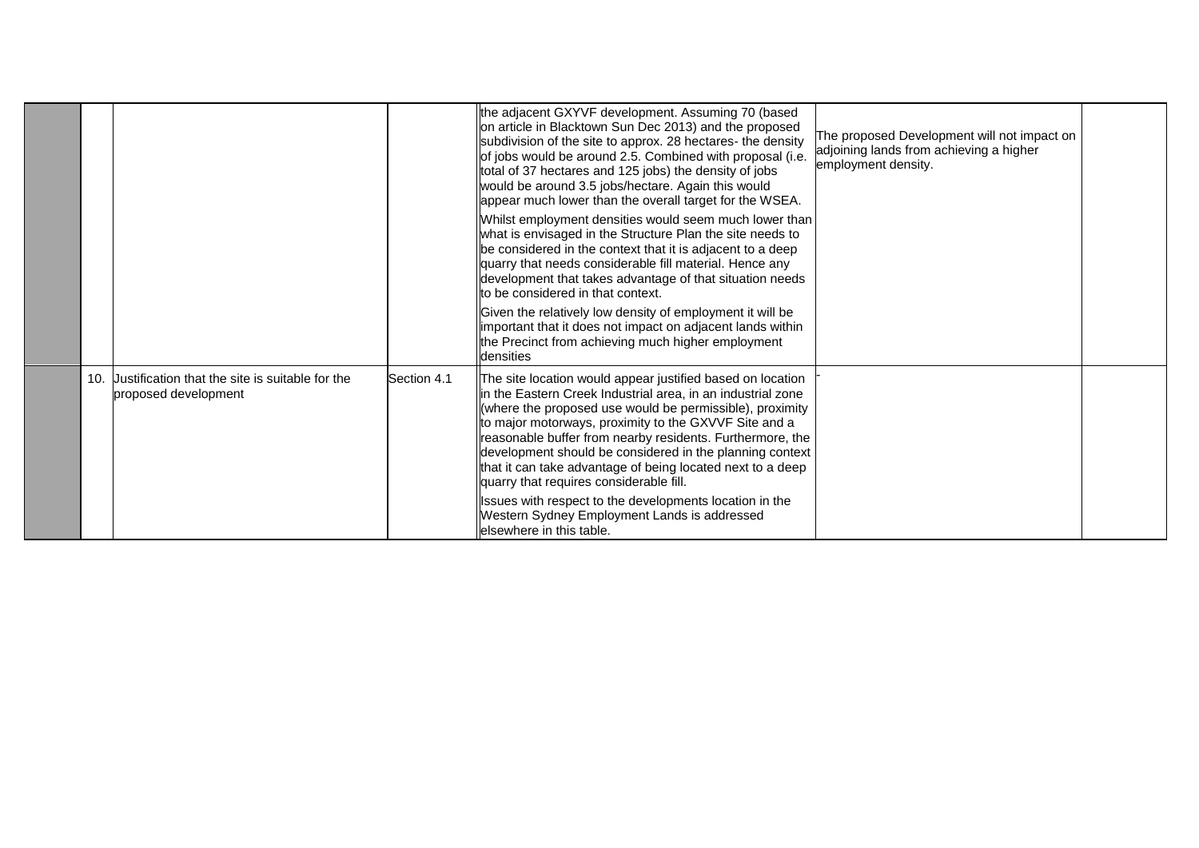| | | | | | | |
|---|---|---|---|---|---|---|
| | | | | the adjacent GXYVF development. Assuming 70 (based on article in Blacktown Sun Dec 2013) and the proposed subdivision of the site to approx. 28 hectares- the density of jobs would be around 2.5. Combined with proposal (i.e. total of 37 hectares and 125 jobs) the density of jobs would be around 3.5 jobs/hectare. Again this would appear much lower than the overall target for the WSEA.<br><br>Whilst employment densities would seem much lower than what is envisaged in the Structure Plan the site needs to be considered in the context that it is adjacent to a deep quarry that needs considerable fill material. Hence any development that takes advantage of that situation needs to be considered in that context.<br><br>Given the relatively low density of employment it will be important that it does not impact on adjacent lands within the Precinct from achieving much higher employment densities | The proposed Development will not impact on adjoining lands from achieving a higher employment density. | |
| | 10. | Justification that the site is suitable for the proposed development | Section 4.1 | The site location would appear justified based on location in the Eastern Creek Industrial area, in an industrial zone (where the proposed use would be permissible), proximity to major motorways, proximity to the GXVVF Site and a reasonable buffer from nearby residents. Furthermore, the development should be considered in the planning context that it can take advantage of being located next to a deep quarry that requires considerable fill.<br><br>Issues with respect to the developments location in the Western Sydney Employment Lands is addressed elsewhere in this table. | - | |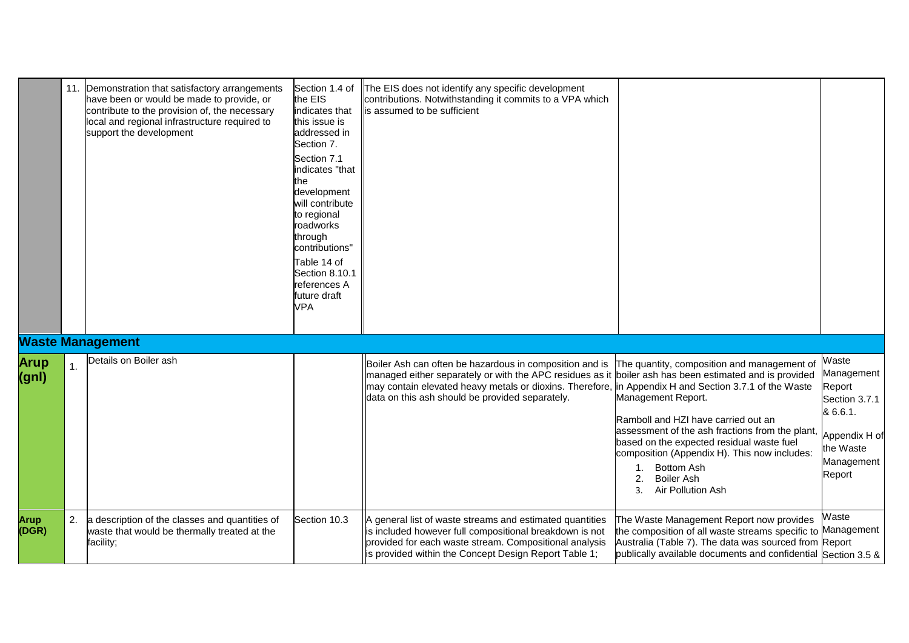| | | | | | | |
|---|---|---|---|---|---|---|
| | 11. | Demonstration that satisfactory arrangements have been or would be made to provide, or contribute to the provision of, the necessary local and regional infrastructure required to support the development | Section 1.4 of the EIS indicates that this issue is addressed in Section 7.<br><br>Section 7.1 indicates "that the development will contribute to regional roadworks through contributions"<br><br>Table 14 of Section 8.10.1 references A future draft VPA | The EIS does not identify any specific development contributions. Notwithstanding it commits to a VPA which is assumed to be sufficient | | |
| **Waste Management** | | | | | | |
| **Arup (gnl)** | 1. | Details on Boiler ash | | Boiler Ash can often be hazardous in composition and is managed either separately or with the APC residues as it may contain elevated heavy metals or dioxins. Therefore, data on this ash should be provided separately. | The quantity, composition and management of boiler ash has been estimated and is provided in Appendix H and Section 3.7.1 of the Waste Management Report.<br><br>Ramboll and HZI have carried out an assessment of the ash fractions from the plant, based on the expected residual waste fuel composition (Appendix H). This now includes:<br>1. Bottom Ash<br>2. Boiler Ash<br>3. Air Pollution Ash | Waste Management Report Section 3.7.1 & 6.6.1.<br><br>Appendix H of the Waste Management Report |
| **Arup (DGR)** | 2. | a description of the classes and quantities of waste that would be thermally treated at the facility; | Section 10.3 | A general list of waste streams and estimated quantities is included however full compositional breakdown is not provided for each waste stream. Compositional analysis is provided within the Concept Design Report Table 1; | The Waste Management Report now provides the composition of all waste streams specific to Australia (Table 7). The data was sourced from publically available documents and confidential | Waste Management Report Section 3.5 & |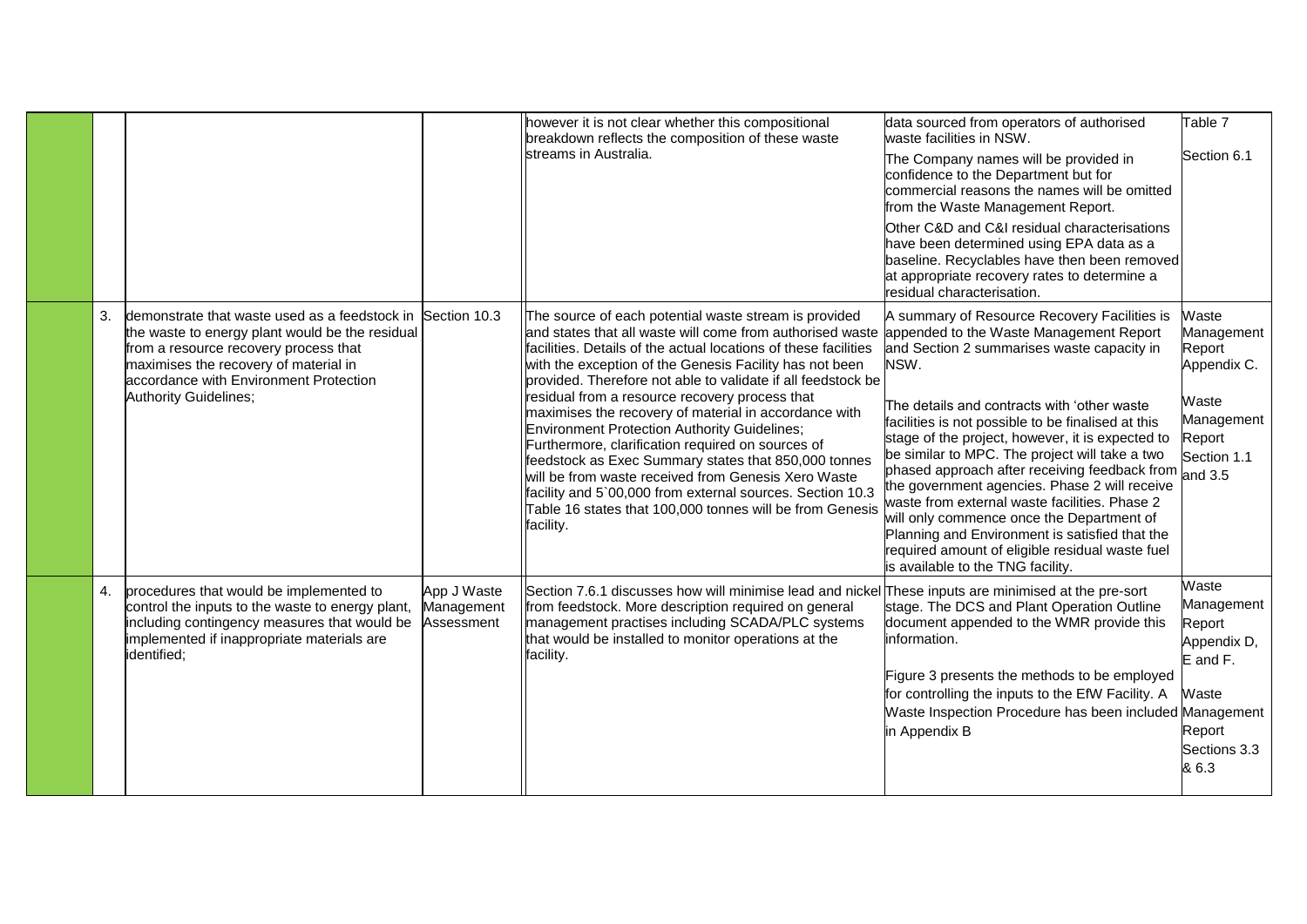| | | | | | | |
|---|---|---|---|---|---|---|
| | | | | however it is not clear whether this compositional breakdown reflects the composition of these waste streams in Australia. | data sourced from operators of authorised waste facilities in NSW.<br><br>The Company names will be provided in confidence to the Department but for commercial reasons the names will be omitted from the Waste Management Report.<br><br>Other C&D and C&I residual characterisations have been determined using EPA data as a baseline. Recyclables have then been removed at appropriate recovery rates to determine a residual characterisation. | Table 7<br><br>Section 6.1 |
| | 3. | demonstrate that waste used as a feedstock in the waste to energy plant would be the residual from a resource recovery process that maximises the recovery of material in accordance with Environment Protection Authority Guidelines; | Section 10.3 | The source of each potential waste stream is provided and states that all waste will come from authorised waste facilities. Details of the actual locations of these facilities with the exception of the Genesis Facility has not been provided. Therefore not able to validate if all feedstock be residual from a resource recovery process that maximises the recovery of material in accordance with Environment Protection Authority Guidelines; Furthermore, clarification required on sources of feedstock as Exec Summary states that 850,000 tonnes will be from waste received from Genesis Xero Waste facility and 5`00,000 from external sources. Section 10.3 Table 16 states that 100,000 tonnes will be from Genesis facility. | A summary of Resource Recovery Facilities is appended to the Waste Management Report and Section 2 summarises waste capacity in NSW.<br><br>The details and contracts with 'other waste facilities is not possible to be finalised at this stage of the project, however, it is expected to be similar to MPC. The project will take a two phased approach after receiving feedback from the government agencies. Phase 2 will receive waste from external waste facilities. Phase 2 will only commence once the Department of Planning and Environment is satisfied that the required amount of eligible residual waste fuel is available to the TNG facility. | Waste Management Report Appendix C.<br><br>Waste Management Report Section 1.1 and 3.5 |
| | 4. | procedures that would be implemented to control the inputs to the waste to energy plant, including contingency measures that would be implemented if inappropriate materials are identified; | App J Waste Management Assessment | Section 7.6.1 discusses how will minimise lead and nickel from feedstock. More description required on general management practises including SCADA/PLC systems that would be installed to monitor operations at the facility. | These inputs are minimised at the pre-sort stage. The DCS and Plant Operation Outline document appended to the WMR provide this information.<br><br>Figure 3 presents the methods to be employed for controlling the inputs to the EfW Facility. A Waste Inspection Procedure has been included in Appendix B | Waste Management Report Appendix D, E and F.<br><br>Waste Management Report Sections 3.3 & 6.3 |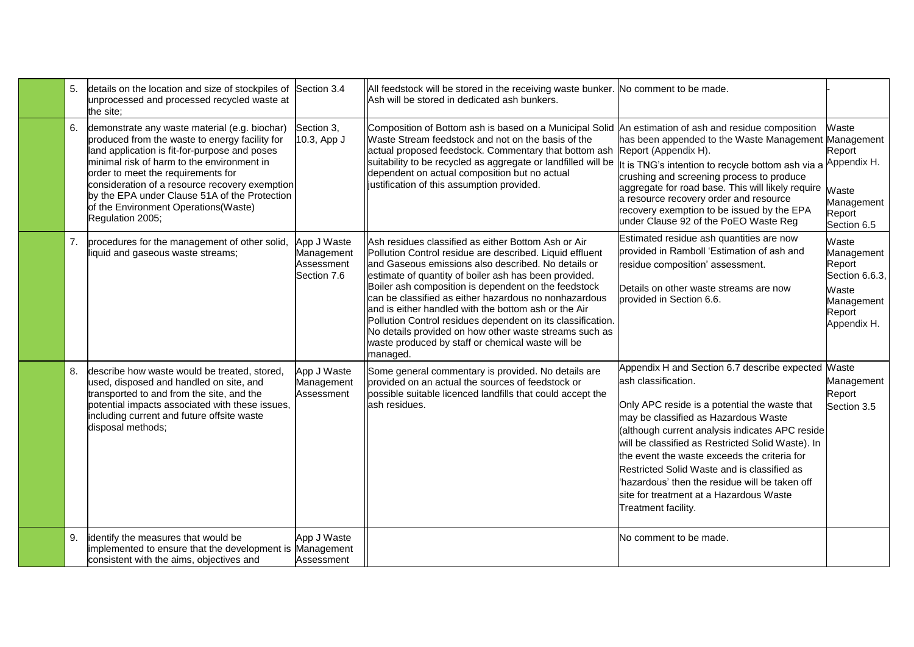| | | | | | |
|---|---|---|---|---|---|
| | 5. details on the location and size of stockpiles of unprocessed and processed recycled waste at the site; | Section 3.4 | All feedstock will be stored in the receiving waste bunker. Ash will be stored in dedicated ash bunkers. | No comment to be made. | - |
| | 6. demonstrate any waste material (e.g. biochar) produced from the waste to energy facility for land application is fit-for-purpose and poses minimal risk of harm to the environment in order to meet the requirements for consideration of a resource recovery exemption by the EPA under Clause 51A of the Protection of the Environment Operations(Waste) Regulation 2005; | Section 3, 10.3, App J | Composition of Bottom ash is based on a Municipal Solid Waste Stream feedstock and not on the basis of the actual proposed feedstock. Commentary that bottom ash suitability to be recycled as aggregate or landfilled will be dependent on actual composition but no actual justification of this assumption provided. | An estimation of ash and residue composition has been appended to the Waste Management Report (Appendix H).<br><br>It is TNG's intention to recycle bottom ash via a crushing and screening process to produce aggregate for road base. This will likely require a resource recovery order and resource recovery exemption to be issued by the EPA under Clause 92 of the PoEO Waste Reg | Waste Management Report Appendix H.<br><br>Waste Management Report Section 6.5 |
| | 7. procedures for the management of other solid, liquid and gaseous waste streams; | App J Waste Management Assessment Section 7.6 | Ash residues classified as either Bottom Ash or Air Pollution Control residue are described. Liquid effluent and Gaseous emissions also described. No details or estimate of quantity of boiler ash has been provided. Boiler ash composition is dependent on the feedstock can be classified as either hazardous no nonhazardous and is either handled with the bottom ash or the Air Pollution Control residues dependent on its classification. No details provided on how other waste streams such as waste produced by staff or chemical waste will be managed. | Estimated residue ash quantities are now provided in Ramboll 'Estimation of ash and residue composition' assessment.<br><br>Details on other waste streams are now provided in Section 6.6. | Waste Management Report Section 6.6.3,<br><br>Waste Management Report Appendix H. |
| | 8. describe how waste would be treated, stored, used, disposed and handled on site, and transported to and from the site, and the potential impacts associated with these issues, including current and future offsite waste disposal methods; | App J Waste Management Assessment | Some general commentary is provided. No details are provided on an actual the sources of feedstock or possible suitable licenced landfills that could accept the ash residues. | Appendix H and Section 6.7 describe expected ash classification.<br><br>Only APC reside is a potential the waste that may be classified as Hazardous Waste (although current analysis indicates APC reside will be classified as Restricted Solid Waste). In the event the waste exceeds the criteria for Restricted Solid Waste and is classified as 'hazardous' then the residue will be taken off site for treatment at a Hazardous Waste Treatment facility. | Waste Management Report Section 3.5 |
| | 9. identify the measures that would be implemented to ensure that the development is consistent with the aims, objectives and | App J Waste Management Assessment | | No comment to be made. | |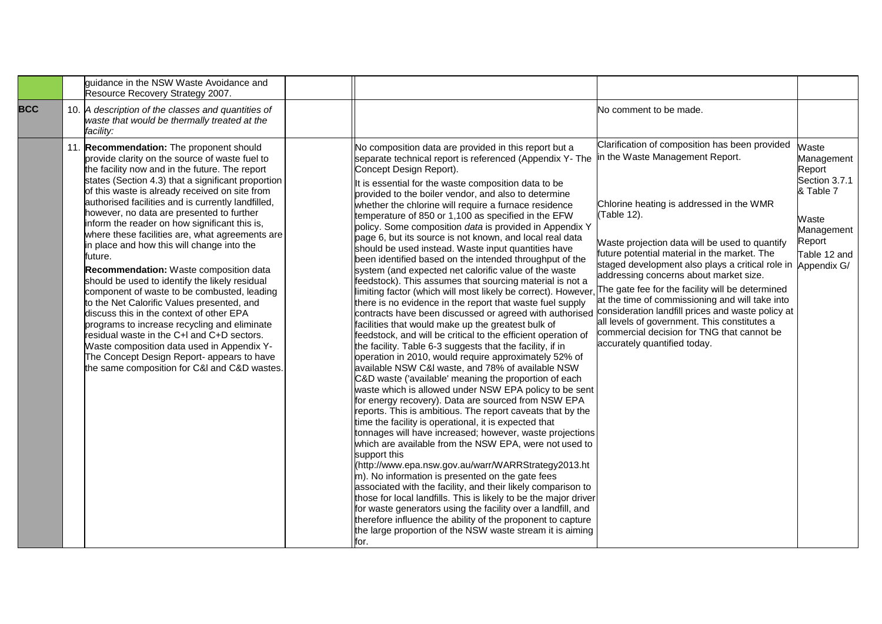| | | | | | | |
|---|---|---|---|---|---|---|
| | | guidance in the NSW Waste Avoidance and Resource Recovery Strategy 2007. | | | | |
| **BCC** | 10. | *A description of the classes and quantities of waste that would be thermally treated at the facility:* | | | No comment to be made. | |
| | 11. | **Recommendation:** The proponent should provide clarity on the source of waste fuel to the facility now and in the future. The report states (Section 4.3) that a significant proportion of this waste is already received on site from authorised facilities and is currently landfilled, however, no data are presented to further inform the reader on how significant this is, where these facilities are, what agreements are in place and how this will change into the future.<br><br>**Recommendation:** Waste composition data should be used to identify the likely residual component of waste to be combusted, leading to the Net Calorific Values presented, and discuss this in the context of other EPA programs to increase recycling and eliminate residual waste in the C+I and C+D sectors. Waste composition data used in Appendix Y- The Concept Design Report- appears to have the same composition for C&I and C&D wastes. | | No composition data are provided in this report but a separate technical report is referenced (Appendix Y- The Concept Design Report).<br><br>It is essential for the waste composition data to be provided to the boiler vendor, and also to determine whether the chlorine will require a furnace residence temperature of 850 or 1,100 as specified in the EFW policy. Some composition *data* is provided in Appendix Y page 6, but its source is not known, and local real data should be used instead. Waste input quantities have been identified based on the intended throughput of the system (and expected net calorific value of the waste feedstock). This assumes that sourcing material is not a limiting factor (which will most likely be correct). However, there is no evidence in the report that waste fuel supply contracts have been discussed or agreed with authorised facilities that would make up the greatest bulk of feedstock, and will be critical to the efficient operation of the facility. Table 6-3 suggests that the facility, if in operation in 2010, would require approximately 52% of available NSW C&I waste, and 78% of available NSW C&D waste ('available' meaning the proportion of each waste which is allowed under NSW EPA policy to be sent for energy recovery). Data are sourced from NSW EPA reports. This is ambitious. The report caveats that by the time the facility is operational, it is expected that tonnages will have increased; however, waste projections which are available from the NSW EPA, were not used to support this (http://www.epa.nsw.gov.au/warr/WARRStrategy2013.htm). No information is presented on the gate fees associated with the facility, and their likely comparison to those for local landfills. This is likely to be the major driver for waste generators using the facility over a landfill, and therefore influence the ability of the proponent to capture the large proportion of the NSW waste stream it is aiming for. | Clarification of composition has been provided in the Waste Management Report.<br><br>Chlorine heating is addressed in the WMR (Table 12).<br><br>Waste projection data will be used to quantify future potential material in the market. The staged development also plays a critical role in addressing concerns about market size.<br><br>The gate fee for the facility will be determined at the time of commissioning and will take into consideration landfill prices and waste policy at all levels of government. This constitutes a commercial decision for TNG that cannot be accurately quantified today. | Waste Management Report Section 3.7.1 & Table 7<br><br>Waste Management Report Table 12 and Appendix G/ |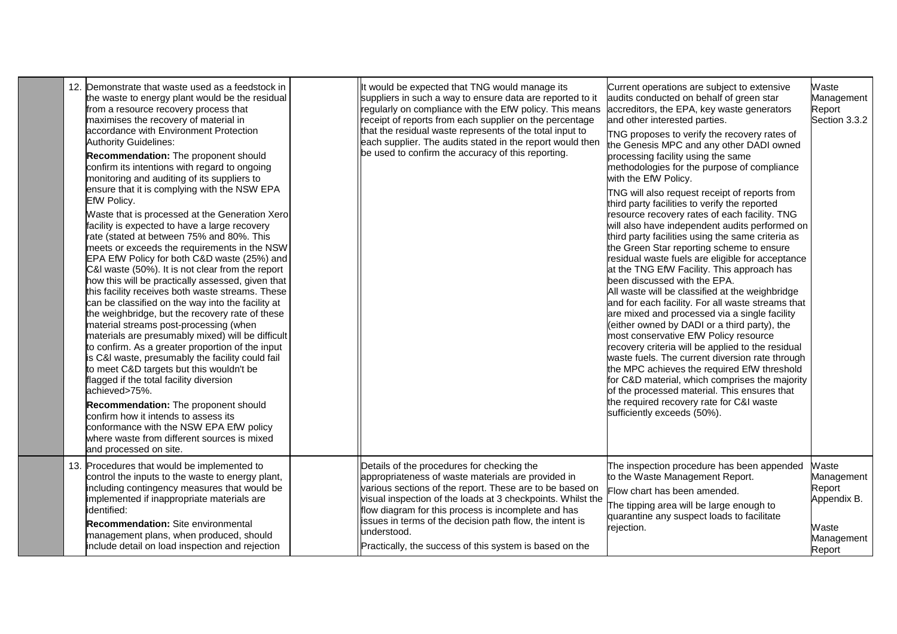|  | Issue | | Comment | Response | Reference |
|---|---|---|---|---|---|
|  | 12. Demonstrate that waste used as a feedstock in the waste to energy plant would be the residual from a resource recovery process that maximises the recovery of material in accordance with Environment Protection Authority Guidelines:<br>**Recommendation:** The proponent should confirm its intentions with regard to ongoing monitoring and auditing of its suppliers to ensure that it is complying with the NSW EPA EfW Policy.<br>Waste that is processed at the Generation Xero facility is expected to have a large recovery rate (stated at between 75% and 80%. This meets or exceeds the requirements in the NSW EPA EfW Policy for both C&D waste (25%) and C&I waste (50%). It is not clear from the report how this will be practically assessed, given that this facility receives both waste streams. These can be classified on the way into the facility at the weighbridge, but the recovery rate of these material streams post-processing (when materials are presumably mixed) will be difficult to confirm. As a greater proportion of the input is C&I waste, presumably the facility could fail to meet C&D targets but this wouldn't be flagged if the total facility diversion achieved>75%.<br>**Recommendation:** The proponent should confirm how it intends to assess its conformance with the NSW EPA EfW policy where waste from different sources is mixed and processed on site. |  | It would be expected that TNG would manage its suppliers in such a way to ensure data are reported to it regularly on compliance with the EfW policy. This means receipt of reports from each supplier on the percentage that the residual waste represents of the total input to each supplier. The audits stated in the report would then be used to confirm the accuracy of this reporting. | Current operations are subject to extensive audits conducted on behalf of green star accreditors, the EPA, key waste generators and other interested parties.<br>TNG proposes to verify the recovery rates of the Genesis MPC and any other DADI owned processing facility using the same methodologies for the purpose of compliance with the EfW Policy.<br>TNG will also request receipt of reports from third party facilities to verify the reported resource recovery rates of each facility. TNG will also have independent audits performed on third party facilities using the same criteria as the Green Star reporting scheme to ensure residual waste fuels are eligible for acceptance at the TNG EfW Facility. This approach has been discussed with the EPA.<br>All waste will be classified at the weighbridge and for each facility. For all waste streams that are mixed and processed via a single facility (either owned by DADI or a third party), the most conservative EfW Policy resource recovery criteria will be applied to the residual waste fuels. The current diversion rate through the MPC achieves the required EfW threshold for C&D material, which comprises the majority of the processed material. This ensures that the required recovery rate for C&I waste sufficiently exceeds (50%). | Waste Management Report Section 3.3.2 |
|  | 13. Procedures that would be implemented to control the inputs to the waste to energy plant, including contingency measures that would be implemented if inappropriate materials are identified:<br>**Recommendation:** Site environmental management plans, when produced, should include detail on load inspection and rejection |  | Details of the procedures for checking the appropriateness of waste materials are provided in various sections of the report. These are to be based on visual inspection of the loads at 3 checkpoints. Whilst the flow diagram for this process is incomplete and has issues in terms of the decision path flow, the intent is understood.<br>Practically, the success of this system is based on the | The inspection procedure has been appended to the Waste Management Report.<br>Flow chart has been amended.<br>The tipping area will be large enough to quarantine any suspect loads to facilitate rejection. | Waste Management Report Appendix B.<br><br>Waste Management Report |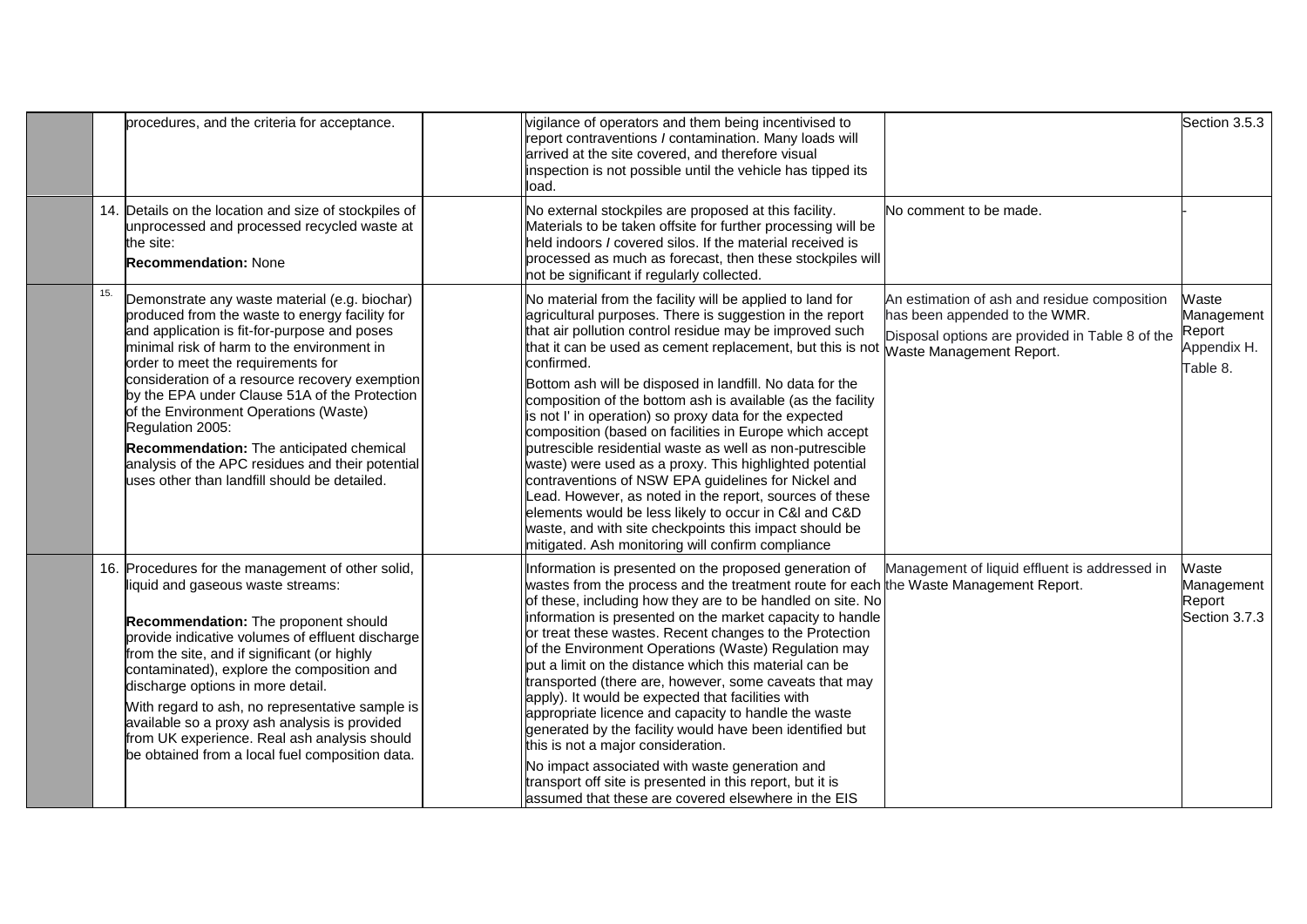| | | | | | | |
|---|---|---|---|---|---|---|
| | | procedures, and the criteria for acceptance. | | vigilance of operators and them being incentivised to report contraventions / contamination. Many loads will arrived at the site covered, and therefore visual inspection is not possible until the vehicle has tipped its load. | | Section 3.5.3 |
| | 14. | Details on the location and size of stockpiles of unprocessed and processed recycled waste at the site:<br>**Recommendation:** None | | No external stockpiles are proposed at this facility. Materials to be taken offsite for further processing will be held indoors / covered silos. If the material received is processed as much as forecast, then these stockpiles will not be significant if regularly collected. | No comment to be made. | - |
| | 15. | Demonstrate any waste material (e.g. biochar) produced from the waste to energy facility for and application is fit-for-purpose and poses minimal risk of harm to the environment in order to meet the requirements for consideration of a resource recovery exemption by the EPA under Clause 51A of the Protection of the Environment Operations (Waste) Regulation 2005:<br>**Recommendation:** The anticipated chemical analysis of the APC residues and their potential uses other than landfill should be detailed. | | No material from the facility will be applied to land for agricultural purposes. There is suggestion in the report that air pollution control residue may be improved such that it can be used as cement replacement, but this is not confirmed.<br>Bottom ash will be disposed in landfill. No data for the composition of the bottom ash is available (as the facility is not I' in operation) so proxy data for the expected composition (based on facilities in Europe which accept putrescible residential waste as well as non-putrescible waste) were used as a proxy. This highlighted potential contraventions of NSW EPA guidelines for Nickel and Lead. However, as noted in the report, sources of these elements would be less likely to occur in C&I and C&D waste, and with site checkpoints this impact should be mitigated. Ash monitoring will confirm compliance | An estimation of ash and residue composition has been appended to the WMR.<br>Disposal options are provided in Table 8 of the Waste Management Report. | Waste Management Report Appendix H. Table 8. |
| | 16. | Procedures for the management of other solid, liquid and gaseous waste streams:<br>**Recommendation:** The proponent should provide indicative volumes of effluent discharge from the site, and if significant (or highly contaminated), explore the composition and discharge options in more detail.<br>With regard to ash, no representative sample is available so a proxy ash analysis is provided from UK experience. Real ash analysis should be obtained from a local fuel composition data. | | Information is presented on the proposed generation of wastes from the process and the treatment route for each of these, including how they are to be handled on site. No information is presented on the market capacity to handle or treat these wastes. Recent changes to the Protection of the Environment Operations (Waste) Regulation may put a limit on the distance which this material can be transported (there are, however, some caveats that may apply). It would be expected that facilities with appropriate licence and capacity to handle the waste generated by the facility would have been identified but this is not a major consideration.<br>No impact associated with waste generation and transport off site is presented in this report, but it is assumed that these are covered elsewhere in the EIS | Management of liquid effluent is addressed in the Waste Management Report. | Waste Management Report Section 3.7.3 |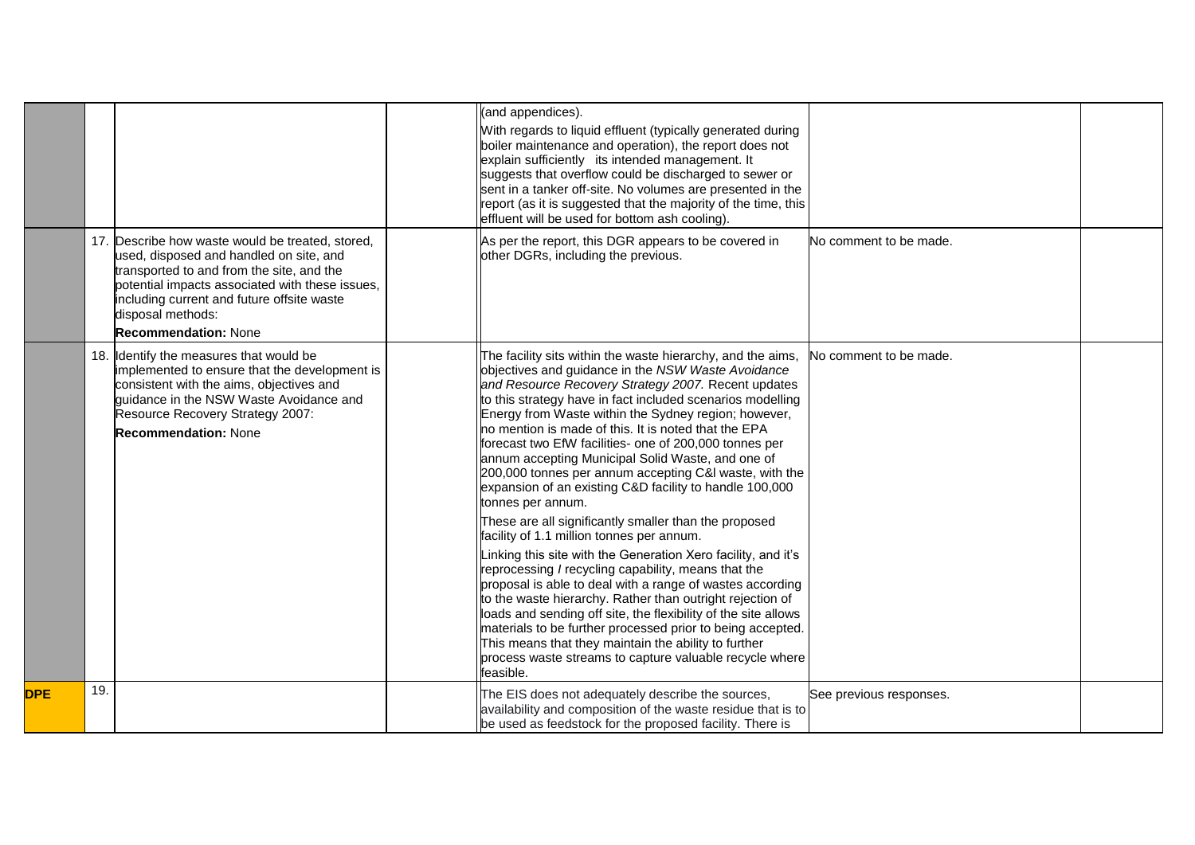|  |  |  |  | (and appendices).<br>With regards to liquid effluent (typically generated during boiler maintenance and operation), the report does not explain sufficiently its intended management. It suggests that overflow could be discharged to sewer or sent in a tanker off-site. No volumes are presented in the report (as it is suggested that the majority of the time, this effluent will be used for bottom ash cooling). |  |  |
|---|---|---|---|---|---|---|
|  | 17. | Describe how waste would be treated, stored, used, disposed and handled on site, and transported to and from the site, and the potential impacts associated with these issues, including current and future offsite waste disposal methods:<br>**Recommendation:** None |  | As per the report, this DGR appears to be covered in other DGRs, including the previous. | No comment to be made. |  |
|  | 18. | Identify the measures that would be implemented to ensure that the development is consistent with the aims, objectives and guidance in the NSW Waste Avoidance and Resource Recovery Strategy 2007:<br>**Recommendation:** None |  | The facility sits within the waste hierarchy, and the aims, objectives and guidance in the *NSW Waste Avoidance and Resource Recovery Strategy 2007.* Recent updates to this strategy have in fact included scenarios modelling Energy from Waste within the Sydney region; however, no mention is made of this. It is noted that the EPA forecast two EfW facilities- one of 200,000 tonnes per annum accepting Municipal Solid Waste, and one of 200,000 tonnes per annum accepting C&I waste, with the expansion of an existing C&D facility to handle 100,000 tonnes per annum.<br>These are all significantly smaller than the proposed facility of 1.1 million tonnes per annum.<br>Linking this site with the Generation Xero facility, and it's reprocessing / recycling capability, means that the proposal is able to deal with a range of wastes according to the waste hierarchy. Rather than outright rejection of loads and sending off site, the flexibility of the site allows materials to be further processed prior to being accepted. This means that they maintain the ability to further process waste streams to capture valuable recycle where feasible. | No comment to be made. |  |
| **DPE** | 19. |  |  | The EIS does not adequately describe the sources, availability and composition of the waste residue that is to be used as feedstock for the proposed facility. There is | See previous responses. |  |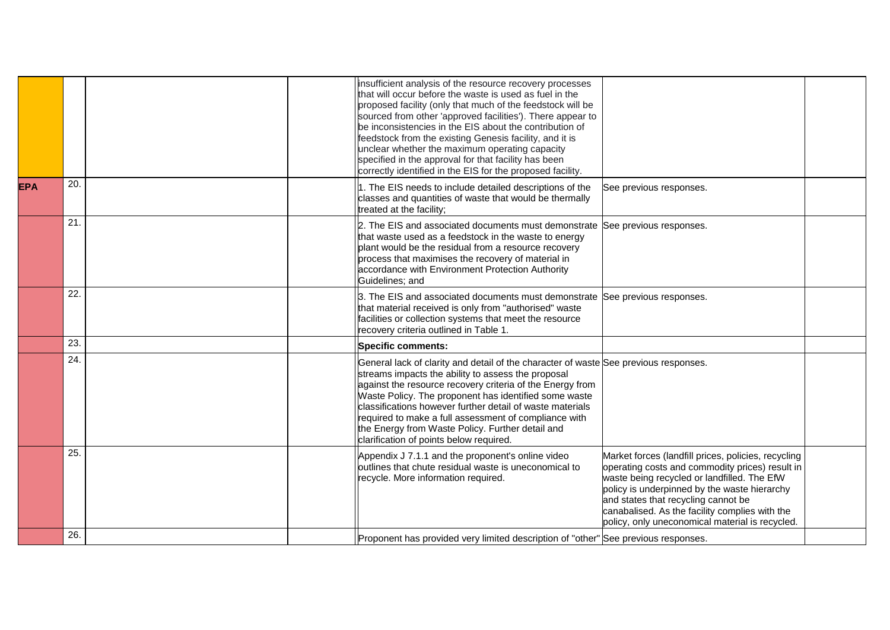|  |  |  |  | insufficient analysis of the resource recovery processes that will occur before the waste is used as fuel in the proposed facility (only that much of the feedstock will be sourced from other 'approved facilities'). There appear to be inconsistencies in the EIS about the contribution of feedstock from the existing Genesis facility, and it is unclear whether the maximum operating capacity specified in the approval for that facility has been correctly identified in the EIS for the proposed facility. |  |  |
|---|---|---|---|---|---|---|
| **EPA** | 20. |  |  | 1. The EIS needs to include detailed descriptions of the classes and quantities of waste that would be thermally treated at the facility; | See previous responses. |  |
|  | 21. |  |  | 2. The EIS and associated documents must demonstrate that waste used as a feedstock in the waste to energy plant would be the residual from a resource recovery process that maximises the recovery of material in accordance with Environment Protection Authority Guidelines; and | See previous responses. |  |
|  | 22. |  |  | 3. The EIS and associated documents must demonstrate that material received is only from "authorised" waste facilities or collection systems that meet the resource recovery criteria outlined in Table 1. | See previous responses. |  |
|  | 23. |  |  | **Specific comments:** |  |  |
|  | 24. |  |  | General lack of clarity and detail of the character of waste streams impacts the ability to assess the proposal against the resource recovery criteria of the Energy from Waste Policy. The proponent has identified some waste classifications however further detail of waste materials required to make a full assessment of compliance with the Energy from Waste Policy. Further detail and clarification of points below required. | See previous responses. |  |
|  | 25. |  |  | Appendix J 7.1.1 and the proponent's online video outlines that chute residual waste is uneconomical to recycle. More information required. | Market forces (landfill prices, policies, recycling operating costs and commodity prices) result in waste being recycled or landfilled. The EfW policy is underpinned by the waste hierarchy and states that recycling cannot be canabalised. As the facility complies with the policy, only uneconomical material is recycled. |  |
|  | 26. |  |  | Proponent has provided very limited description of "other" | See previous responses. |  |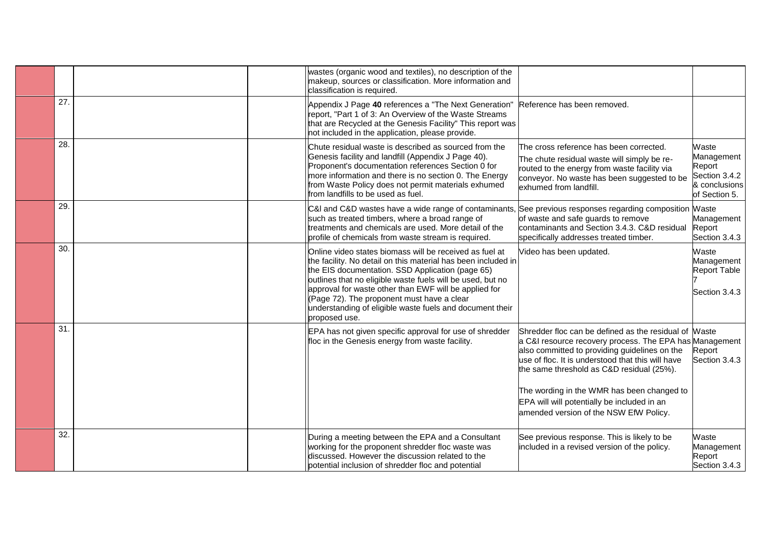| | | | | | | |
|---|---|---|---|---|---|---|
| | | | | wastes (organic wood and textiles), no description of the makeup, sources or classification. More information and classification is required. | | |
| | 27. | | | Appendix J Page **40** references a "The Next Generation" report, "Part 1 of 3: An Overview of the Waste Streams that are Recycled at the Genesis Facility" This report was not included in the application, please provide. | Reference has been removed. | |
| | 28. | | | Chute residual waste is described as sourced from the Genesis facility and landfill (Appendix J Page 40). Proponent's documentation references Section 0 for more information and there is no section 0. The Energy from Waste Policy does not permit materials exhumed from landfills to be used as fuel. | The cross reference has been corrected.<br><br>The chute residual waste will simply be re-routed to the energy from waste facility via conveyor. No waste has been suggested to be exhumed from landfill. | Waste Management Report Section 3.4.2 & conclusions of Section 5. |
| | 29. | | | C&I and C&D wastes have a wide range of contaminants, such as treated timbers, where a broad range of treatments and chemicals are used. More detail of the profile of chemicals from waste stream is required. | See previous responses regarding composition of waste and safe guards to remove contaminants and Section 3.4.3. C&D residual specifically addresses treated timber. | Waste Management Report Section 3.4.3 |
| | 30. | | | Online video states biomass will be received as fuel at the facility. No detail on this material has been included in the EIS documentation. SSD Application (page 65) outlines that no eligible waste fuels will be used, but no approval for waste other than EWF will be applied for (Page 72). The proponent must have a clear understanding of eligible waste fuels and document their proposed use. | Video has been updated. | Waste Management Report Table 7<br><br>Section 3.4.3 |
| | 31. | | | EPA has not given specific approval for use of shredder floc in the Genesis energy from waste facility. | Shredder floc can be defined as the residual of a C&I resource recovery process. The EPA has also committed to providing guidelines on the use of floc. It is understood that this will have the same threshold as C&D residual (25%).<br><br>The wording in the WMR has been changed to EPA will will potentially be included in an amended version of the NSW EfW Policy. | Waste Management Report Section 3.4.3 |
| | 32. | | | During a meeting between the EPA and a Consultant working for the proponent shredder floc waste was discussed. However the discussion related to the potential inclusion of shredder floc and potential | See previous response. This is likely to be included in a revised version of the policy. | Waste Management Report Section 3.4.3 |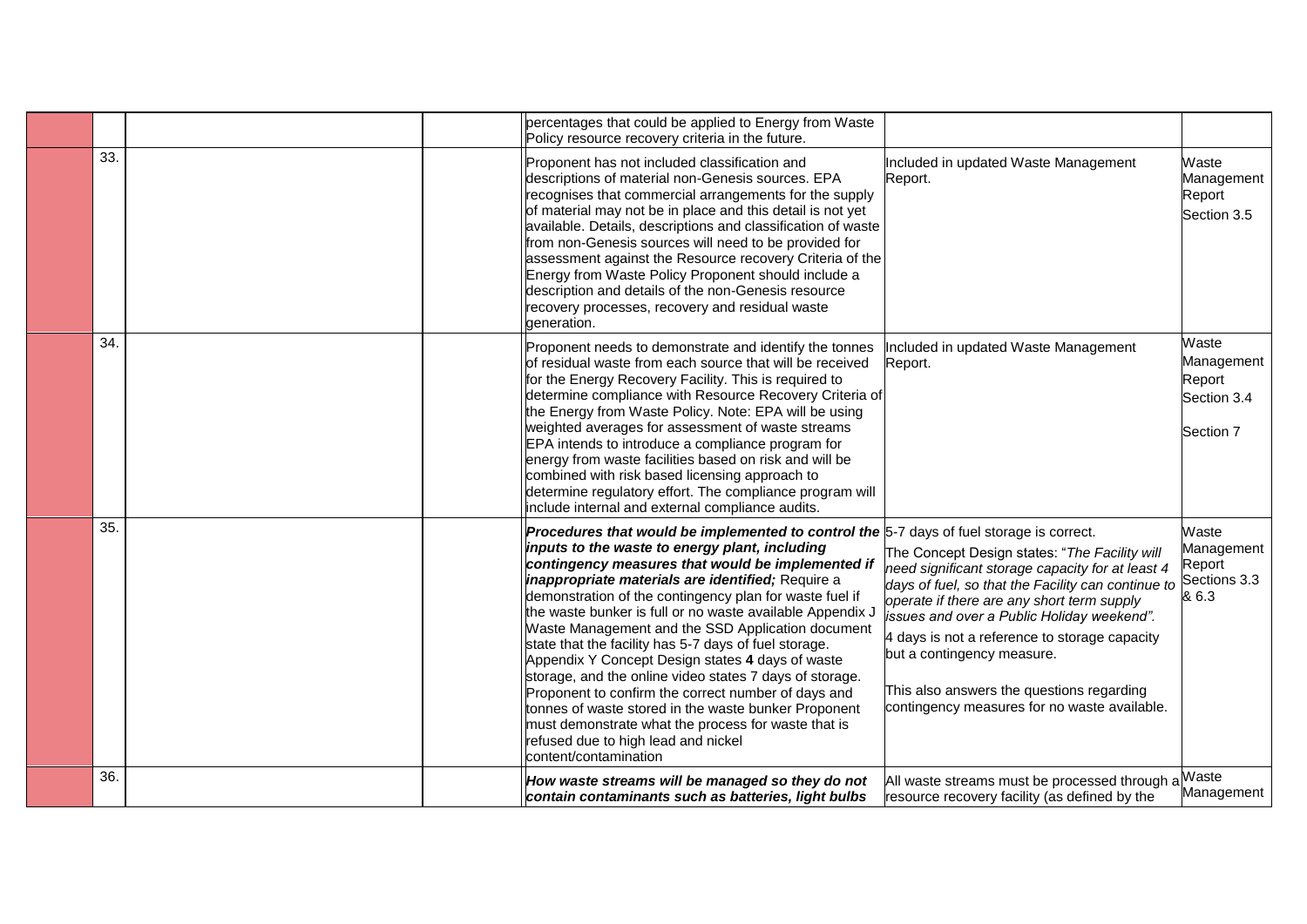| | | | | | | |
|---|---|---|---|---|---|---|
| | | | | percentages that could be applied to Energy from Waste Policy resource recovery criteria in the future. | | |
| | 33. | | | Proponent has not included classification and descriptions of material non-Genesis sources. EPA recognises that commercial arrangements for the supply of material may not be in place and this detail is not yet available. Details, descriptions and classification of waste from non-Genesis sources will need to be provided for assessment against the Resource recovery Criteria of the Energy from Waste Policy Proponent should include a description and details of the non-Genesis resource recovery processes, recovery and residual waste generation. | Included in updated Waste Management Report. | Waste Management Report Section 3.5 |
| | 34. | | | Proponent needs to demonstrate and identify the tonnes of residual waste from each source that will be received for the Energy Recovery Facility. This is required to determine compliance with Resource Recovery Criteria of the Energy from Waste Policy. Note: EPA will be using weighted averages for assessment of waste streams EPA intends to introduce a compliance program for energy from waste facilities based on risk and will be combined with risk based licensing approach to determine regulatory effort. The compliance program will include internal and external compliance audits. | Included in updated Waste Management Report. | Waste Management Report Section 3.4<br><br>Section 7 |
| | 35. | | | ***Procedures that would be implemented to control the inputs to the waste to energy plant, including contingency measures that would be implemented if inappropriate materials are identified;*** Require a demonstration of the contingency plan for waste fuel if the waste bunker is full or no waste available Appendix J Waste Management and the SSD Application document state that the facility has 5-7 days of fuel storage. Appendix Y Concept Design states **4** days of waste storage, and the online video states 7 days of storage. Proponent to confirm the correct number of days and tonnes of waste stored in the waste bunker Proponent must demonstrate what the process for waste that is refused due to high lead and nickel content/contamination | 5-7 days of fuel storage is correct.<br><br>The Concept Design states: "*The Facility will need significant storage capacity for at least 4 days of fuel, so that the Facility can continue to operate if there are any short term supply issues and over a Public Holiday weekend".*<br><br>4 days is not a reference to storage capacity but a contingency measure.<br><br>This also answers the questions regarding contingency measures for no waste available. | Waste Management Report Sections 3.3 & 6.3 |
| | 36. | | | ***How waste streams will be managed so they do not contain contaminants such as batteries, light bulbs*** | All waste streams must be processed through a resource recovery facility (as defined by the | Waste Management |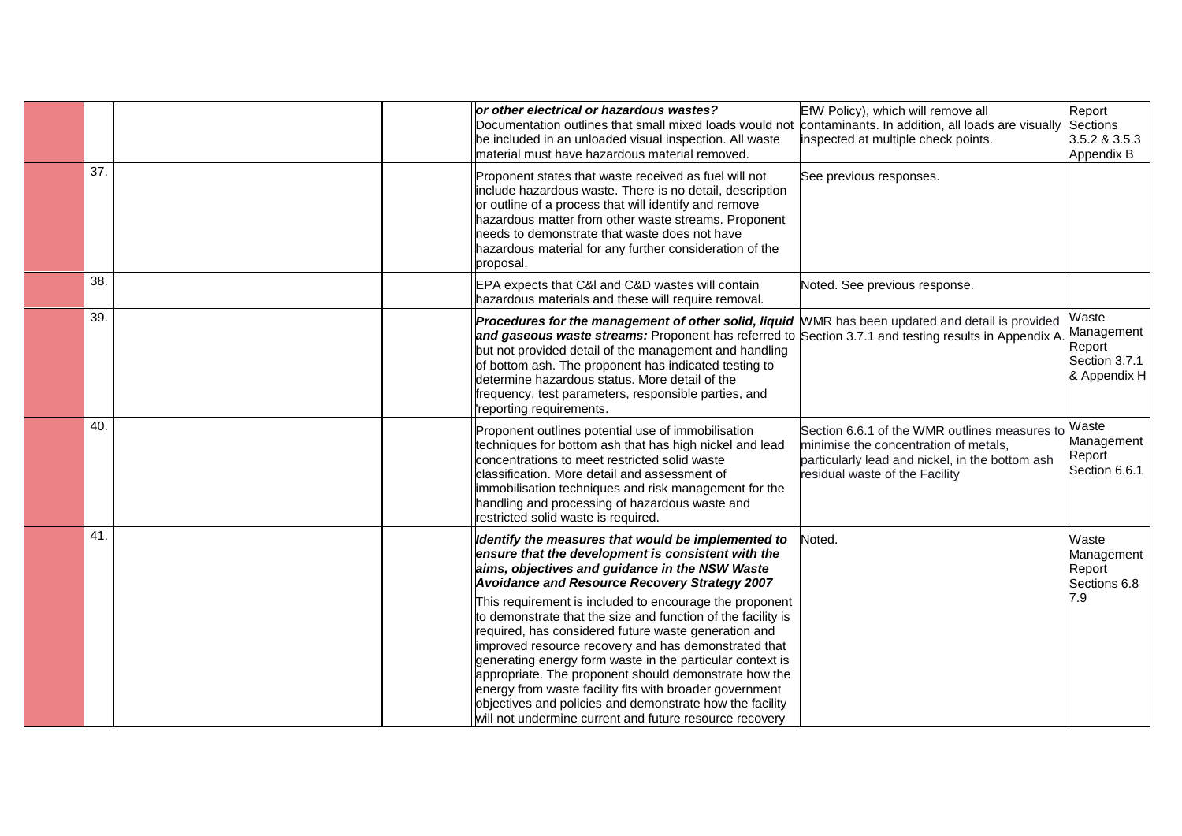| | | | | | | |
|---|---|---|---|---|---|---|
| | | | | ***or other electrical or hazardous wastes?*** Documentation outlines that small mixed loads would not be included in an unloaded visual inspection. All waste material must have hazardous material removed. | EfW Policy), which will remove all contaminants. In addition, all loads are visually inspected at multiple check points. | Report Sections 3.5.2 & 3.5.3 Appendix B |
| | 37. | | | Proponent states that waste received as fuel will not include hazardous waste. There is no detail, description or outline of a process that will identify and remove hazardous matter from other waste streams. Proponent needs to demonstrate that waste does not have hazardous material for any further consideration of the proposal. | See previous responses. | |
| | 38. | | | EPA expects that C&I and C&D wastes will contain hazardous materials and these will require removal. | Noted. See previous response. | |
| | 39. | | | ***Procedures for the management of other solid, liquid and gaseous waste streams:*** Proponent has referred to but not provided detail of the management and handling of bottom ash. The proponent has indicated testing to determine hazardous status. More detail of the frequency, test parameters, responsible parties, and 'reporting requirements. | WMR has been updated and detail is provided Section 3.7.1 and testing results in Appendix A. | Waste Management Report Section 3.7.1 & Appendix H |
| | 40. | | | Proponent outlines potential use of immobilisation techniques for bottom ash that has high nickel and lead concentrations to meet restricted solid waste classification. More detail and assessment of immobilisation techniques and risk management for the handling and processing of hazardous waste and restricted solid waste is required. | Section 6.6.1 of the WMR outlines measures to minimise the concentration of metals, particularly lead and nickel, in the bottom ash residual waste of the Facility | Waste Management Report Section 6.6.1 |
| | 41. | | | ***Identify the measures that would be implemented to ensure that the development is consistent with the aims, objectives and guidance in the NSW Waste Avoidance and Resource Recovery Strategy 2007*** This requirement is included to encourage the proponent to demonstrate that the size and function of the facility is required, has considered future waste generation and improved resource recovery and has demonstrated that generating energy form waste in the particular context is appropriate. The proponent should demonstrate how the energy from waste facility fits with broader government objectives and policies and demonstrate how the facility will not undermine current and future resource recovery | Noted. | Waste Management Report Sections 6.8 7.9 |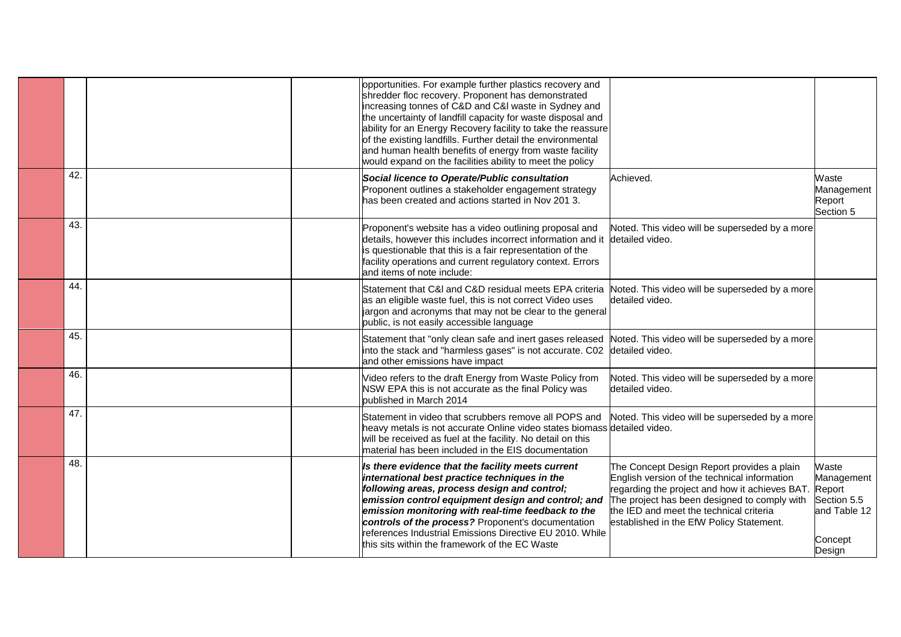|  |  |  |  | opportunities. For example further plastics recovery and shredder floc recovery. Proponent has demonstrated increasing tonnes of C&D and C&I waste in Sydney and the uncertainty of landfill capacity for waste disposal and ability for an Energy Recovery facility to take the reassure of the existing landfills. Further detail the environmental and human health benefits of energy from waste facility would expand on the facilities ability to meet the policy |  |  |
|---|---|---|---|---|---|---|
|  | 42. |  |  | ***Social licence to Operate/Public consultation*** Proponent outlines a stakeholder engagement strategy has been created and actions started in Nov 201 3. | Achieved. | Waste Management Report Section 5 |
|  | 43. |  |  | Proponent's website has a video outlining proposal and details, however this includes incorrect information and it is questionable that this is a fair representation of the facility operations and current regulatory context. Errors and items of note include: | Noted. This video will be superseded by a more detailed video. |  |
|  | 44. |  |  | Statement that C&I and C&D residual meets EPA criteria as an eligible waste fuel, this is not correct Video uses jargon and acronyms that may not be clear to the general public, is not easily accessible language | Noted. This video will be superseded by a more detailed video. |  |
|  | 45. |  |  | Statement that "only clean safe and inert gases released into the stack and "harmless gases" is not accurate. C02 and other emissions have impact | Noted. This video will be superseded by a more detailed video. |  |
|  | 46. |  |  | Video refers to the draft Energy from Waste Policy from NSW EPA this is not accurate as the final Policy was published in March 2014 | Noted. This video will be superseded by a more detailed video. |  |
|  | 47. |  |  | Statement in video that scrubbers remove all POPS and heavy metals is not accurate Online video states biomass will be received as fuel at the facility. No detail on this material has been included in the EIS documentation | Noted. This video will be superseded by a more detailed video. |  |
|  | 48. |  |  | ***Is there evidence that the facility meets current international best practice techniques in the following areas, process design and control; emission control equipment design and control; and emission monitoring with real-time feedback to the controls of the process?*** Proponent's documentation references Industrial Emissions Directive EU 2010. While this sits within the framework of the EC Waste | The Concept Design Report provides a plain English version of the technical information regarding the project and how it achieves BAT. The project has been designed to comply with the IED and meet the technical criteria established in the EfW Policy Statement. | Waste Management Report Section 5.5 and Table 12<br><br>Concept Design |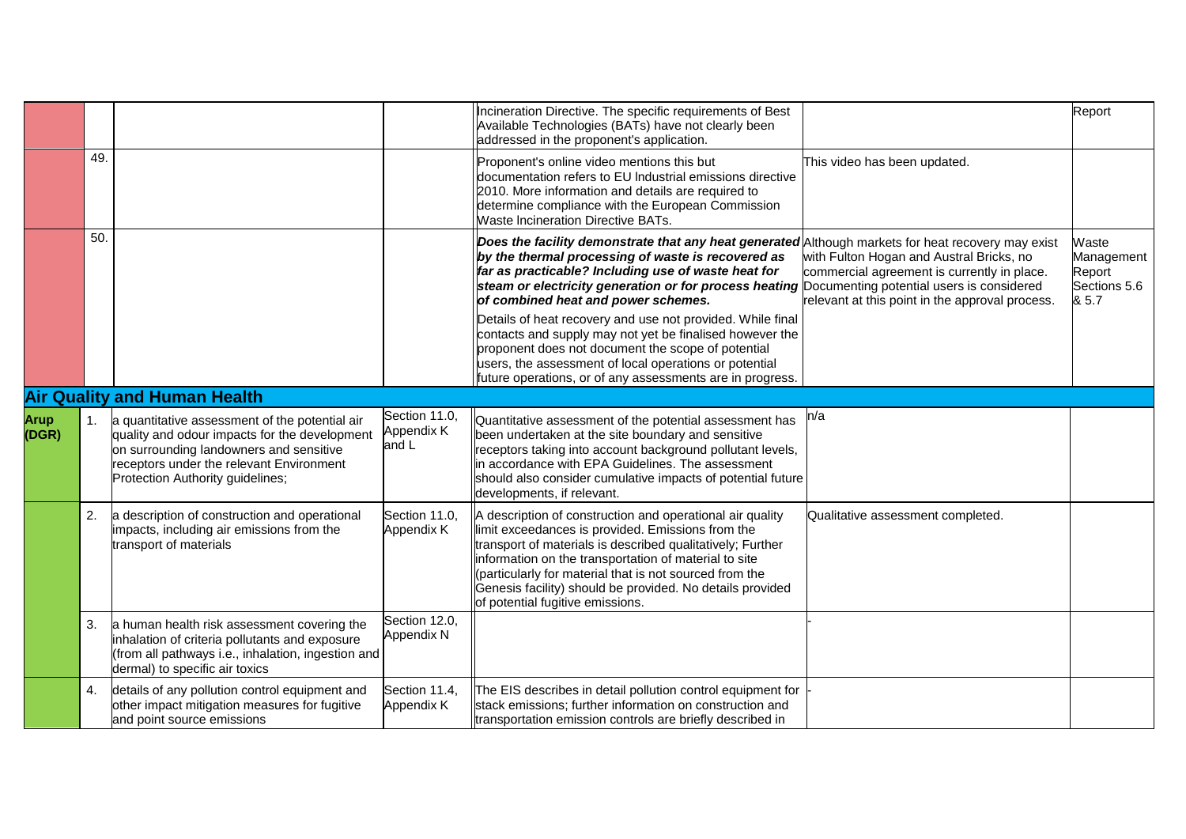| | | | | | | |
|---|---|---|---|---|---|---|
| | | | | Incineration Directive. The specific requirements of Best Available Technologies (BATs) have not clearly been addressed in the proponent's application. | | Report |
| | 49. | | | Proponent's online video mentions this but documentation refers to EU Industrial emissions directive 2010. More information and details are required to determine compliance with the European Commission Waste Incineration Directive BATs. | This video has been updated. | |
| | 50. | | | ***Does the facility demonstrate that any heat generated by the thermal processing of waste is recovered as far as practicable? Including use of waste heat for steam or electricity generation or for process heating of combined heat and power schemes.*** Details of heat recovery and use not provided. While final contacts and supply may not yet be finalised however the proponent does not document the scope of potential users, the assessment of local operations or potential future operations, or of any assessments are in progress. | Although markets for heat recovery may exist with Fulton Hogan and Austral Bricks, no commercial agreement is currently in place. Documenting potential users is considered relevant at this point in the approval process. | Waste Management Report Sections 5.6 & 5.7 |
| **Air Quality and Human Health** | | | | | | |
| **Arup (DGR)** | 1. | a quantitative assessment of the potential air quality and odour impacts for the development on surrounding landowners and sensitive receptors under the relevant Environment Protection Authority guidelines; | Section 11.0, Appendix K and L | Quantitative assessment of the potential assessment has been undertaken at the site boundary and sensitive receptors taking into account background pollutant levels, in accordance with EPA Guidelines. The assessment should also consider cumulative impacts of potential future developments, if relevant. | n/a | |
| | 2. | a description of construction and operational impacts, including air emissions from the transport of materials | Section 11.0, Appendix K | A description of construction and operational air quality limit exceedances is provided. Emissions from the transport of materials is described qualitatively; Further information on the transportation of material to site (particularly for material that is not sourced from the Genesis facility) should be provided. No details provided of potential fugitive emissions. | Qualitative assessment completed. | |
| | 3. | a human health risk assessment covering the inhalation of criteria pollutants and exposure (from all pathways i.e., inhalation, ingestion and dermal) to specific air toxics | Section 12.0, Appendix N | | - | |
| | 4. | details of any pollution control equipment and other impact mitigation measures for fugitive and point source emissions | Section 11.4, Appendix K | The EIS describes in detail pollution control equipment for stack emissions; further information on construction and transportation emission controls are briefly described in | - | |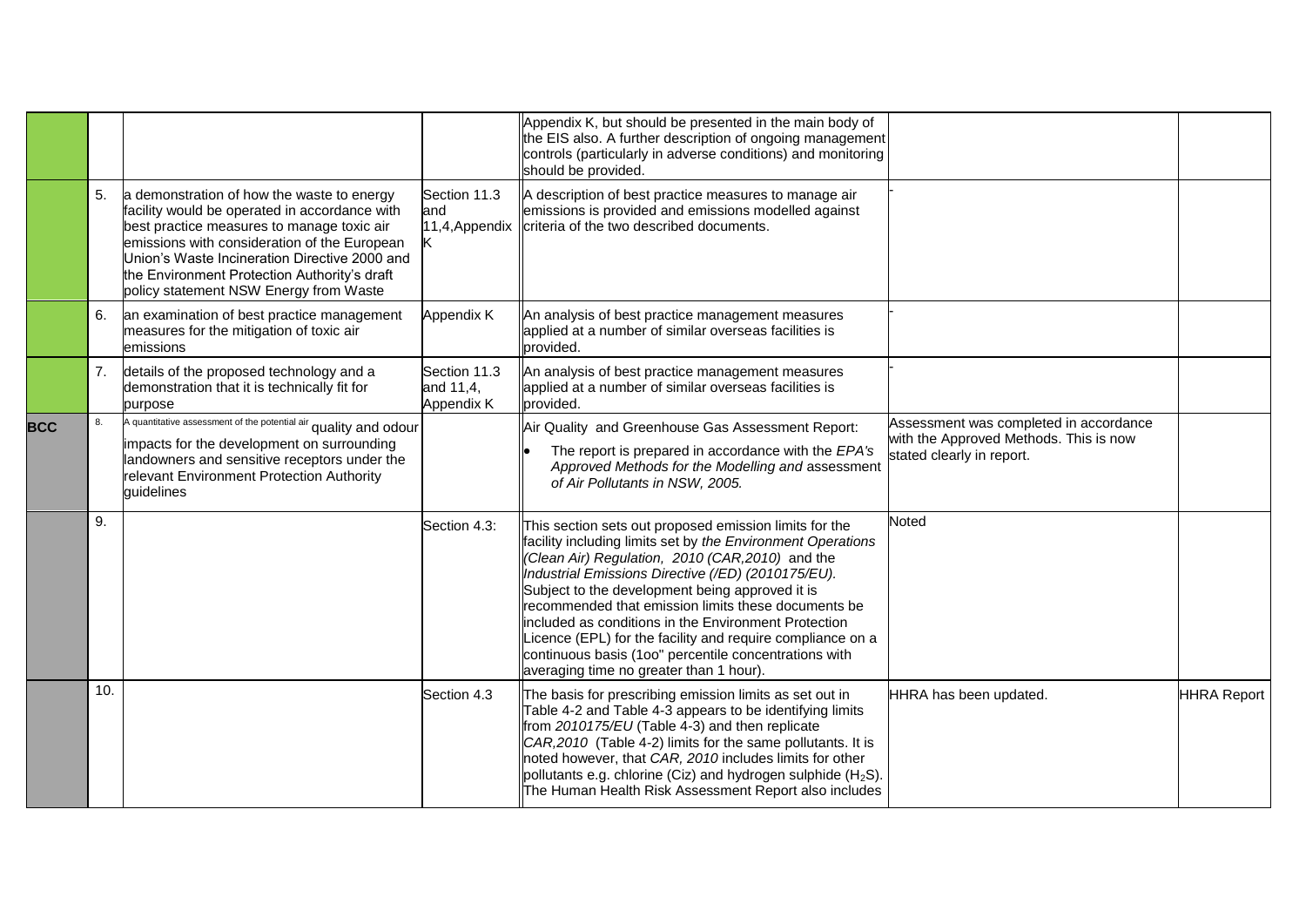| | | | | | | |
|---|---|---|---|---|---|---|
| | | | | Appendix K, but should be presented in the main body of the EIS also. A further description of ongoing management controls (particularly in adverse conditions) and monitoring should be provided. | | |
| | 5. | a demonstration of how the waste to energy facility would be operated in accordance with best practice measures to manage toxic air emissions with consideration of the European Union's Waste Incineration Directive 2000 and the Environment Protection Authority's draft policy statement NSW Energy from Waste | Section 11.3 and 11,4,Appendix K | A description of best practice measures to manage air emissions is provided and emissions modelled against criteria of the two described documents. | - | |
| | 6. | an examination of best practice management measures for the mitigation of toxic air emissions | Appendix K | An analysis of best practice management measures applied at a number of similar overseas facilities is provided. | - | |
| | 7. | details of the proposed technology and a demonstration that it is technically fit for purpose | Section 11.3 and 11,4, Appendix K | An analysis of best practice management measures applied at a number of similar overseas facilities is provided. | - | |
| **BCC** | 8. | A quantitative assessment of the potential air quality and odour impacts for the development on surrounding landowners and sensitive receptors under the relevant Environment Protection Authority guidelines | | Air Quality and Greenhouse Gas Assessment Report: <br>• The report is prepared in accordance with the *EPA's Approved Methods for the Modelling and* assessment *of Air Pollutants in NSW, 2005.* | Assessment was completed in accordance with the Approved Methods. This is now stated clearly in report. | |
| | 9. | | Section 4.3: | This section sets out proposed emission limits for the facility including limits set by *the Environment Operations (Clean Air) Regulation, 2010 (CAR,2010)* and the *Industrial Emissions Directive (/ED) (2010175/EU).* Subject to the development being approved it is recommended that emission limits these documents be included as conditions in the Environment Protection Licence (EPL) for the facility and require compliance on a continuous basis (1oo" percentile concentrations with averaging time no greater than 1 hour). | Noted | |
| | 10. | | Section 4.3 | The basis for prescribing emission limits as set out in Table 4-2 and Table 4-3 appears to be identifying limits from *2010175/EU* (Table 4-3) and then replicate *CAR,2010* (Table 4-2) limits for the same pollutants. It is noted however, that *CAR, 2010* includes limits for other pollutants e.g. chlorine (Ciz) and hydrogen sulphide ($H_2S$). The Human Health Risk Assessment Report also includes | HHRA has been updated. | HHRA Report |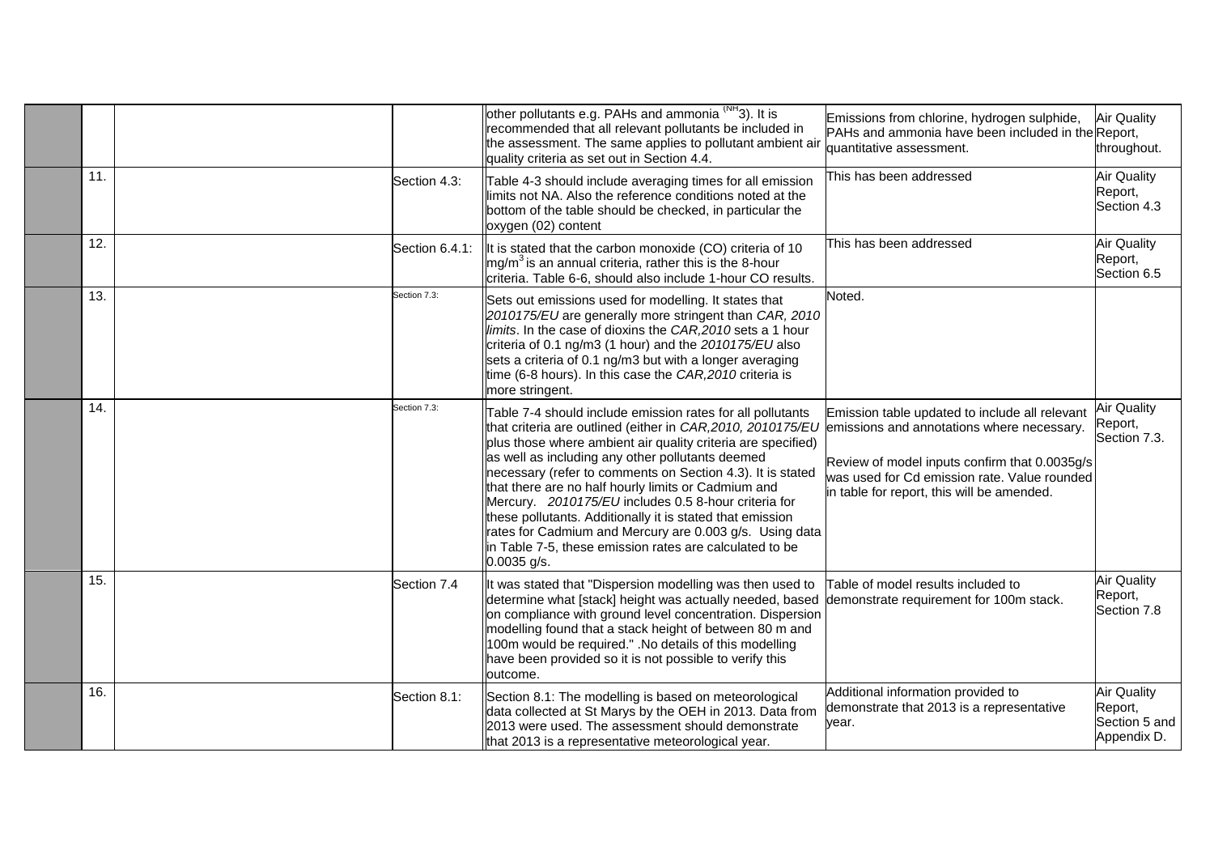| | | | | | | |
|---|---|---|---|---|---|---|
| | | | | other pollutants e.g. PAHs and ammonia ($NH_3$). It is recommended that all relevant pollutants be included in the assessment. The same applies to pollutant ambient air quality criteria as set out in Section 4.4. | Emissions from chlorine, hydrogen sulphide, PAHs and ammonia have been included in the quantitative assessment. | Air Quality Report, throughout. |
| | 11. | | Section 4.3: | Table 4-3 should include averaging times for all emission limits not NA. Also the reference conditions noted at the bottom of the table should be checked, in particular the oxygen (02) content | This has been addressed | Air Quality Report, Section 4.3 |
| | 12. | | Section 6.4.1: | It is stated that the carbon monoxide (CO) criteria of 10 $mg/m^3$ is an annual criteria, rather this is the 8-hour criteria. Table 6-6, should also include 1-hour CO results. | This has been addressed | Air Quality Report, Section 6.5 |
| | 13. | | Section 7.3: | Sets out emissions used for modelling. It states that *2010175/EU* are generally more stringent than *CAR, 2010 limits*. In the case of dioxins the *CAR,2010* sets a 1 hour criteria of 0.1 ng/m3 (1 hour) and the *2010175/EU* also sets a criteria of 0.1 ng/m3 but with a longer averaging time (6-8 hours). In this case the *CAR,2010* criteria is more stringent. | Noted. | |
| | 14. | | Section 7.3: | Table 7-4 should include emission rates for all pollutants that criteria are outlined (either in *CAR,2010, 2010175/EU* plus those where ambient air quality criteria are specified) as well as including any other pollutants deemed necessary (refer to comments on Section 4.3). It is stated that there are no half hourly limits or Cadmium and Mercury. *2010175/EU* includes 0.5 8-hour criteria for these pollutants. Additionally it is stated that emission rates for Cadmium and Mercury are 0.003 g/s. Using data in Table 7-5, these emission rates are calculated to be 0.0035 g/s. | Emission table updated to include all relevant emissions and annotations where necessary.<br><br>Review of model inputs confirm that 0.0035g/s was used for Cd emission rate. Value rounded in table for report, this will be amended. | Air Quality Report, Section 7.3. |
| | 15. | | Section 7.4 | It was stated that "Dispersion modelling was then used to determine what [stack] height was actually needed, based on compliance with ground level concentration. Dispersion modelling found that a stack height of between 80 m and 100m would be required." .No details of this modelling have been provided so it is not possible to verify this outcome. | Table of model results included to demonstrate requirement for 100m stack. | Air Quality Report, Section 7.8 |
| | 16. | | Section 8.1: | Section 8.1: The modelling is based on meteorological data collected at St Marys by the OEH in 2013. Data from 2013 were used. The assessment should demonstrate that 2013 is a representative meteorological year. | Additional information provided to demonstrate that 2013 is a representative year. | Air Quality Report, Section 5 and Appendix D. |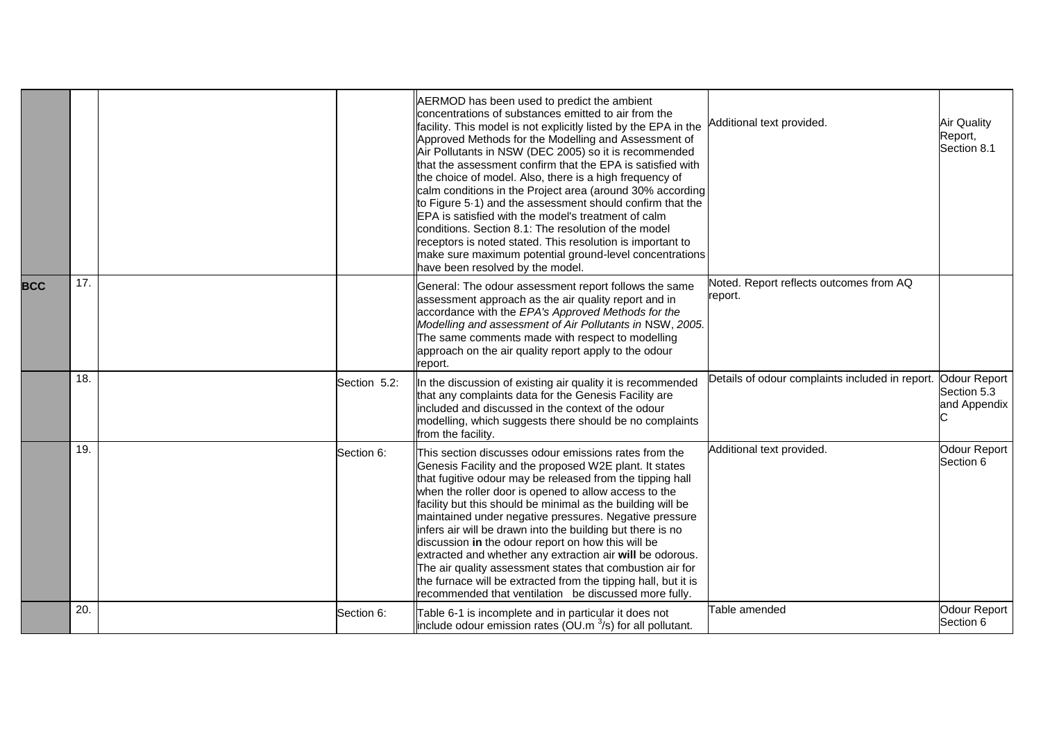| | | | | | | |
|---|---|---|---|---|---|---|
| | | | | AERMOD has been used to predict the ambient concentrations of substances emitted to air from the facility. This model is not explicitly listed by the EPA in the Approved Methods for the Modelling and Assessment of Air Pollutants in NSW (DEC 2005) so it is recommended that the assessment confirm that the EPA is satisfied with the choice of model. Also, there is a high frequency of calm conditions in the Project area (around 30% according to Figure 5·1) and the assessment should confirm that the EPA is satisfied with the model's treatment of calm conditions. Section 8.1: The resolution of the model receptors is noted stated. This resolution is important to make sure maximum potential ground-level concentrations have been resolved by the model. | Additional text provided. | Air Quality Report, Section 8.1 |
| **BCC** | 17. | | | General: The odour assessment report follows the same assessment approach as the air quality report and in accordance with the *EPA's Approved Methods for the Modelling and assessment of Air Pollutants in* NSW, *2005*. The same comments made with respect to modelling approach on the air quality report apply to the odour report. | Noted. Report reflects outcomes from AQ report. | |
| | 18. | | Section 5.2: | In the discussion of existing air quality it is recommended that any complaints data for the Genesis Facility are included and discussed in the context of the odour modelling, which suggests there should be no complaints from the facility. | Details of odour complaints included in report. | Odour Report Section 5.3 and Appendix C |
| | 19. | | Section 6: | This section discusses odour emissions rates from the Genesis Facility and the proposed W2E plant. It states that fugitive odour may be released from the tipping hall when the roller door is opened to allow access to the facility but this should be minimal as the building will be maintained under negative pressures. Negative pressure infers air will be drawn into the building but there is no discussion **in** the odour report on how this will be extracted and whether any extraction air **will** be odorous. The air quality assessment states that combustion air for the furnace will be extracted from the tipping hall, but it is recommended that ventilation be discussed more fully. | Additional text provided. | Odour Report Section 6 |
| | 20. | | Section 6: | Table 6-1 is incomplete and in particular it does not include odour emission rates (OU.m $^3$/s) for all pollutant. | Table amended | Odour Report Section 6 |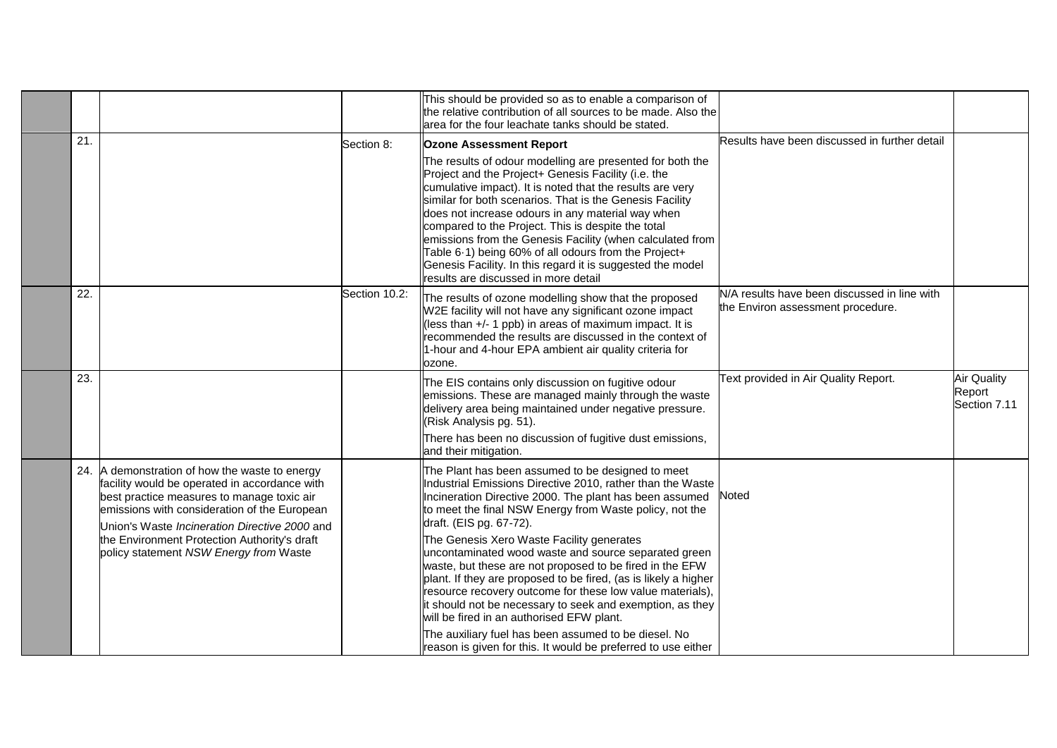| | | | | | | |
|---|---|---|---|---|---|---|
| | | | | This should be provided so as to enable a comparison of the relative contribution of all sources to be made. Also the area for the four leachate tanks should be stated. | | |
| | 21. | | Section 8: | **Ozone Assessment Report**<br><br>The results of odour modelling are presented for both the Project and the Project+ Genesis Facility (i.e. the cumulative impact). It is noted that the results are very similar for both scenarios. That is the Genesis Facility does not increase odours in any material way when compared to the Project. This is despite the total emissions from the Genesis Facility (when calculated from Table 6·1) being 60% of all odours from the Project+ Genesis Facility. In this regard it is suggested the model results are discussed in more detail | Results have been discussed in further detail | |
| | 22. | | Section 10.2: | The results of ozone modelling show that the proposed W2E facility will not have any significant ozone impact (less than +/- 1 ppb) in areas of maximum impact. It is recommended the results are discussed in the context of 1-hour and 4-hour EPA ambient air quality criteria for ozone. | N/A results have been discussed in line with the Environ assessment procedure. | |
| | 23. | | | The EIS contains only discussion on fugitive odour emissions. These are managed mainly through the waste delivery area being maintained under negative pressure. (Risk Analysis pg. 51).<br><br>There has been no discussion of fugitive dust emissions, and their mitigation. | Text provided in Air Quality Report. | Air Quality Report Section 7.11 |
| | 24. | A demonstration of how the waste to energy facility would be operated in accordance with best practice measures to manage toxic air emissions with consideration of the European Union's Waste *Incineration Directive 2000* and the Environment Protection Authority's draft policy statement *NSW Energy from* Waste | | The Plant has been assumed to be designed to meet Industrial Emissions Directive 2010, rather than the Waste Incineration Directive 2000. The plant has been assumed to meet the final NSW Energy from Waste policy, not the draft. (EIS pg. 67-72).<br><br>The Genesis Xero Waste Facility generates uncontaminated wood waste and source separated green waste, but these are not proposed to be fired in the EFW plant. If they are proposed to be fired, (as is likely a higher resource recovery outcome for these low value materials), it should not be necessary to seek and exemption, as they will be fired in an authorised EFW plant.<br><br>The auxiliary fuel has been assumed to be diesel. No reason is given for this. It would be preferred to use either | Noted | |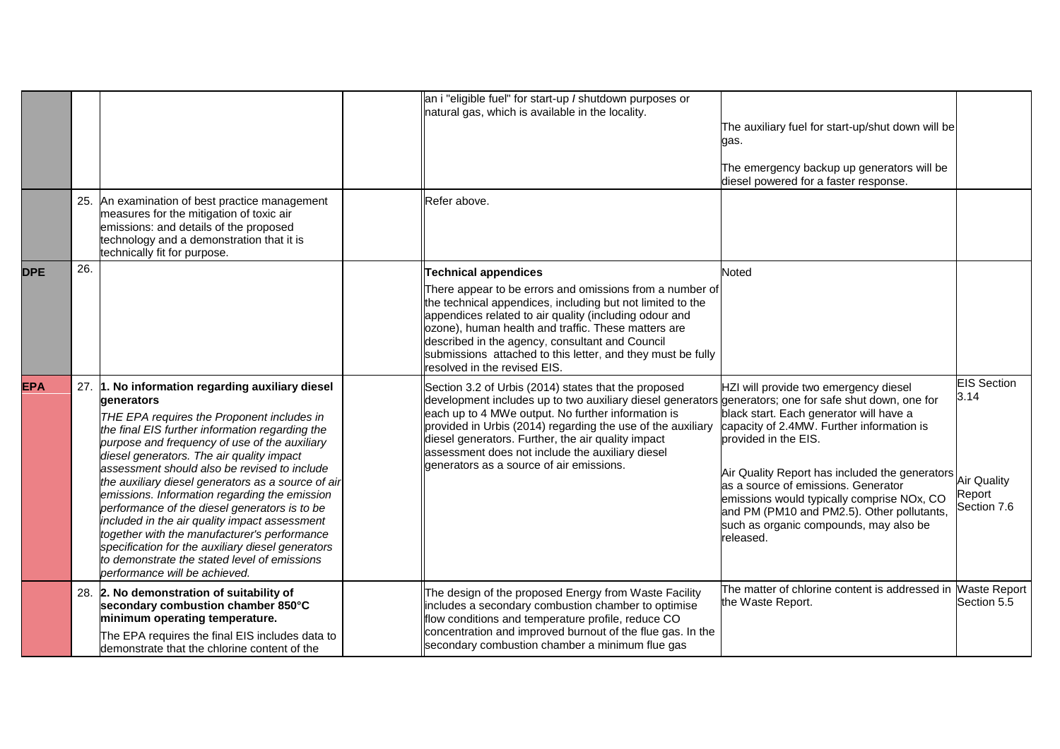| | | | | | | |
|---|---|---|---|---|---|---|
| | | | | an i "eligible fuel" for start-up / shutdown purposes or natural gas, which is available in the locality. | The auxiliary fuel for start-up/shut down will be gas.<br><br>The emergency backup up generators will be diesel powered for a faster response. | |
| | 25. | An examination of best practice management measures for the mitigation of toxic air emissions: and details of the proposed technology and a demonstration that it is technically fit for purpose. | | Refer above. | | |
| **DPE** | 26. | | | **Technical appendices**<br><br>There appear to be errors and omissions from a number of the technical appendices, including but not limited to the appendices related to air quality (including odour and ozone), human health and traffic. These matters are described in the agency, consultant and Council submissions attached to this letter, and they must be fully resolved in the revised EIS. | Noted | |
| **EPA** | 27. | **1. No information regarding auxiliary diesel generators**<br><br>*THE EPA requires the Proponent includes in the final EIS further information regarding the purpose and frequency of use of the auxiliary diesel generators. The air quality impact assessment should also be revised to include the auxiliary diesel generators as a source of air emissions. Information regarding the emission performance of the diesel generators is to be included in the air quality impact assessment together with the manufacturer's performance specification for the auxiliary diesel generators to demonstrate the stated level of emissions performance will be achieved.* | | Section 3.2 of Urbis (2014) states that the proposed development includes up to two auxiliary diesel generators each up to 4 MWe output. No further information is provided in Urbis (2014) regarding the use of the auxiliary diesel generators. Further, the air quality impact assessment does not include the auxiliary diesel generators as a source of air emissions. | HZI will provide two emergency diesel generators; one for safe shut down, one for black start. Each generator will have a capacity of 2.4MW. Further information is provided in the EIS.<br><br>Air Quality Report has included the generators as a source of emissions. Generator emissions would typically comprise NOx, CO and PM (PM10 and PM2.5). Other pollutants, such as organic compounds, may also be released. | EIS Section 3.14<br><br>Air Quality Report Section 7.6 |
| | 28. | **2. No demonstration of suitability of secondary combustion chamber 850°C minimum operating temperature.**<br><br>The EPA requires the final EIS includes data to demonstrate that the chlorine content of the | | The design of the proposed Energy from Waste Facility includes a secondary combustion chamber to optimise flow conditions and temperature profile, reduce CO concentration and improved burnout of the flue gas. In the secondary combustion chamber a minimum flue gas | The matter of chlorine content is addressed in the Waste Report. | Waste Report Section 5.5 |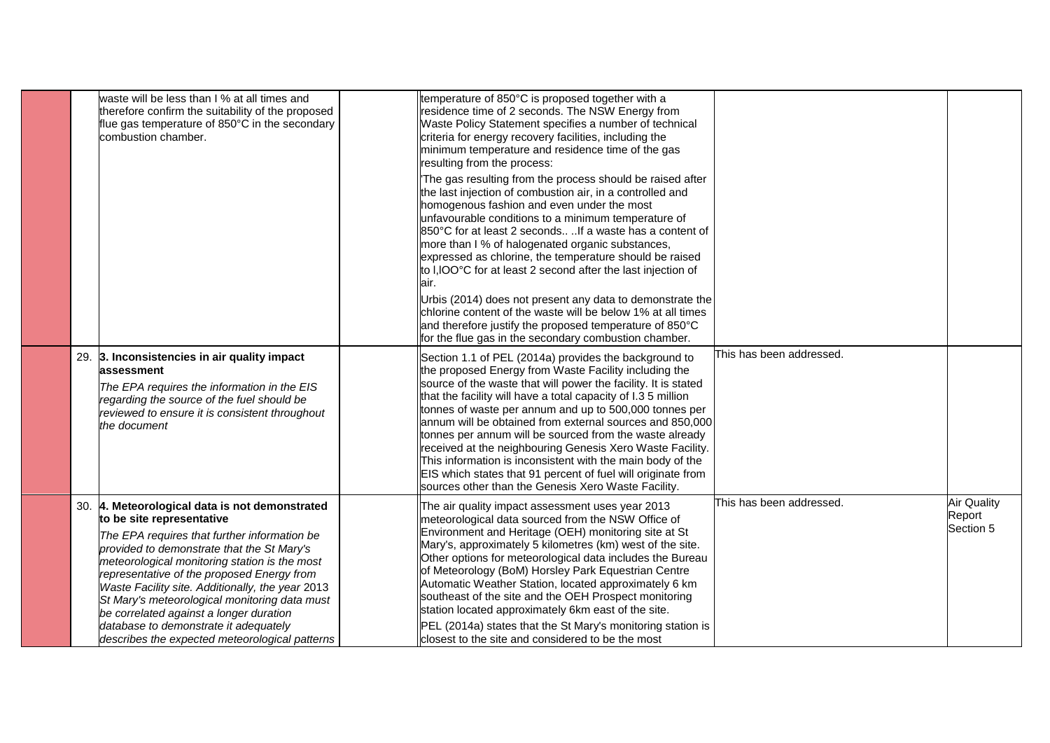| | | | | | | |
|---|---|---|---|---|---|---|
| | | waste will be less than I % at all times and therefore confirm the suitability of the proposed flue gas temperature of 850°C in the secondary combustion chamber. | | temperature of 850°C is proposed together with a residence time of 2 seconds. The NSW Energy from Waste Policy Statement specifies a number of technical criteria for energy recovery facilities, including the minimum temperature and residence time of the gas resulting from the process:<br><br>'The gas resulting from the process should be raised after the last injection of combustion air, in a controlled and homogenous fashion and even under the most unfavourable conditions to a minimum temperature of 850°C for at least 2 seconds.. ..If a waste has a content of more than I % of halogenated organic substances, expressed as chlorine, the temperature should be raised to l,lOO°C for at least 2 second after the last injection of air.<br><br>Urbis (2014) does not present any data to demonstrate the chlorine content of the waste will be below 1% at all times and therefore justify the proposed temperature of 850°C for the flue gas in the secondary combustion chamber. | | |
| | 29. | **3. Inconsistencies in air quality impact assessment**<br><br>*The EPA requires the information in the EIS regarding the source of the fuel should be reviewed to ensure it is consistent throughout the document* | | Section 1.1 of PEL (2014a) provides the background to the proposed Energy from Waste Facility including the source of the waste that will power the facility. It is stated that the facility will have a total capacity of I.3 5 million tonnes of waste per annum and up to 500,000 tonnes per annum will be obtained from external sources and 850,000 tonnes per annum will be sourced from the waste already received at the neighbouring Genesis Xero Waste Facility. This information is inconsistent with the main body of the EIS which states that 91 percent of fuel will originate from sources other than the Genesis Xero Waste Facility. | This has been addressed. | |
| | 30. | **4. Meteorological data is not demonstrated to be site representative**<br><br>*The EPA requires that further information be provided to demonstrate that the St Mary's meteorological monitoring station is the most representative of the proposed Energy from Waste Facility site. Additionally, the year* 2013 *St Mary's meteorological monitoring data must be correlated against a longer duration database to demonstrate it adequately describes the expected meteorological patterns* | | The air quality impact assessment uses year 2013 meteorological data sourced from the NSW Office of Environment and Heritage (OEH) monitoring site at St Mary's, approximately 5 kilometres (km) west of the site. Other options for meteorological data includes the Bureau of Meteorology (BoM) Horsley Park Equestrian Centre Automatic Weather Station, located approximately 6 km southeast of the site and the OEH Prospect monitoring station located approximately 6km east of the site.<br><br>PEL (2014a) states that the St Mary's monitoring station is closest to the site and considered to be the most | This has been addressed. | Air Quality Report Section 5 |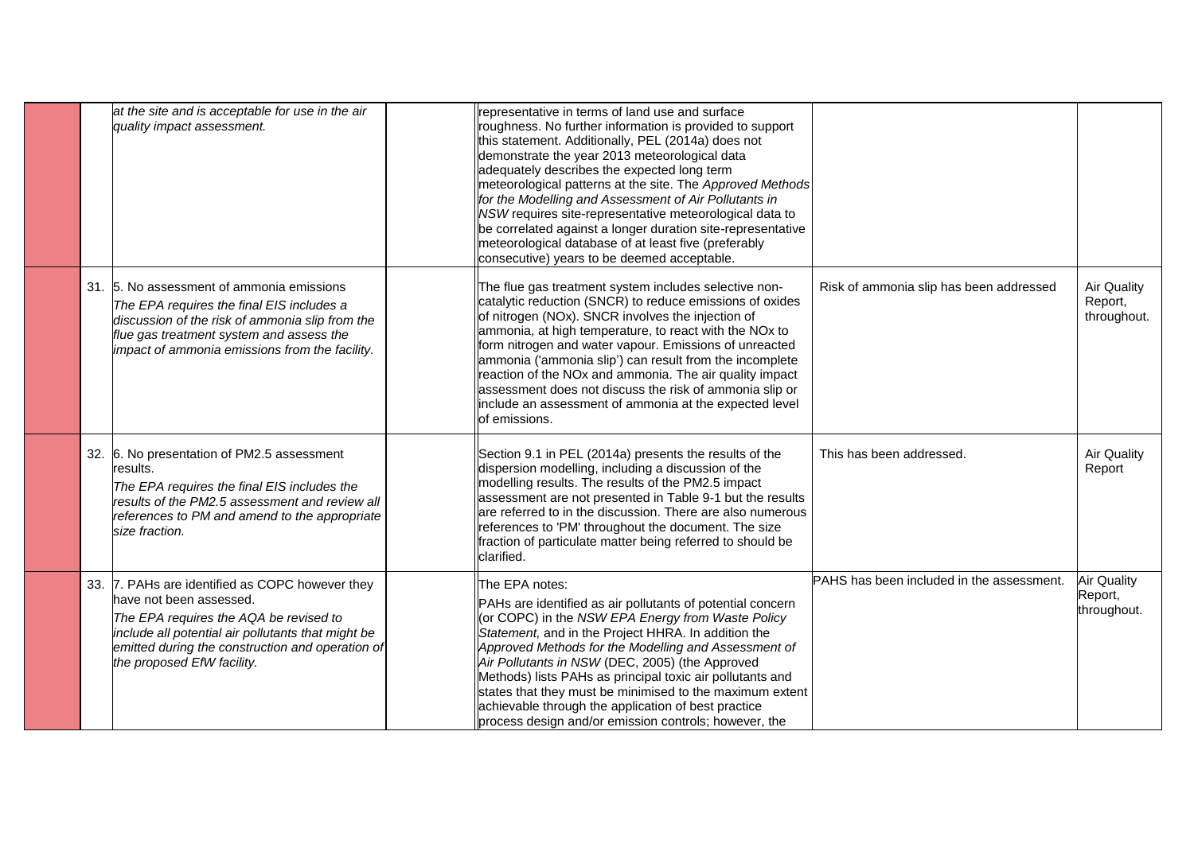| | | | | | | |
|---|---|---|---|---|---|---|
| | | *at the site and is acceptable for use in the air quality impact assessment.* | | representative in terms of land use and surface roughness. No further information is provided to support this statement. Additionally, PEL (2014a) does not demonstrate the year 2013 meteorological data adequately describes the expected long term meteorological patterns at the site. The *Approved Methods for the Modelling and Assessment of Air Pollutants in NSW* requires site-representative meteorological data to be correlated against a longer duration site-representative meteorological database of at least five (preferably consecutive) years to be deemed acceptable. | | |
| | 31. | 5. No assessment of ammonia emissions<br>*The EPA requires the final EIS includes a discussion of the risk of ammonia slip from the flue gas treatment system and assess the impact of ammonia emissions from the facility.* | | The flue gas treatment system includes selective non-catalytic reduction (SNCR) to reduce emissions of oxides of nitrogen (NOx). SNCR involves the injection of ammonia, at high temperature, to react with the NOx to form nitrogen and water vapour. Emissions of unreacted ammonia ('ammonia slip') can result from the incomplete reaction of the NOx and ammonia. The air quality impact assessment does not discuss the risk of ammonia slip or include an assessment of ammonia at the expected level of emissions. | Risk of ammonia slip has been addressed | Air Quality Report, throughout. |
| | 32. | 6. No presentation of PM2.5 assessment results.<br>*The EPA requires the final EIS includes the results of the PM2.5 assessment and review all references to PM and amend to the appropriate size fraction.* | | Section 9.1 in PEL (2014a) presents the results of the dispersion modelling, including a discussion of the modelling results. The results of the PM2.5 impact assessment are not presented in Table 9-1 but the results are referred to in the discussion. There are also numerous references to 'PM' throughout the document. The size fraction of particulate matter being referred to should be clarified. | This has been addressed. | Air Quality Report |
| | 33. | 7. PAHs are identified as COPC however they have not been assessed.<br>*The EPA requires the AQA be revised to include all potential air pollutants that might be emitted during the construction and operation of the proposed EfW facility.* | | The EPA notes:<br>PAHs are identified as air pollutants of potential concern (or COPC) in the *NSW EPA Energy from Waste Policy Statement,* and in the Project HHRA. In addition the *Approved Methods for the Modelling and Assessment of Air Pollutants in NSW* (DEC, 2005) (the Approved Methods) lists PAHs as principal toxic air pollutants and states that they must be minimised to the maximum extent achievable through the application of best practice process design and/or emission controls; however, the | PAHS has been included in the assessment. | Air Quality Report, throughout. |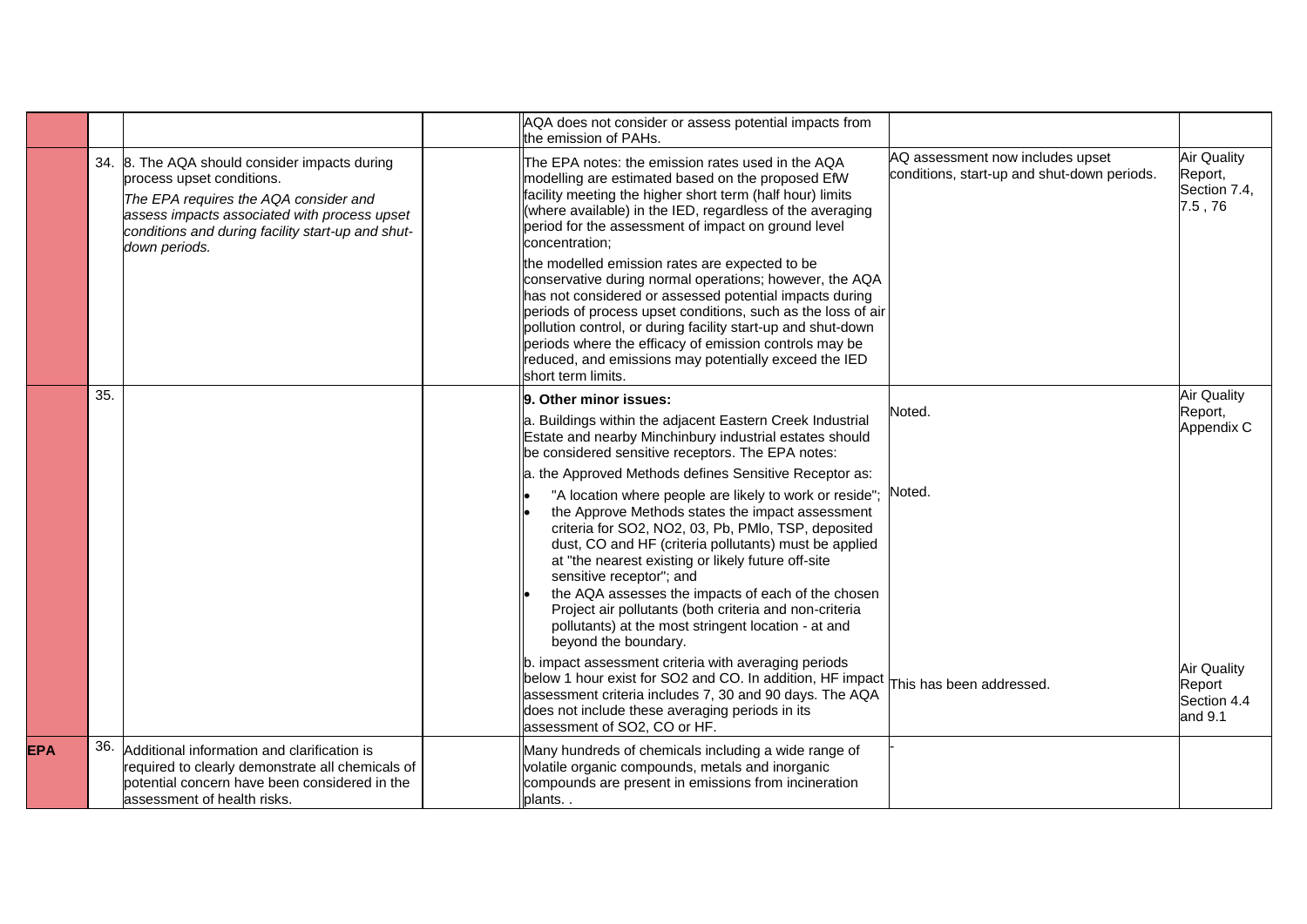| | | | | | | |
|---|---|---|---|---|---|---|
| | | | | AQA does not consider or assess potential impacts from the emission of PAHs. | | |
| | 34. | 8. The AQA should consider impacts during process upset conditions.<br>*The EPA requires the AQA consider and assess impacts associated with process upset conditions and during facility start-up and shut-down periods.* | | The EPA notes: the emission rates used in the AQA modelling are estimated based on the proposed EfW facility meeting the higher short term (half hour) limits (where available) in the IED, regardless of the averaging period for the assessment of impact on ground level concentration;<br>the modelled emission rates are expected to be conservative during normal operations; however, the AQA has not considered or assessed potential impacts during periods of process upset conditions, such as the loss of air pollution control, or during facility start-up and shut-down periods where the efficacy of emission controls may be reduced, and emissions may potentially exceed the IED short term limits. | AQ assessment now includes upset conditions, start-up and shut-down periods. | Air Quality Report, Section 7.4, 7.5 , 76 |
| | 35. | | | **9. Other minor issues:**<br>a. Buildings within the adjacent Eastern Creek Industrial Estate and nearby Minchinbury industrial estates should be considered sensitive receptors. The EPA notes:<br>a. the Approved Methods defines Sensitive Receptor as:<br>• "A location where people are likely to work or reside";<br>• the Approve Methods states the impact assessment criteria for SO2, NO2, 03, Pb, PMlo, TSP, deposited dust, CO and HF (criteria pollutants) must be applied at "the nearest existing or likely future off-site sensitive receptor"; and<br>• the AQA assesses the impacts of each of the chosen Project air pollutants (both criteria and non-criteria pollutants) at the most stringent location - at and beyond the boundary. | Noted.<br><br>Noted. | Air Quality Report, Appendix C |
| | | | | b. impact assessment criteria with averaging periods below 1 hour exist for SO2 and CO. In addition, HF impact assessment criteria includes 7, 30 and 90 days. The AQA does not include these averaging periods in its assessment of SO2, CO or HF. | This has been addressed. | Air Quality Report Section 4.4 and 9.1 |
| **EPA** | 36. | Additional information and clarification is required to clearly demonstrate all chemicals of potential concern have been considered in the assessment of health risks. | | Many hundreds of chemicals including a wide range of volatile organic compounds, metals and inorganic compounds are present in emissions from incineration plants. . | - | |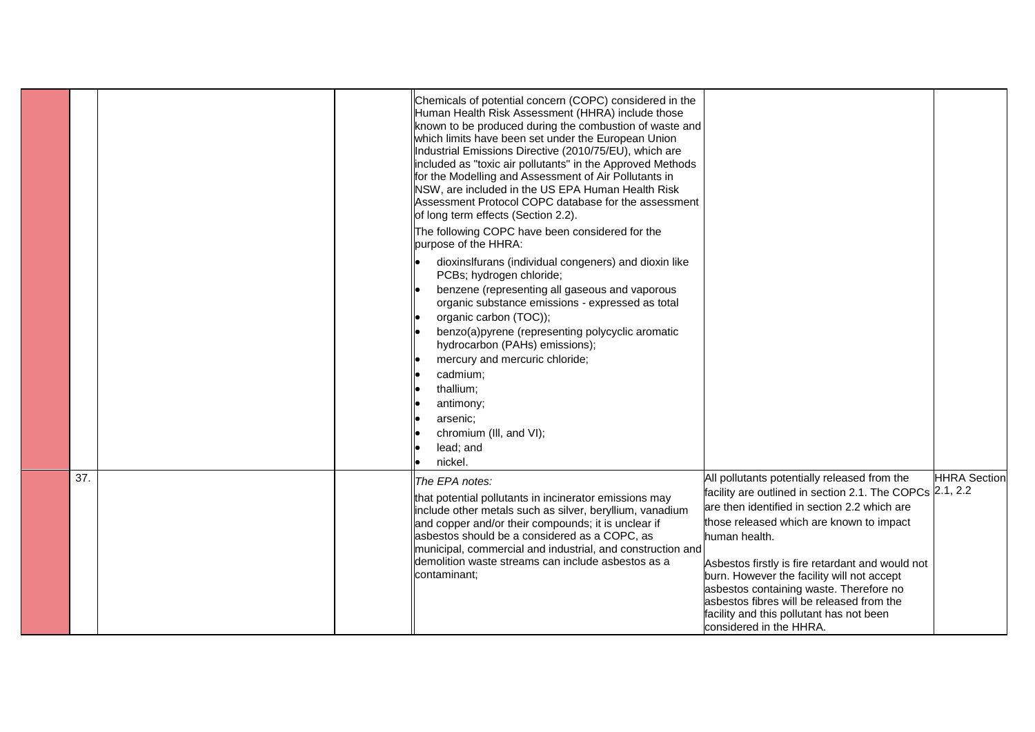| | | | | | | |
|---|---|---|---|---|---|---|
| | | | | Chemicals of potential concern (COPC) considered in the Human Health Risk Assessment (HHRA) include those known to be produced during the combustion of waste and which limits have been set under the European Union Industrial Emissions Directive (2010/75/EU), which are included as "toxic air pollutants" in the Approved Methods for the Modelling and Assessment of Air Pollutants in NSW, are included in the US EPA Human Health Risk Assessment Protocol COPC database for the assessment of long term effects (Section 2.2).<br><br>The following COPC have been considered for the purpose of the HHRA:<br><br>• dioxinslfurans (individual congeners) and dioxin like PCBs; hydrogen chloride;<br>• benzene (representing all gaseous and vaporous organic substance emissions - expressed as total<br>• organic carbon (TOC));<br>• benzo(a)pyrene (representing polycyclic aromatic hydrocarbon (PAHs) emissions);<br>• mercury and mercuric chloride;<br>• cadmium;<br>• thallium;<br>• antimony;<br>• arsenic;<br>• chromium (Ill, and VI);<br>• lead; and<br>• nickel. | | |
| | 37. | | | *The EPA notes:*<br><br>that potential pollutants in incinerator emissions may include other metals such as silver, beryllium, vanadium and copper and/or their compounds; it is unclear if asbestos should be a considered as a COPC, as municipal, commercial and industrial, and construction and demolition waste streams can include asbestos as a contaminant; | All pollutants potentially released from the facility are outlined in section 2.1. The COPCs are then identified in section 2.2 which are those released which are known to impact human health.<br><br>Asbestos firstly is fire retardant and would not burn. However the facility will not accept asbestos containing waste. Therefore no asbestos fibres will be released from the facility and this pollutant has not been considered in the HHRA. | HHRA Section 2.1, 2.2 |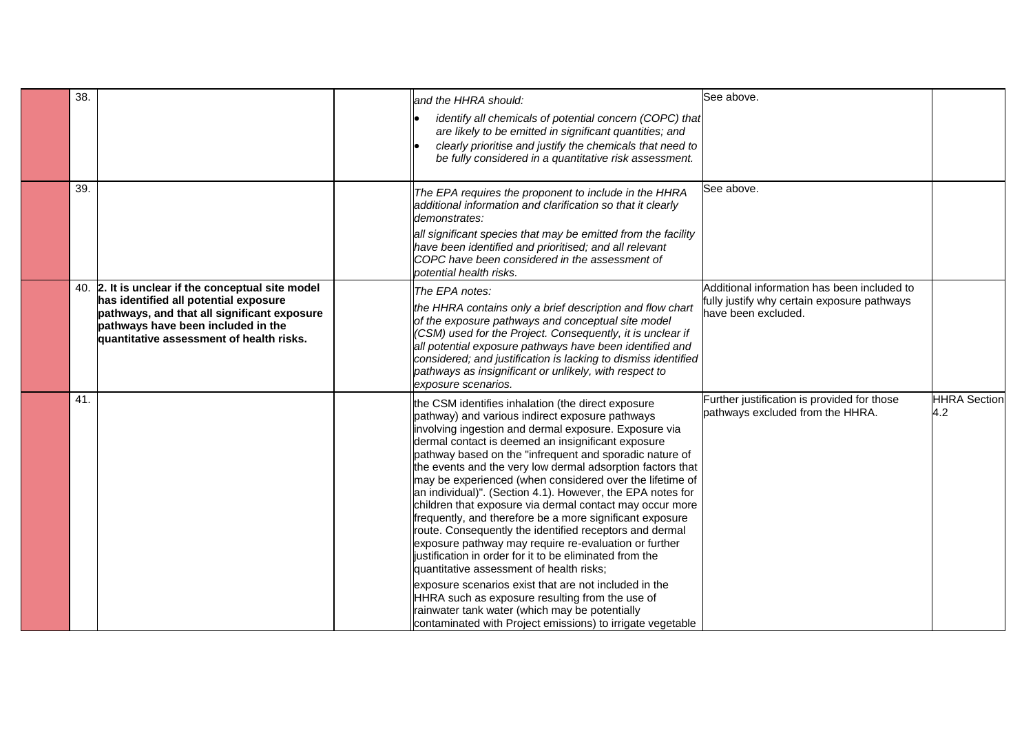|  | 38. |  |  | *and the HHRA should:*<br>• *identify all chemicals of potential concern (COPC) that are likely to be emitted in significant quantities; and*<br>• *clearly prioritise and justify the chemicals that need to be fully considered in a quantitative risk assessment.* | See above. |  |
|---|---|---|---|---|---|---|
|  | 39. |  |  | *The EPA requires the proponent to include in the HHRA additional information and clarification so that it clearly demonstrates:*<br>*all significant species that may be emitted from the facility have been identified and prioritised; and all relevant COPC have been considered in the assessment of potential health risks.* | See above. |  |
|  | 40. | **2. It is unclear if the conceptual site model has identified all potential exposure pathways, and that all significant exposure pathways have been included in the quantitative assessment of health risks.** |  | *The EPA notes:*<br>*the HHRA contains only a brief description and flow chart of the exposure pathways and conceptual site model (CSM) used for the Project. Consequently, it is unclear if all potential exposure pathways have been identified and considered; and justification is lacking to dismiss identified pathways as insignificant or unlikely, with respect to exposure scenarios.* | Additional information has been included to fully justify why certain exposure pathways have been excluded. |  |
|  | 41. |  |  | the CSM identifies inhalation (the direct exposure pathway) and various indirect exposure pathways involving ingestion and dermal exposure. Exposure via dermal contact is deemed an insignificant exposure pathway based on the "infrequent and sporadic nature of the events and the very low dermal adsorption factors that may be experienced (when considered over the lifetime of an individual)". (Section 4.1). However, the EPA notes for children that exposure via dermal contact may occur more frequently, and therefore be a more significant exposure route. Consequently the identified receptors and dermal exposure pathway may require re-evaluation or further justification in order for it to be eliminated from the quantitative assessment of health risks;<br>exposure scenarios exist that are not included in the HHRA such as exposure resulting from the use of rainwater tank water (which may be potentially contaminated with Project emissions) to irrigate vegetable | Further justification is provided for those pathways excluded from the HHRA. | HHRA Section 4.2 |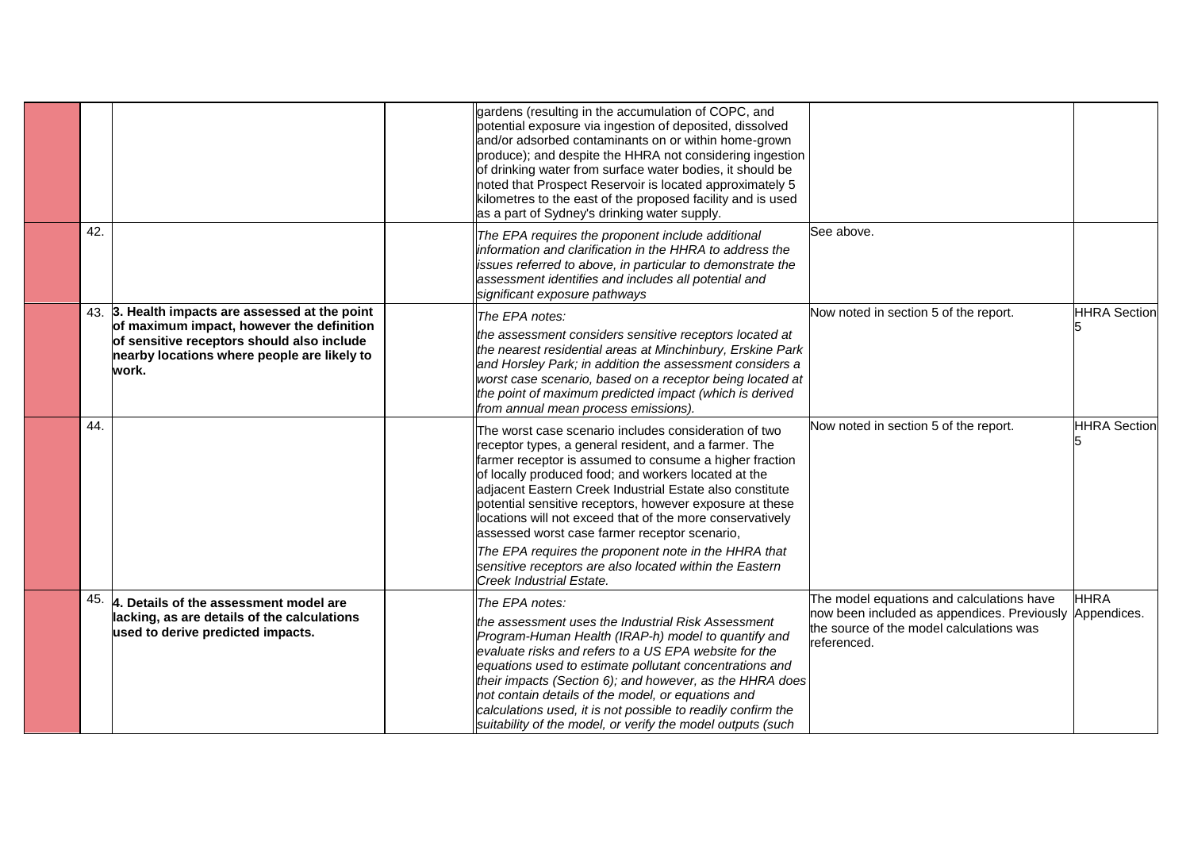|  |  |  |  |  |  |  |
|---|---|---|---|---|---|---|
|  |  |  |  | gardens (resulting in the accumulation of COPC, and potential exposure via ingestion of deposited, dissolved and/or adsorbed contaminants on or within home-grown produce); and despite the HHRA not considering ingestion of drinking water from surface water bodies, it should be noted that Prospect Reservoir is located approximately 5 kilometres to the east of the proposed facility and is used as a part of Sydney's drinking water supply. |  |  |
|  | 42. |  |  | *The EPA requires the proponent include additional information and clarification in the HHRA to address the issues referred to above, in particular to demonstrate the assessment identifies and includes all potential and significant exposure pathways* | See above. |  |
|  | 43. | **3. Health impacts are assessed at the point of maximum impact, however the definition of sensitive receptors should also include nearby locations where people are likely to work.** |  | *The EPA notes:*<br>*the assessment considers sensitive receptors located at the nearest residential areas at Minchinbury, Erskine Park and Horsley Park; in addition the assessment considers a worst case scenario, based on a receptor being located at the point of maximum predicted impact (which is derived from annual mean process emissions).* | Now noted in section 5 of the report. | HHRA Section 5 |
|  | 44. |  |  | The worst case scenario includes consideration of two receptor types, a general resident, and a farmer. The farmer receptor is assumed to consume a higher fraction of locally produced food; and workers located at the adjacent Eastern Creek Industrial Estate also constitute potential sensitive receptors, however exposure at these locations will not exceed that of the more conservatively assessed worst case farmer receptor scenario,<br>*The EPA requires the proponent note in the HHRA that sensitive receptors are also located within the Eastern Creek Industrial Estate.* | Now noted in section 5 of the report. | HHRA Section 5 |
|  | 45. | **4. Details of the assessment model are lacking, as are details of the calculations used to derive predicted impacts.** |  | *The EPA notes:*<br>*the assessment uses the Industrial Risk Assessment Program-Human Health (IRAP-h) model to quantify and evaluate risks and refers to a US EPA website for the equations used to estimate pollutant concentrations and their impacts (Section 6); and however, as the HHRA does not contain details of the model, or equations and calculations used, it is not possible to readily confirm the suitability of the model, or verify the model outputs (such* | The model equations and calculations have now been included as appendices. Previously the source of the model calculations was referenced. | HHRA Appendices. |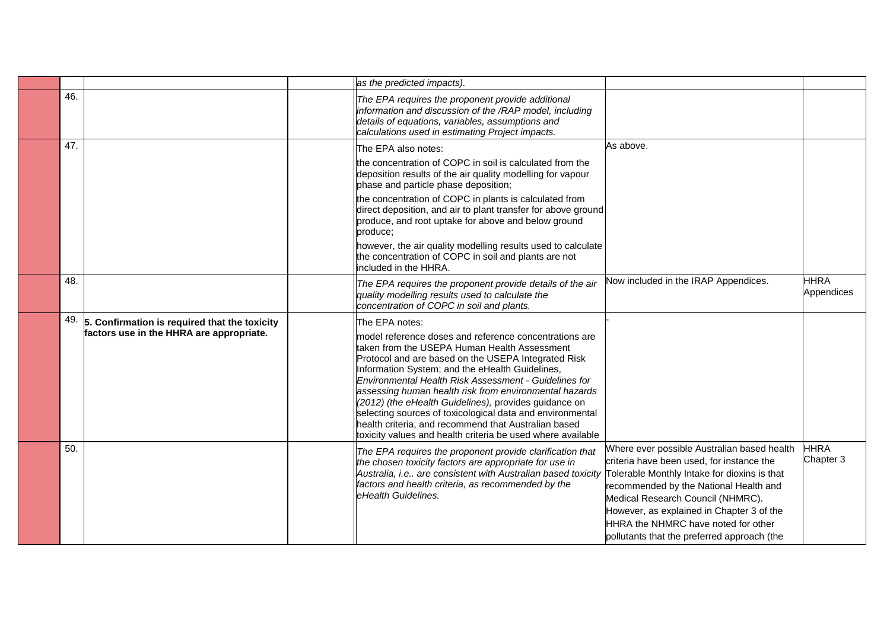| | | | | | | |
|---|---|---|---|---|---|---|
| | | | | *as the predicted impacts).* | | |
| | 46. | | | *The EPA requires the proponent provide additional information and discussion of the /RAP model, including details of equations, variables, assumptions and calculations used in estimating Project impacts.* | | |
| | 47. | | | The EPA also notes:<br><br>the concentration of COPC in soil is calculated from the deposition results of the air quality modelling for vapour phase and particle phase deposition;<br><br>the concentration of COPC in plants is calculated from direct deposition, and air to plant transfer for above ground produce, and root uptake for above and below ground produce;<br><br>however, the air quality modelling results used to calculate the concentration of COPC in soil and plants are not included in the HHRA. | As above. | |
| | 48. | | | *The EPA requires the proponent provide details of the air quality modelling results used to calculate the concentration of COPC in soil and plants.* | Now included in the IRAP Appendices. | HHRA Appendices |
| | 49. | **5. Confirmation is required that the toxicity factors use in the HHRA are appropriate.** | | The EPA notes:<br><br>model reference doses and reference concentrations are taken from the USEPA Human Health Assessment Protocol and are based on the USEPA Integrated Risk Information System; and the eHealth Guidelines, *Environmental Health Risk Assessment - Guidelines for assessing human health risk from environmental hazards (2012) (the eHealth Guidelines),* provides guidance on selecting sources of toxicological data and environmental health criteria, and recommend that Australian based toxicity values and health criteria be used where available | - | |
| | 50. | | | *The EPA requires the proponent provide clarification that the chosen toxicity factors are appropriate for use in Australia, i.e.. are consistent with Australian based toxicity factors and health criteria, as recommended by the eHealth Guidelines.* | Where ever possible Australian based health criteria have been used, for instance the Tolerable Monthly Intake for dioxins is that recommended by the National Health and Medical Research Council (NHMRC). However, as explained in Chapter 3 of the HHRA the NHMRC have noted for other pollutants that the preferred approach (the | HHRA Chapter 3 |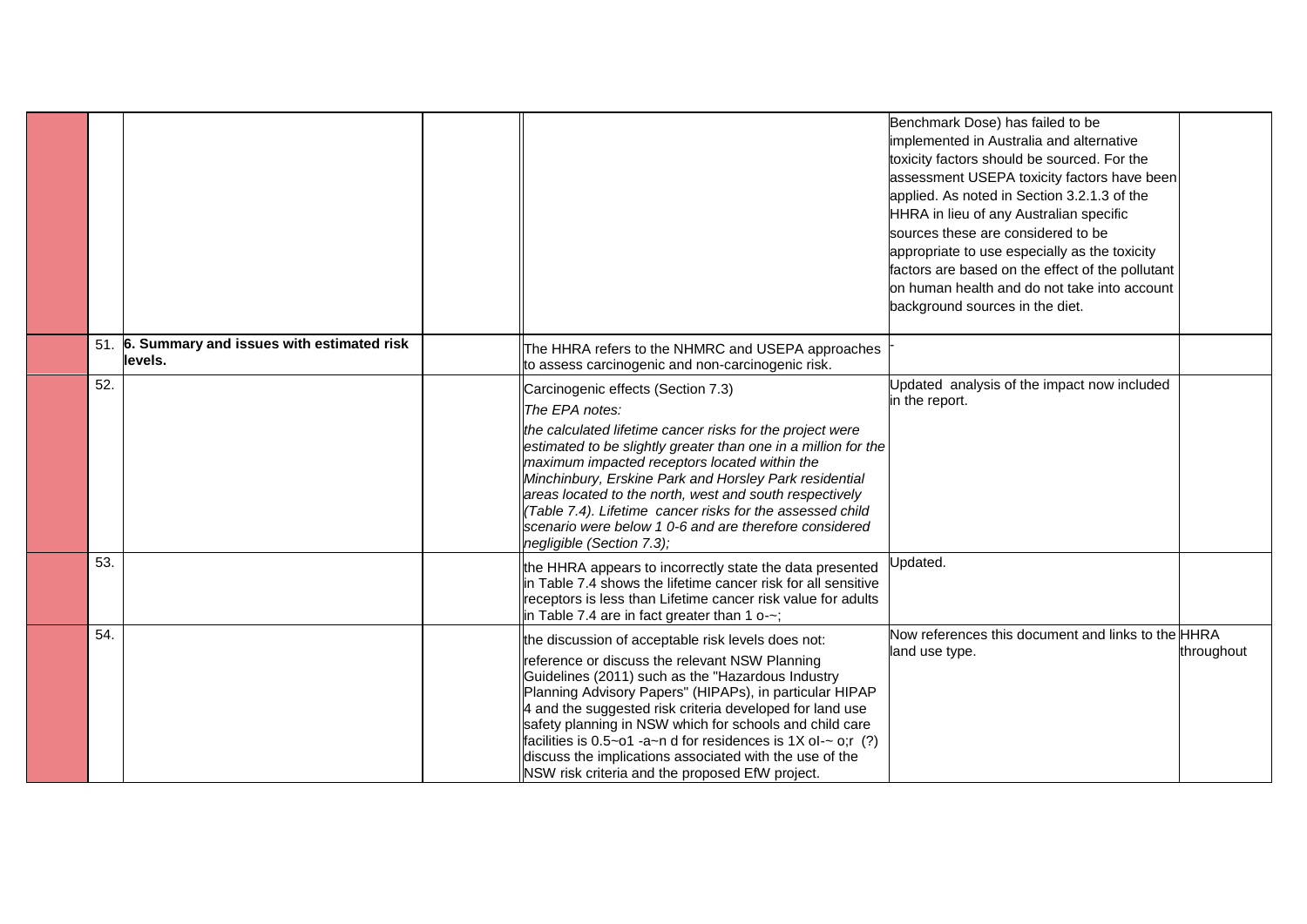| | | | | | | |
|---|---|---|---|---|---|---|
| | | | | | Benchmark Dose) has failed to be implemented in Australia and alternative toxicity factors should be sourced. For the assessment USEPA toxicity factors have been applied. As noted in Section 3.2.1.3 of the HHRA in lieu of any Australian specific sources these are considered to be appropriate to use especially as the toxicity factors are based on the effect of the pollutant on human health and do not take into account background sources in the diet. | |
| | 51. | **6. Summary and issues with estimated risk levels.** | | The HHRA refers to the NHMRC and USEPA approaches to assess carcinogenic and non-carcinogenic risk. | - | |
| | 52. | | | Carcinogenic effects (Section 7.3)<br>*The EPA notes:*<br>*the calculated lifetime cancer risks for the project were estimated to be slightly greater than one in a million for the maximum impacted receptors located within the Minchinbury, Erskine Park and Horsley Park residential areas located to the north, west and south respectively (Table 7.4). Lifetime cancer risks for the assessed child scenario were below 1 0-6 and are therefore considered negligible (Section 7.3);* | Updated analysis of the impact now included in the report. | |
| | 53. | | | the HHRA appears to incorrectly state the data presented in Table 7.4 shows the lifetime cancer risk for all sensitive receptors is less than Lifetime cancer risk value for adults in Table 7.4 are in fact greater than 1 o-~; | Updated. | |
| | 54. | | | the discussion of acceptable risk levels does not:<br>reference or discuss the relevant NSW Planning Guidelines (2011) such as the "Hazardous Industry Planning Advisory Papers" (HIPAPs), in particular HIPAP 4 and the suggested risk criteria developed for land use safety planning in NSW which for schools and child care facilities is 0.5~o1 -a~n d for residences is 1X ol-~ o;r (?) discuss the implications associated with the use of the NSW risk criteria and the proposed EfW project. | Now references this document and links to the HHRA land use type. | throughout |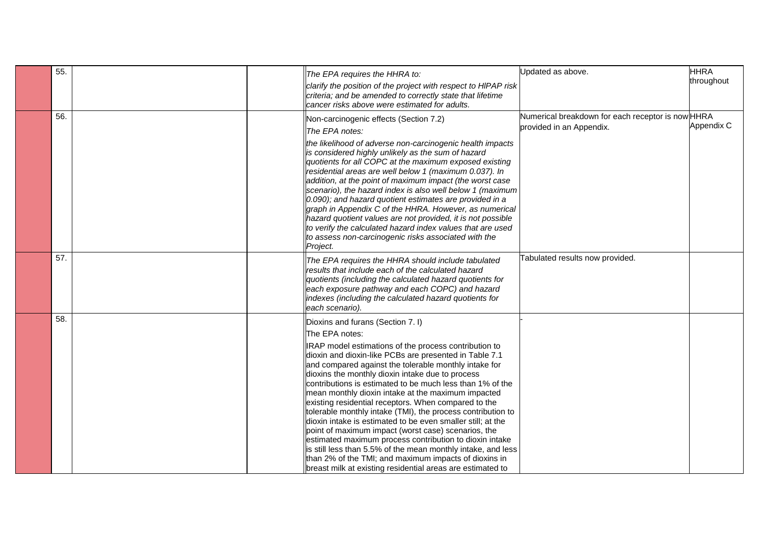| | | | | | | |
|---|---|---|---|---|---|---|
| | 55. | | | *The EPA requires the HHRA to:*<br>*clarify the position of the project with respect to HIPAP risk criteria; and be amended to correctly state that lifetime cancer risks above were estimated for adults.* | Updated as above. | HHRA throughout |
| | 56. | | | Non-carcinogenic effects (Section 7.2)<br>*The EPA notes:*<br>*the likelihood of adverse non-carcinogenic health impacts is considered highly unlikely as the sum of hazard quotients for all COPC at the maximum exposed existing residential areas are well below 1 (maximum 0.037). In addition, at the point of maximum impact (the worst case scenario), the hazard index is also well below 1 (maximum 0.090); and hazard quotient estimates are provided in a graph in Appendix C of the HHRA. However, as numerical hazard quotient values are not provided, it is not possible to verify the calculated hazard index values that are used to assess non-carcinogenic risks associated with the Project.* | Numerical breakdown for each receptor is now provided in an Appendix. | HHRA Appendix C |
| | 57. | | | *The EPA requires the HHRA should include tabulated results that include each of the calculated hazard quotients (including the calculated hazard quotients for each exposure pathway and each COPC) and hazard indexes (including the calculated hazard quotients for each scenario).* | Tabulated results now provided. | |
| | 58. | | | Dioxins and furans (Section 7. l)<br>The EPA notes:<br>IRAP model estimations of the process contribution to dioxin and dioxin-like PCBs are presented in Table 7.1 and compared against the tolerable monthly intake for dioxins the monthly dioxin intake due to process contributions is estimated to be much less than 1% of the mean monthly dioxin intake at the maximum impacted existing residential receptors. When compared to the tolerable monthly intake (TMI), the process contribution to dioxin intake is estimated to be even smaller still; at the point of maximum impact (worst case) scenarios, the estimated maximum process contribution to dioxin intake is still less than 5.5% of the mean monthly intake, and less than 2% of the TMI; and maximum impacts of dioxins in breast milk at existing residential areas are estimated to | - | |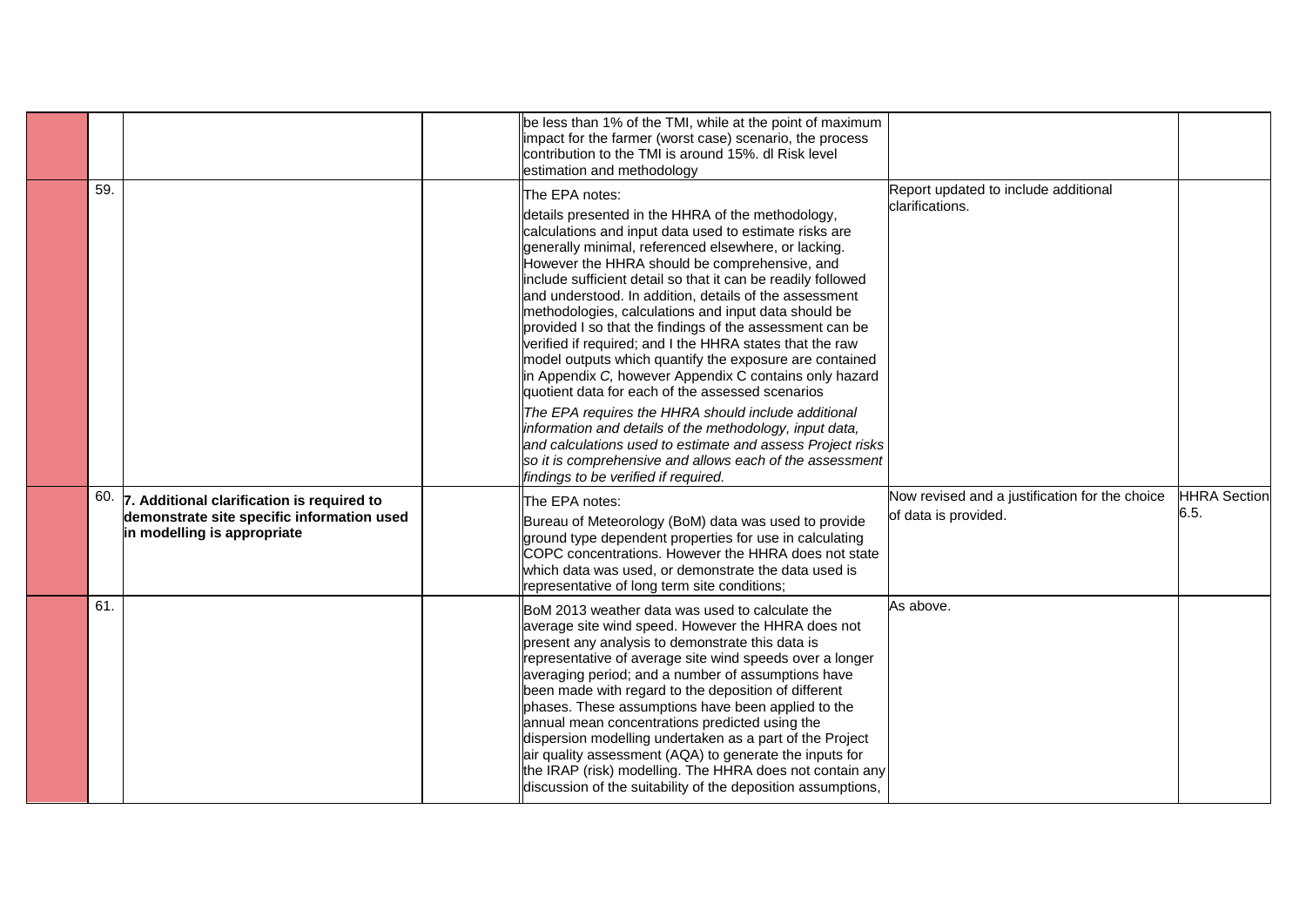| | | | | | | |
|---|---|---|---|---|---|---|
| | | | | be less than 1% of the TMI, while at the point of maximum impact for the farmer (worst case) scenario, the process contribution to the TMI is around 15%. dl Risk level estimation and methodology | | |
| | 59. | | | The EPA notes:<br>details presented in the HHRA of the methodology, calculations and input data used to estimate risks are generally minimal, referenced elsewhere, or lacking. However the HHRA should be comprehensive, and include sufficient detail so that it can be readily followed and understood. In addition, details of the assessment methodologies, calculations and input data should be provided I so that the findings of the assessment can be verified if required; and I the HHRA states that the raw model outputs which quantify the exposure are contained in Appendix *C,* however Appendix C contains only hazard quotient data for each of the assessed scenarios<br>*The EPA requires the HHRA should include additional information and details of the methodology, input data, and calculations used to estimate and assess Project risks so it is comprehensive and allows each of the assessment findings to be verified if required.* | Report updated to include additional clarifications. | |
| | 60. | **7. Additional clarification is required to demonstrate site specific information used in modelling is appropriate** | | The EPA notes:<br>Bureau of Meteorology (BoM) data was used to provide ground type dependent properties for use in calculating COPC concentrations. However the HHRA does not state which data was used, or demonstrate the data used is representative of long term site conditions; | Now revised and a justification for the choice of data is provided. | HHRA Section 6.5. |
| | 61. | | | BoM 2013 weather data was used to calculate the average site wind speed. However the HHRA does not present any analysis to demonstrate this data is representative of average site wind speeds over a longer averaging period; and a number of assumptions have been made with regard to the deposition of different phases. These assumptions have been applied to the annual mean concentrations predicted using the dispersion modelling undertaken as a part of the Project air quality assessment (AQA) to generate the inputs for the IRAP (risk) modelling. The HHRA does not contain any discussion of the suitability of the deposition assumptions, | As above. | |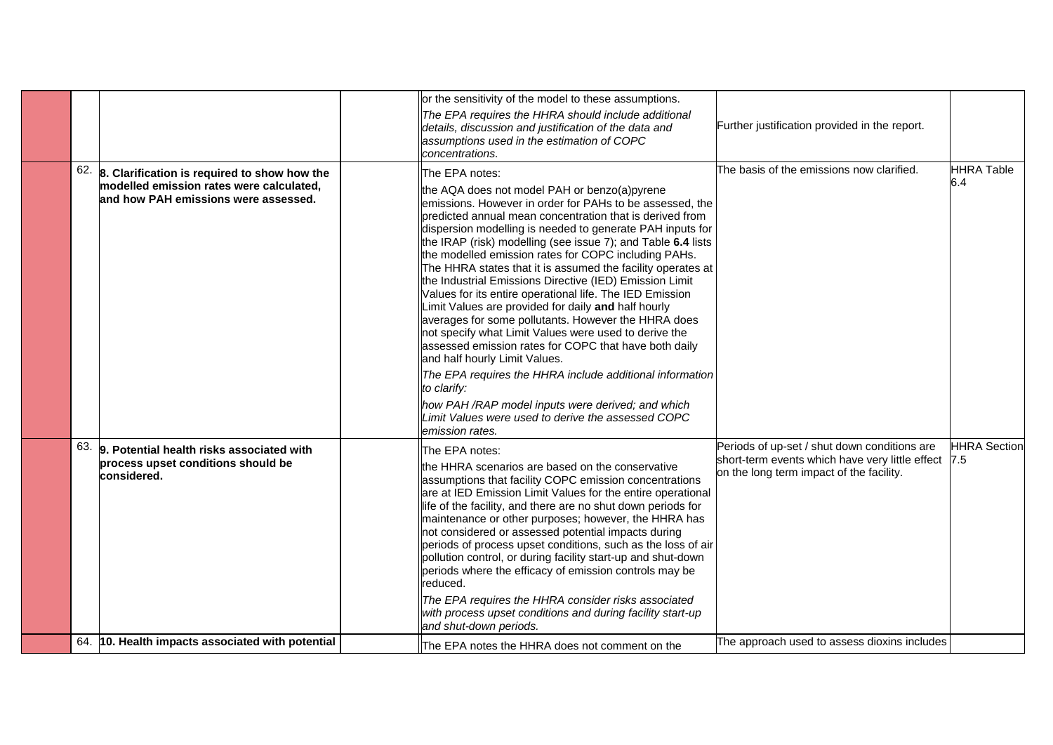| | | | | | | |
|---|---|---|---|---|---|---|
| | | | | or the sensitivity of the model to these assumptions.<br>*The EPA requires the HHRA should include additional details, discussion and justification of the data and assumptions used in the estimation of COPC concentrations.* | Further justification provided in the report. | |
| | 62. | **8. Clarification is required to show how the modelled emission rates were calculated, and how PAH emissions were assessed.** | | The EPA notes:<br>the AQA does not model PAH or benzo(a)pyrene emissions. However in order for PAHs to be assessed, the predicted annual mean concentration that is derived from dispersion modelling is needed to generate PAH inputs for the IRAP (risk) modelling (see issue 7); and Table **6.4** lists the modelled emission rates for COPC including PAHs.<br>The HHRA states that it is assumed the facility operates at the Industrial Emissions Directive (IED) Emission Limit Values for its entire operational life. The IED Emission Limit Values are provided for daily **and** half hourly averages for some pollutants. However the HHRA does not specify what Limit Values were used to derive the assessed emission rates for COPC that have both daily and half hourly Limit Values.<br>*The EPA requires the HHRA include additional information to clarify:*<br>*how PAH /RAP model inputs were derived; and which Limit Values were used to derive the assessed COPC emission rates.* | The basis of the emissions now clarified. | HHRA Table 6.4 |
| | 63. | **9. Potential health risks associated with process upset conditions should be considered.** | | The EPA notes:<br>the HHRA scenarios are based on the conservative assumptions that facility COPC emission concentrations are at IED Emission Limit Values for the entire operational life of the facility, and there are no shut down periods for maintenance or other purposes; however, the HHRA has not considered or assessed potential impacts during periods of process upset conditions, such as the loss of air pollution control, or during facility start-up and shut-down periods where the efficacy of emission controls may be reduced.<br>*The EPA requires the HHRA consider risks associated with process upset conditions and during facility start-up and shut-down periods.* | Periods of up-set / shut down conditions are short-term events which have very little effect on the long term impact of the facility. | HHRA Section 7.5 |
| | 64. | **10. Health impacts associated with potential** | | The EPA notes the HHRA does not comment on the | The approach used to assess dioxins includes | |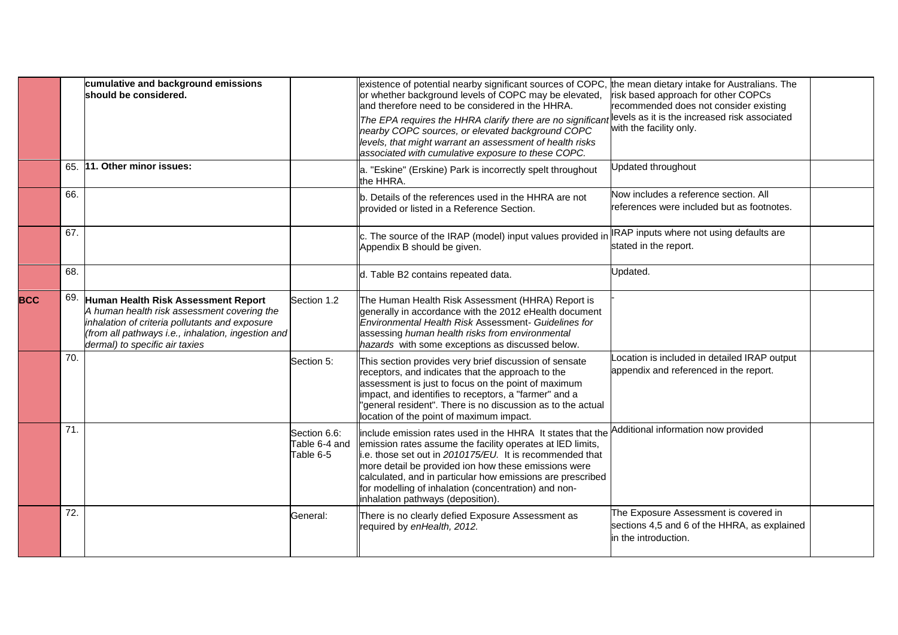| | | | | | | |
|---|---|---|---|---|---|---|
| | | **cumulative and background emissions should be considered.** | | existence of potential nearby significant sources of COPC, or whether background levels of COPC may be elevated, and therefore need to be considered in the HHRA. *The EPA requires the HHRA clarify there are no significant nearby COPC sources, or elevated background COPC levels, that might warrant an assessment of health risks associated with cumulative exposure to these COPC.* | the mean dietary intake for Australians. The risk based approach for other COPCs recommended does not consider existing levels as it is the increased risk associated with the facility only. | |
| | 65. | **11. Other minor issues:** | | a. "Eskine" (Erskine) Park is incorrectly spelt throughout the HHRA. | Updated throughout | |
| | 66. | | | b. Details of the references used in the HHRA are not provided or listed in a Reference Section. | Now includes a reference section. All references were included but as footnotes. | |
| | 67. | | | c. The source of the IRAP (model) input values provided in Appendix B should be given. | IRAP inputs where not using defaults are stated in the report. | |
| | 68. | | | d. Table B2 contains repeated data. | Updated. | |
| **BCC** | 69. | **Human Health Risk Assessment Report** *A human health risk assessment covering the inhalation of criteria pollutants and exposure (from all pathways i.e., inhalation, ingestion and dermal) to specific air taxies* | Section 1.2 | The Human Health Risk Assessment (HHRA) Report is generally in accordance with the 2012 eHealth document *Environmental Health Risk* Assessment- *Guidelines for* assessing *human health risks from environmental hazards* with some exceptions as discussed below. | - | |
| | 70. | | Section 5: | This section provides very brief discussion of sensate receptors, and indicates that the approach to the assessment is just to focus on the point of maximum impact, and identifies to receptors, a "farmer" and a "general resident". There is no discussion as to the actual location of the point of maximum impact. | Location is included in detailed IRAP output appendix and referenced in the report. | |
| | 71. | | Section 6.6: Table 6-4 and Table 6-5 | include emission rates used in the HHRA It states that the emission rates assume the facility operates at IED limits, i.e. those set out in *2010175/EU.* It is recommended that more detail be provided ion how these emissions were calculated, and in particular how emissions are prescribed for modelling of inhalation (concentration) and non-inhalation pathways (deposition). | Additional information now provided | |
| | 72. | | General: | There is no clearly defied Exposure Assessment as required by *enHealth, 2012.* | The Exposure Assessment is covered in sections 4,5 and 6 of the HHRA, as explained in the introduction. | |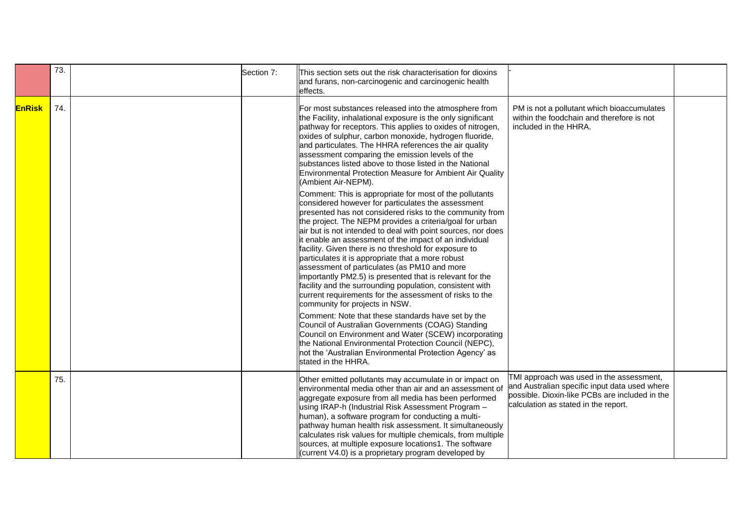| | | | | | | |
|---|---|---|---|---|---|---|
| | 73. | | Section 7: | This section sets out the risk characterisation for dioxins and furans, non-carcinogenic and carcinogenic health effects. | - | |
| **EnRisk** | 74. | | | For most substances released into the atmosphere from the Facility, inhalational exposure is the only significant pathway for receptors. This applies to oxides of nitrogen, oxides of sulphur, carbon monoxide, hydrogen fluoride, and particulates. The HHRA references the air quality assessment comparing the emission levels of the substances listed above to those listed in the National Environmental Protection Measure for Ambient Air Quality (Ambient Air-NEPM).<br><br>Comment: This is appropriate for most of the pollutants considered however for particulates the assessment presented has not considered risks to the community from the project. The NEPM provides a criteria/goal for urban air but is not intended to deal with point sources, nor does it enable an assessment of the impact of an individual facility. Given there is no threshold for exposure to particulates it is appropriate that a more robust assessment of particulates (as PM10 and more importantly PM2.5) is presented that is relevant for the facility and the surrounding population, consistent with current requirements for the assessment of risks to the community for projects in NSW.<br><br>Comment: Note that these standards have set by the Council of Australian Governments (COAG) Standing Council on Environment and Water (SCEW) incorporating the National Environmental Protection Council (NEPC), not the 'Australian Environmental Protection Agency' as stated in the HHRA. | PM is not a pollutant which bioaccumulates within the foodchain and therefore is not included in the HHRA. | |
| | 75. | | | Other emitted pollutants may accumulate in or impact on environmental media other than air and an assessment of aggregate exposure from all media has been performed using IRAP-h (Industrial Risk Assessment Program – human), a software program for conducting a multi-pathway human health risk assessment. It simultaneously calculates risk values for multiple chemicals, from multiple sources, at multiple exposure locations1. The software (current V4.0) is a proprietary program developed by | TMI approach was used in the assessment, and Australian specific input data used where possible. Dioxin-like PCBs are included in the calculation as stated in the report. | |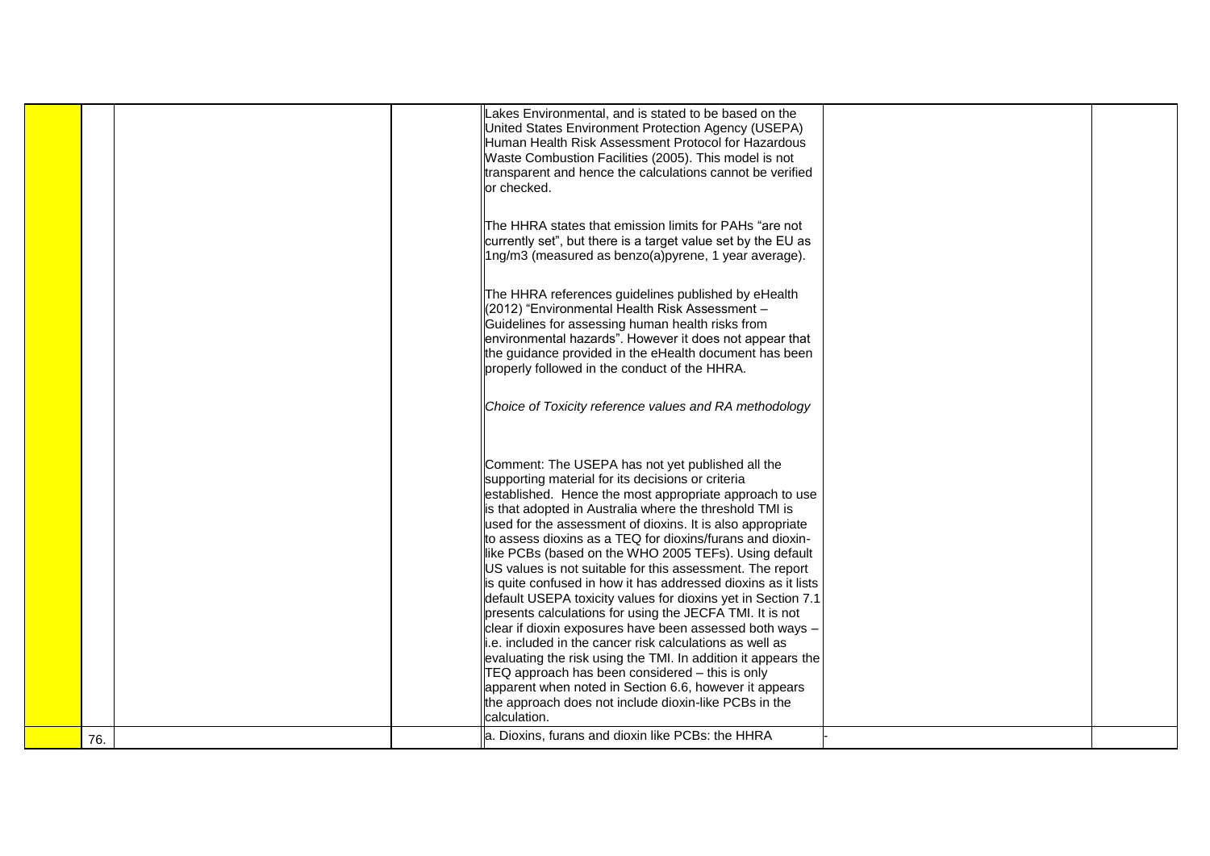| | | | | | | |
|---|---|---|---|---|---|---|
| | | | | Lakes Environmental, and is stated to be based on the United States Environment Protection Agency (USEPA) Human Health Risk Assessment Protocol for Hazardous Waste Combustion Facilities (2005). This model is not transparent and hence the calculations cannot be verified or checked.<br><br>The HHRA states that emission limits for PAHs "are not currently set", but there is a target value set by the EU as 1ng/m3 (measured as benzo(a)pyrene, 1 year average).<br><br>The HHRA references guidelines published by eHealth (2012) "Environmental Health Risk Assessment – Guidelines for assessing human health risks from environmental hazards". However it does not appear that the guidance provided in the eHealth document has been properly followed in the conduct of the HHRA.<br><br>*Choice of Toxicity reference values and RA methodology*<br><br>Comment: The USEPA has not yet published all the supporting material for its decisions or criteria established. Hence the most appropriate approach to use is that adopted in Australia where the threshold TMI is used for the assessment of dioxins. It is also appropriate to assess dioxins as a TEQ for dioxins/furans and dioxin-like PCBs (based on the WHO 2005 TEFs). Using default US values is not suitable for this assessment. The report is quite confused in how it has addressed dioxins as it lists default USEPA toxicity values for dioxins yet in Section 7.1 presents calculations for using the JECFA TMI. It is not clear if dioxin exposures have been assessed both ways – i.e. included in the cancer risk calculations as well as evaluating the risk using the TMI. In addition it appears the TEQ approach has been considered – this is only apparent when noted in Section 6.6, however it appears the approach does not include dioxin-like PCBs in the calculation. | | |
| | 76. | | | a. Dioxins, furans and dioxin like PCBs: the HHRA | - | |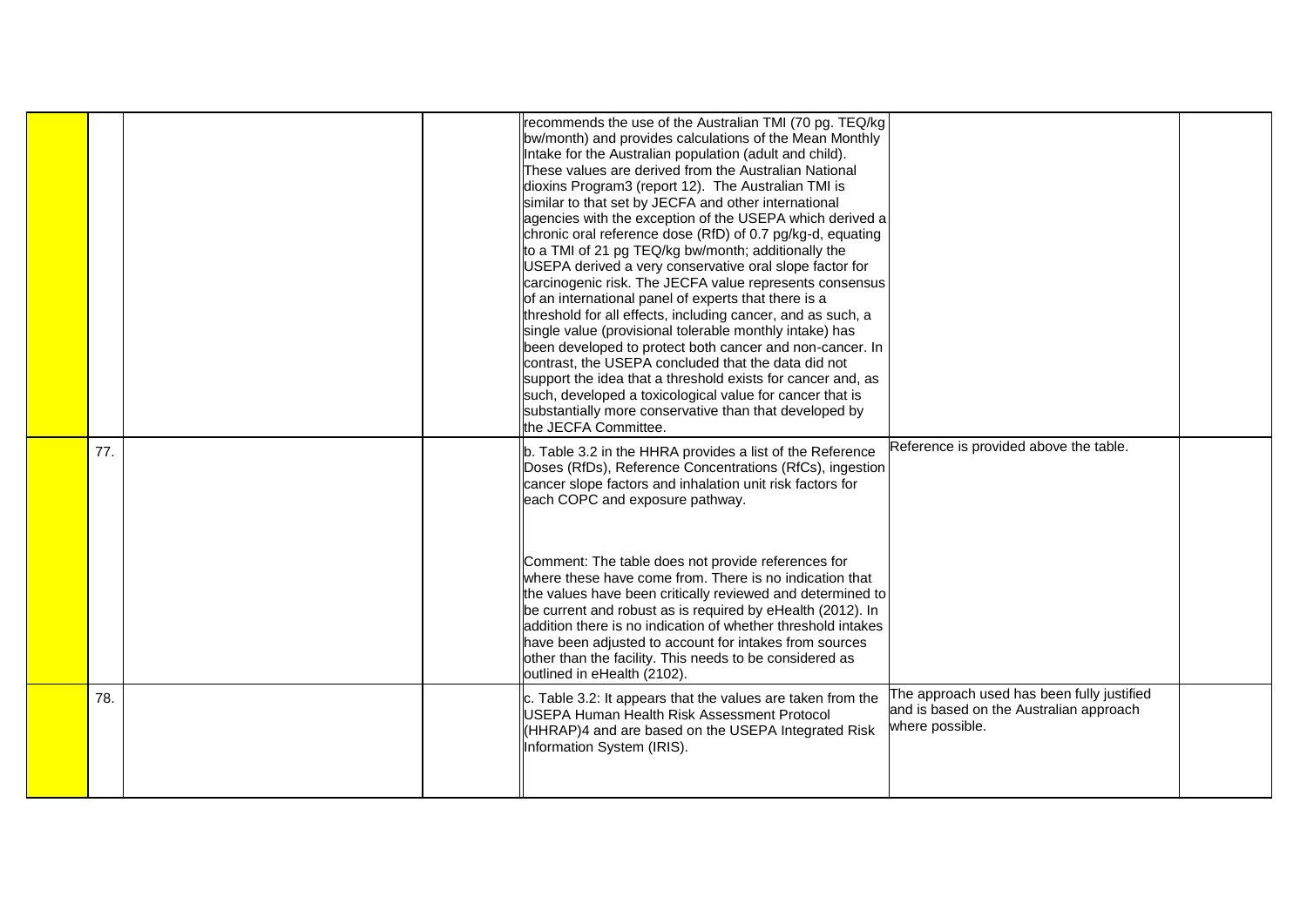| | | | | | | |
|---|---|---|---|---|---|---|
| | | | | recommends the use of the Australian TMI (70 pg. TEQ/kg bw/month) and provides calculations of the Mean Monthly Intake for the Australian population (adult and child). These values are derived from the Australian National dioxins Program3 (report 12). The Australian TMI is similar to that set by JECFA and other international agencies with the exception of the USEPA which derived a chronic oral reference dose (RfD) of 0.7 pg/kg-d, equating to a TMI of 21 pg TEQ/kg bw/month; additionally the USEPA derived a very conservative oral slope factor for carcinogenic risk. The JECFA value represents consensus of an international panel of experts that there is a threshold for all effects, including cancer, and as such, a single value (provisional tolerable monthly intake) has been developed to protect both cancer and non-cancer. In contrast, the USEPA concluded that the data did not support the idea that a threshold exists for cancer and, as such, developed a toxicological value for cancer that is substantially more conservative than that developed by the JECFA Committee. | | |
| | 77. | | | b. Table 3.2 in the HHRA provides a list of the Reference Doses (RfDs), Reference Concentrations (RfCs), ingestion cancer slope factors and inhalation unit risk factors for each COPC and exposure pathway.<br><br>Comment: The table does not provide references for where these have come from. There is no indication that the values have been critically reviewed and determined to be current and robust as is required by eHealth (2012). In addition there is no indication of whether threshold intakes have been adjusted to account for intakes from sources other than the facility. This needs to be considered as outlined in eHealth (2102). | Reference is provided above the table. | |
| | 78. | | | c. Table 3.2: It appears that the values are taken from the USEPA Human Health Risk Assessment Protocol (HHRAP)4 and are based on the USEPA Integrated Risk Information System (IRIS). | The approach used has been fully justified and is based on the Australian approach where possible. | |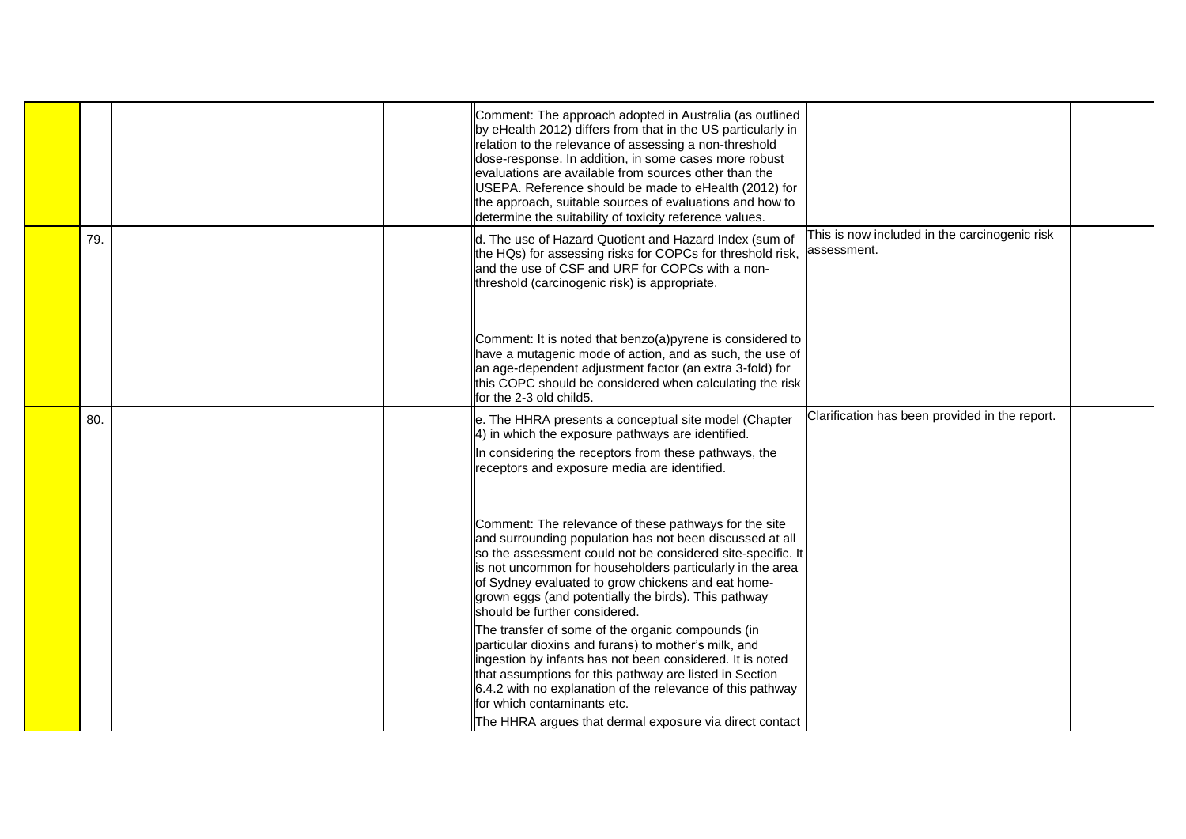| | | | | | | |
|---|---|---|---|---|---|---|
| | | | | Comment: The approach adopted in Australia (as outlined by eHealth 2012) differs from that in the US particularly in relation to the relevance of assessing a non-threshold dose-response. In addition, in some cases more robust evaluations are available from sources other than the USEPA. Reference should be made to eHealth (2012) for the approach, suitable sources of evaluations and how to determine the suitability of toxicity reference values. | | |
| | 79. | | | d. The use of Hazard Quotient and Hazard Index (sum of the HQs) for assessing risks for COPCs for threshold risk, and the use of CSF and URF for COPCs with a non-threshold (carcinogenic risk) is appropriate.<br><br>Comment: It is noted that benzo(a)pyrene is considered to have a mutagenic mode of action, and as such, the use of an age-dependent adjustment factor (an extra 3-fold) for this COPC should be considered when calculating the risk for the 2-3 old child5. | This is now included in the carcinogenic risk assessment. | |
| | 80. | | | e. The HHRA presents a conceptual site model (Chapter 4) in which the exposure pathways are identified.<br>In considering the receptors from these pathways, the receptors and exposure media are identified.<br><br>Comment: The relevance of these pathways for the site and surrounding population has not been discussed at all so the assessment could not be considered site-specific. It is not uncommon for householders particularly in the area of Sydney evaluated to grow chickens and eat home-grown eggs (and potentially the birds). This pathway should be further considered.<br>The transfer of some of the organic compounds (in particular dioxins and furans) to mother's milk, and ingestion by infants has not been considered. It is noted that assumptions for this pathway are listed in Section 6.4.2 with no explanation of the relevance of this pathway for which contaminants etc.<br>The HHRA argues that dermal exposure via direct contact | Clarification has been provided in the report. | |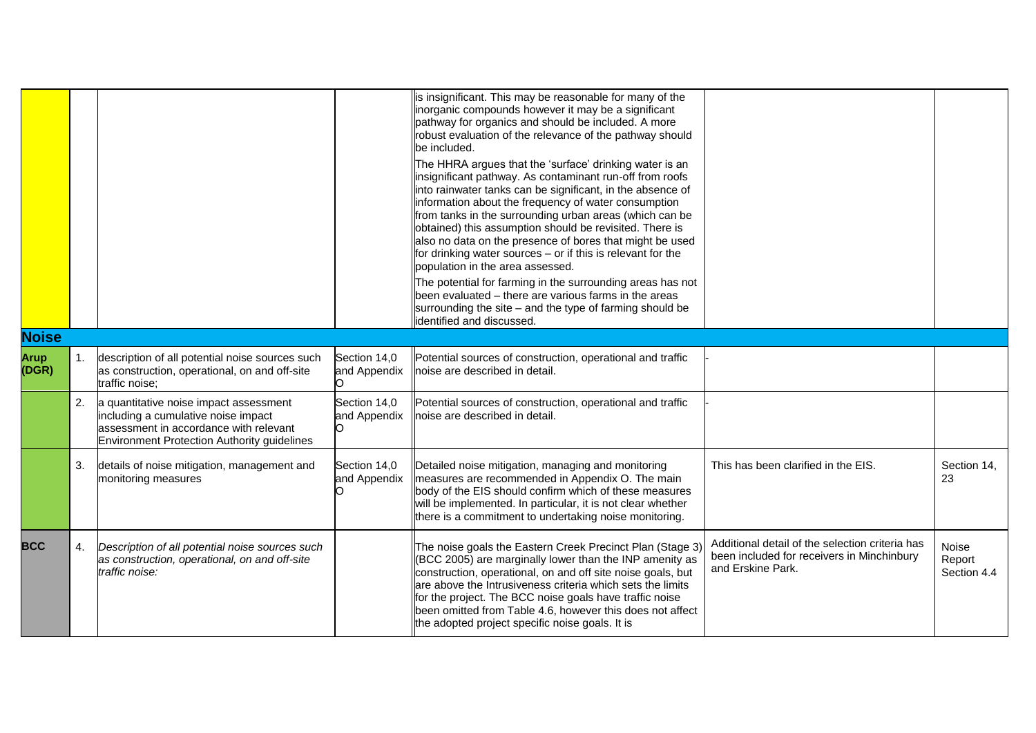| | | | | | | |
|---|---|---|---|---|---|---|
| | | | | is insignificant. This may be reasonable for many of the inorganic compounds however it may be a significant pathway for organics and should be included. A more robust evaluation of the relevance of the pathway should be included.<br><br>The HHRA argues that the 'surface' drinking water is an insignificant pathway. As contaminant run-off from roofs into rainwater tanks can be significant, in the absence of information about the frequency of water consumption from tanks in the surrounding urban areas (which can be obtained) this assumption should be revisited. There is also no data on the presence of bores that might be used for drinking water sources – or if this is relevant for the population in the area assessed.<br><br>The potential for farming in the surrounding areas has not been evaluated – there are various farms in the areas surrounding the site – and the type of farming should be identified and discussed. | | |
| **Noise** | | | | | | |
| **Arup (DGR)** | 1. | description of all potential noise sources such as construction, operational, on and off-site traffic noise; | Section 14,0 and Appendix O | Potential sources of construction, operational and traffic noise are described in detail. | - | |
| | 2. | a quantitative noise impact assessment including a cumulative noise impact assessment in accordance with relevant Environment Protection Authority guidelines | Section 14,0 and Appendix O | Potential sources of construction, operational and traffic noise are described in detail. | - | |
| | 3. | details of noise mitigation, management and monitoring measures | Section 14,0 and Appendix O | Detailed noise mitigation, managing and monitoring measures are recommended in Appendix O. The main body of the EIS should confirm which of these measures will be implemented. In particular, it is not clear whether there is a commitment to undertaking noise monitoring. | This has been clarified in the EIS. | Section 14, 23 |
| **BCC** | 4. | *Description of all potential noise sources such as construction, operational, on and off-site traffic noise:* | | The noise goals the Eastern Creek Precinct Plan (Stage 3) (BCC 2005) are marginally lower than the INP amenity as construction, operational, on and off site noise goals, but are above the Intrusiveness criteria which sets the limits for the project. The BCC noise goals have traffic noise been omitted from Table 4.6, however this does not affect the adopted project specific noise goals. It is | Additional detail of the selection criteria has been included for receivers in Minchinbury and Erskine Park. | Noise Report Section 4.4 |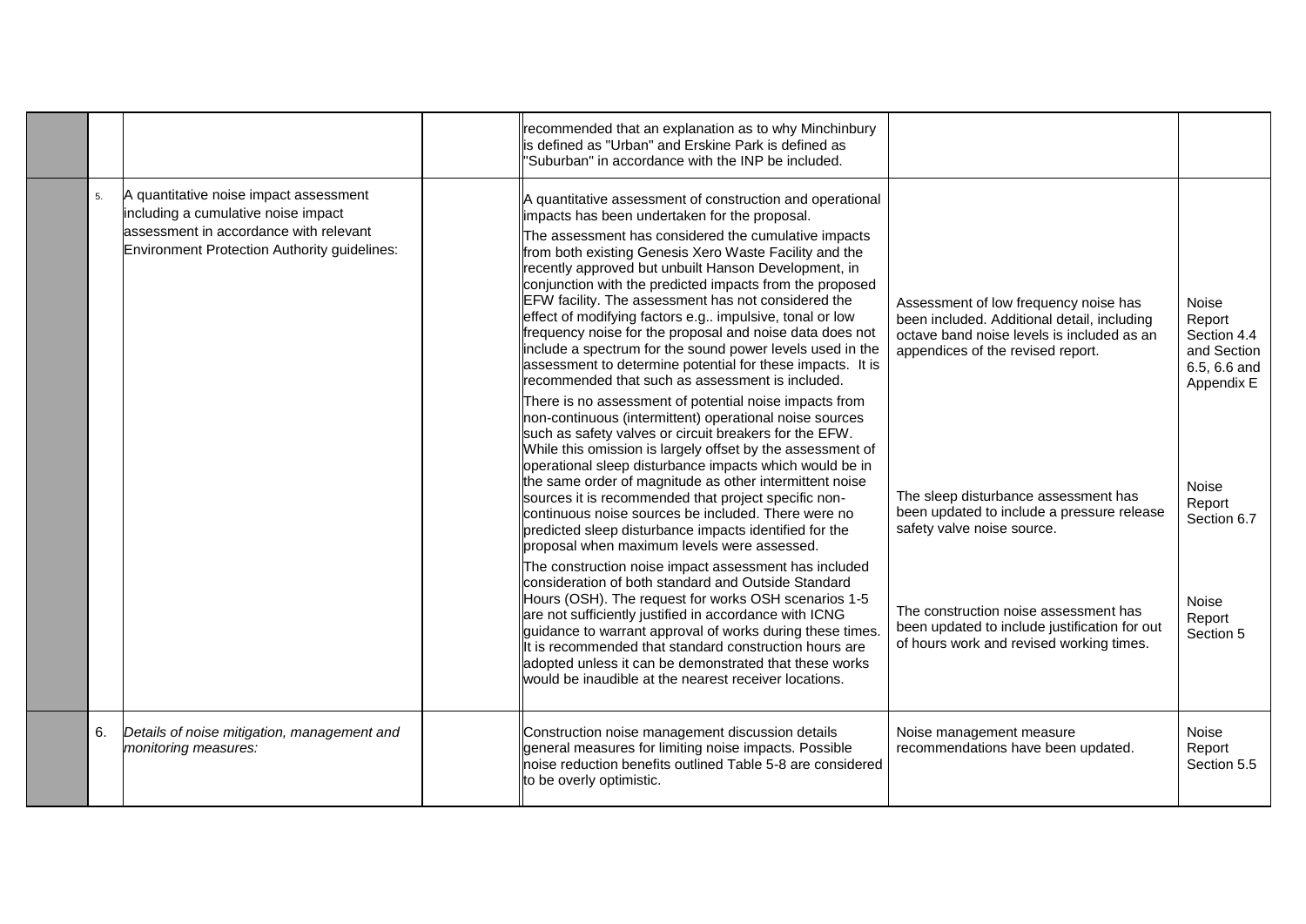| | | | | | |
|---|---|---|---|---|---|
| | | | | recommended that an explanation as to why Minchinbury is defined as "Urban" and Erskine Park is defined as "Suburban" in accordance with the INP be included. | | |
| | 5. | A quantitative noise impact assessment including a cumulative noise impact assessment in accordance with relevant Environment Protection Authority guidelines: | | A quantitative assessment of construction and operational impacts has been undertaken for the proposal.<br><br>The assessment has considered the cumulative impacts from both existing Genesis Xero Waste Facility and the recently approved but unbuilt Hanson Development, in conjunction with the predicted impacts from the proposed EFW facility. The assessment has not considered the effect of modifying factors e.g.. impulsive, tonal or low frequency noise for the proposal and noise data does not include a spectrum for the sound power levels used in the assessment to determine potential for these impacts. It is recommended that such as assessment is included. | Assessment of low frequency noise has been included. Additional detail, including octave band noise levels is included as an appendices of the revised report. | Noise Report Section 4.4 and Section 6.5, 6.6 and Appendix E |
| | | | | There is no assessment of potential noise impacts from non-continuous (intermittent) operational noise sources such as safety valves or circuit breakers for the EFW. While this omission is largely offset by the assessment of operational sleep disturbance impacts which would be in the same order of magnitude as other intermittent noise sources it is recommended that project specific non-continuous noise sources be included. There were no predicted sleep disturbance impacts identified for the proposal when maximum levels were assessed. | The sleep disturbance assessment has been updated to include a pressure release safety valve noise source. | Noise Report Section 6.7 |
| | | | | The construction noise impact assessment has included consideration of both standard and Outside Standard Hours (OSH). The request for works OSH scenarios 1-5 are not sufficiently justified in accordance with ICNG guidance to warrant approval of works during these times. It is recommended that standard construction hours are adopted unless it can be demonstrated that these works would be inaudible at the nearest receiver locations. | The construction noise assessment has been updated to include justification for out of hours work and revised working times. | Noise Report Section 5 |
| | 6. | *Details of noise mitigation, management and monitoring measures:* | | Construction noise management discussion details general measures for limiting noise impacts. Possible noise reduction benefits outlined Table 5-8 are considered to be overly optimistic. | Noise management measure recommendations have been updated. | Noise Report Section 5.5 |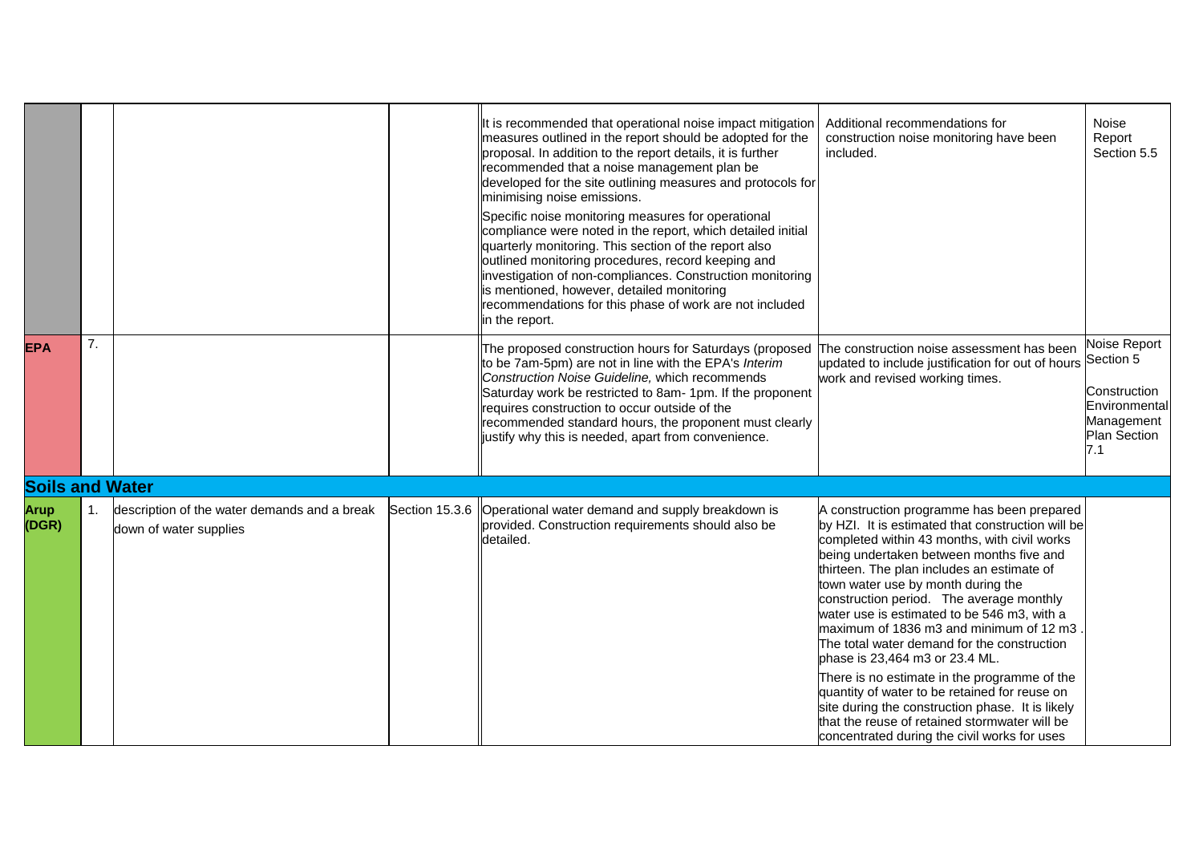| | | | | | | |
|---|---|---|---|---|---|---|
| | | | | It is recommended that operational noise impact mitigation measures outlined in the report should be adopted for the proposal. In addition to the report details, it is further recommended that a noise management plan be developed for the site outlining measures and protocols for minimising noise emissions.<br><br>Specific noise monitoring measures for operational compliance were noted in the report, which detailed initial quarterly monitoring. This section of the report also outlined monitoring procedures, record keeping and investigation of non-compliances. Construction monitoring is mentioned, however, detailed monitoring recommendations for this phase of work are not included in the report. | Additional recommendations for construction noise monitoring have been included. | Noise Report Section 5.5 |
| **EPA** | 7. | | | The proposed construction hours for Saturdays (proposed to be 7am-5pm) are not in line with the EPA's *Interim Construction Noise Guideline,* which recommends Saturday work be restricted to 8am- 1pm. If the proponent requires construction to occur outside of the recommended standard hours, the proponent must clearly justify why this is needed, apart from convenience. | The construction noise assessment has been updated to include justification for out of hours work and revised working times. | Noise Report Section 5<br><br>Construction Environmental Management Plan Section 7.1 |
| **Soils and Water** | | | | | | |
| **Arup (DGR)** | 1. | description of the water demands and a break down of water supplies | Section 15.3.6 | Operational water demand and supply breakdown is provided. Construction requirements should also be detailed. | A construction programme has been prepared by HZI. It is estimated that construction will be completed within 43 months, with civil works being undertaken between months five and thirteen. The plan includes an estimate of town water use by month during the construction period. The average monthly water use is estimated to be 546 m3, with a maximum of 1836 m3 and minimum of 12 m3 . The total water demand for the construction phase is 23,464 m3 or 23.4 ML.<br><br>There is no estimate in the programme of the quantity of water to be retained for reuse on site during the construction phase. It is likely that the reuse of retained stormwater will be concentrated during the civil works for uses | |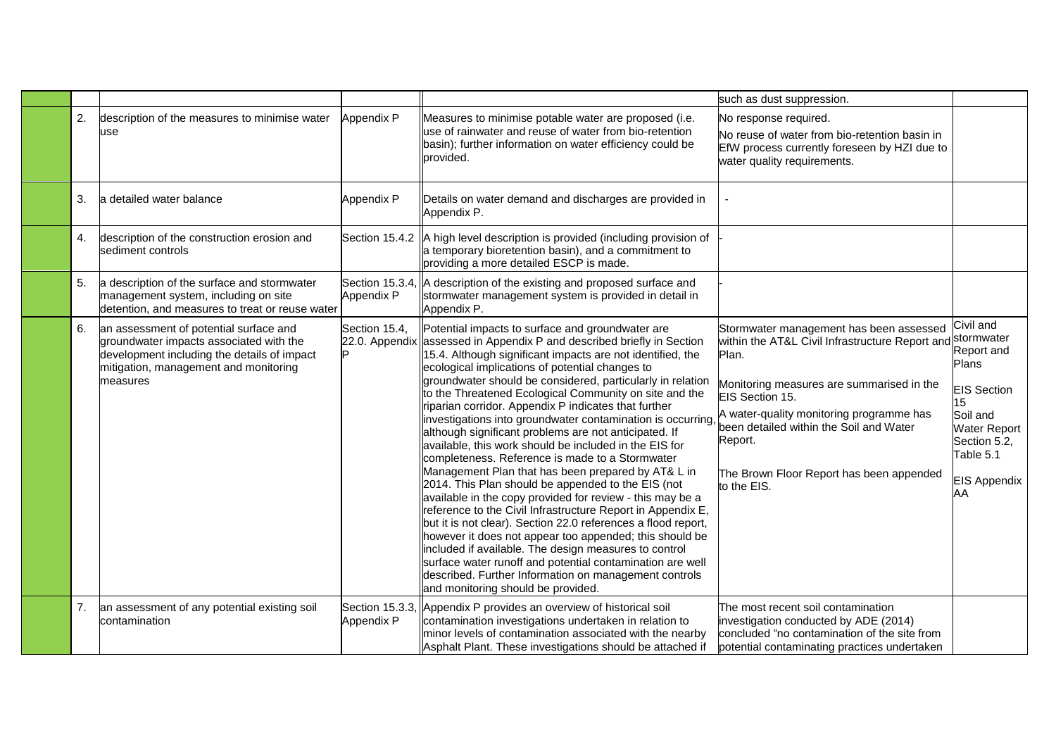| | | | | | | |
|---|---|---|---|---|---|---|
| | | | | | such as dust suppression. | |
| | 2. | description of the measures to minimise water use | Appendix P | Measures to minimise potable water are proposed (i.e. use of rainwater and reuse of water from bio-retention basin); further information on water efficiency could be provided. | No response required.<br>No reuse of water from bio-retention basin in EfW process currently foreseen by HZI due to water quality requirements. | |
| | 3. | a detailed water balance | Appendix P | Details on water demand and discharges are provided in Appendix P. | - | |
| | 4. | description of the construction erosion and sediment controls | Section 15.4.2 | A high level description is provided (including provision of a temporary bioretention basin), and a commitment to providing a more detailed ESCP is made. | - | |
| | 5. | a description of the surface and stormwater management system, including on site detention, and measures to treat or reuse water | Section 15.3.4, Appendix P | A description of the existing and proposed surface and stormwater management system is provided in detail in Appendix P. | - | |
| | 6. | an assessment of potential surface and groundwater impacts associated with the development including the details of impact mitigation, management and monitoring measures | Section 15.4, 22.0. Appendix P | Potential impacts to surface and groundwater are assessed in Appendix P and described briefly in Section 15.4. Although significant impacts are not identified, the ecological implications of potential changes to groundwater should be considered, particularly in relation to the Threatened Ecological Community on site and the riparian corridor. Appendix P indicates that further investigations into groundwater contamination is occurring, although significant problems are not anticipated. If available, this work should be included in the EIS for completeness. Reference is made to a Stormwater Management Plan that has been prepared by AT& L in 2014. This Plan should be appended to the EIS (not available in the copy provided for review - this may be a reference to the Civil Infrastructure Report in Appendix E, but it is not clear). Section 22.0 references a flood report, however it does not appear too appended; this should be included if available. The design measures to control surface water runoff and potential contamination are well described. Further Information on management controls and monitoring should be provided. | Stormwater management has been assessed within the AT&L Civil Infrastructure Report and Plan.<br><br>Monitoring measures are summarised in the EIS Section 15.<br>A water-quality monitoring programme has been detailed within the Soil and Water Report.<br><br>The Brown Floor Report has been appended to the EIS. | Civil and stormwater Report and Plans<br><br>EIS Section 15<br>Soil and Water Report Section 5.2, Table 5.1<br><br>EIS Appendix AA |
| | 7. | an assessment of any potential existing soil contamination | Section 15.3.3, Appendix P | Appendix P provides an overview of historical soil contamination investigations undertaken in relation to minor levels of contamination associated with the nearby Asphalt Plant. These investigations should be attached if | The most recent soil contamination investigation conducted by ADE (2014) concluded "no contamination of the site from potential contaminating practices undertaken | |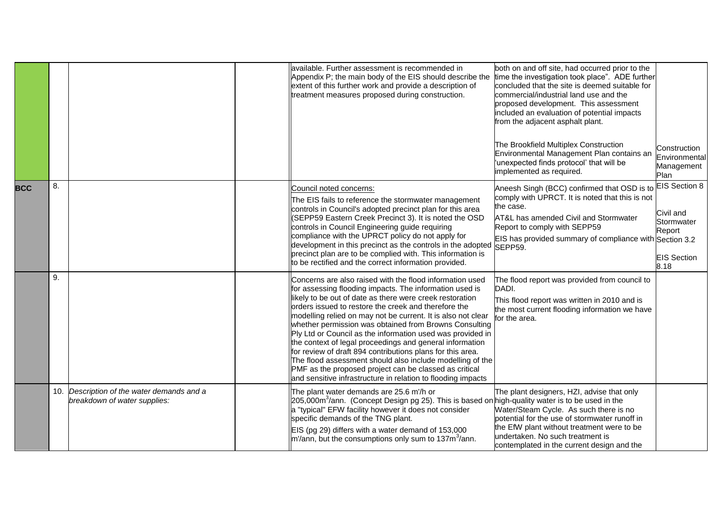| | | | | | | |
|---|---|---|---|---|---|---|
| | | | | available. Further assessment is recommended in Appendix P; the main body of the EIS should describe the extent of this further work and provide a description of treatment measures proposed during construction. | both on and off site, had occurred prior to the time the investigation took place". ADE further concluded that the site is deemed suitable for commercial/industrial land use and the proposed development. This assessment included an evaluation of potential impacts from the adjacent asphalt plant.<br><br>The Brookfield Multiplex Construction Environmental Management Plan contains an 'unexpected finds protocol' that will be implemented as required. | Construction Environmental Management Plan |
| **BCC** | 8. | | | Council noted concerns:<br>The EIS fails to reference the stormwater management controls in Council's adopted precinct plan for this area (SEPP59 Eastern Creek Precinct 3). It is noted the OSD controls in Council Engineering guide requiring compliance with the UPRCT policy do not apply for development in this precinct as the controls in the adopted precinct plan are to be complied with. This information is to be rectified and the correct information provided. | Aneesh Singh (BCC) confirmed that OSD is to comply with UPRCT. It is noted that this is not the case.<br>AT&L has amended Civil and Stormwater Report to comply with SEPP59<br>EIS has provided summary of compliance with SEPP59. | EIS Section 8<br><br>Civil and Stormwater Report Section 3.2<br><br>EIS Section 8.18 |
| | 9. | | | Concerns are also raised with the flood information used for assessing flooding impacts. The information used is likely to be out of date as there were creek restoration orders issued to restore the creek and therefore the modelling relied on may not be current. It is also not clear whether permission was obtained from Browns Consulting Ply Ltd or Council as the information used was provided in the context of legal proceedings and general information for review of draft 894 contributions plans for this area. The flood assessment should also include modelling of the PMF as the proposed project can be classed as critical and sensitive infrastructure in relation to flooding impacts | The flood report was provided from council to DADI.<br>This flood report was written in 2010 and is the most current flooding information we have for the area. | |
| | 10. | *Description of the water demands and a breakdown of water supplies:* | | The plant water demands are 25.6 m'/h or 205,000m$^3$/ann. (Concept Design pg 25). This is based on a "typical" EFW facility however it does not consider specific demands of the TNG plant.<br>EIS (pg 29) differs with a water demand of 153,000 m'/ann, but the consumptions only sum to 137m$^3$/ann. | The plant designers, HZI, advise that only high-quality water is to be used in the Water/Steam Cycle. As such there is no potential for the use of stormwater runoff in the EfW plant without treatment were to be undertaken. No such treatment is contemplated in the current design and the | |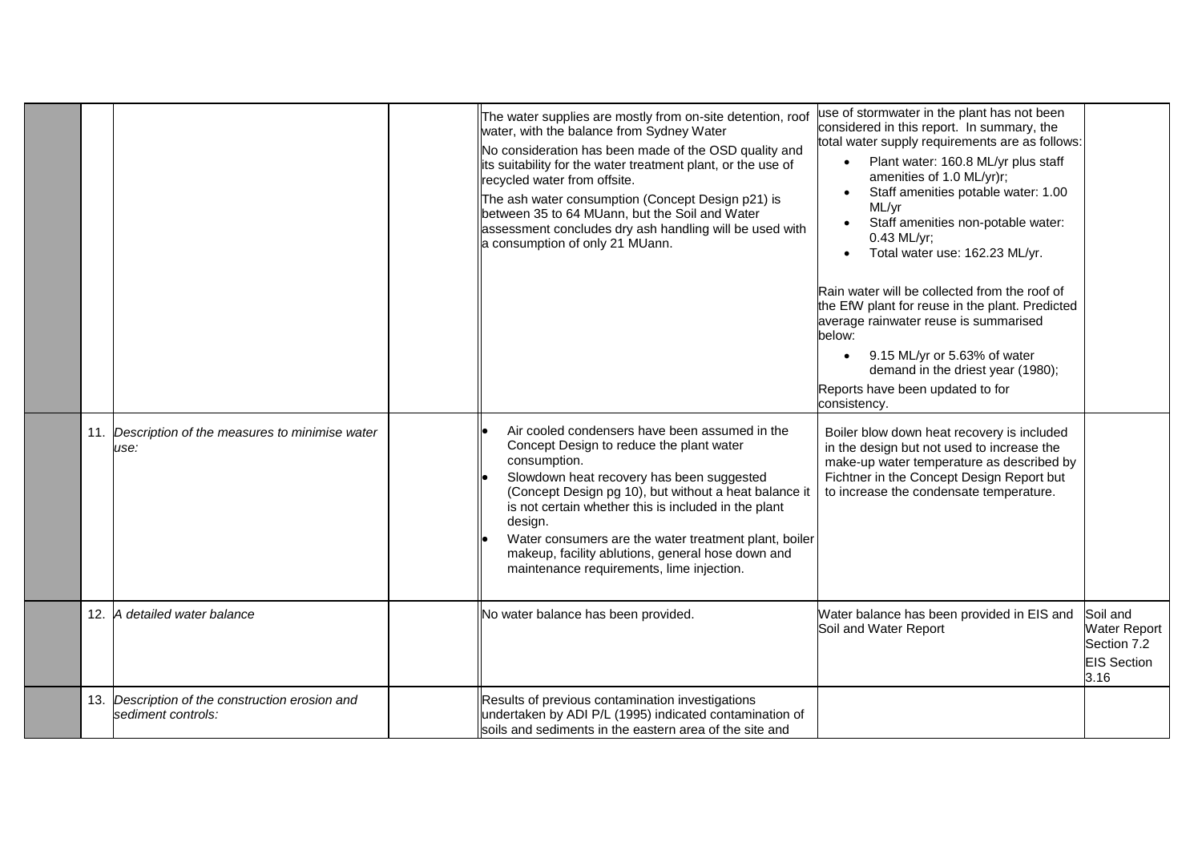|  |  |  |  | The water supplies are mostly from on-site detention, roof water, with the balance from Sydney Water<br>No consideration has been made of the OSD quality and its suitability for the water treatment plant, or the use of recycled water from offsite.<br>The ash water consumption (Concept Design p21) is between 35 to 64 MUann, but the Soil and Water assessment concludes dry ash handling will be used with a consumption of only 21 MUann. | use of stormwater in the plant has not been considered in this report. In summary, the total water supply requirements are as follows:<br>• Plant water: 160.8 ML/yr plus staff amenities of 1.0 ML/yr)r;<br>• Staff amenities potable water: 1.00 ML/yr<br>• Staff amenities non-potable water: 0.43 ML/yr;<br>• Total water use: 162.23 ML/yr.<br><br>Rain water will be collected from the roof of the EfW plant for reuse in the plant. Predicted average rainwater reuse is summarised below:<br>• 9.15 ML/yr or 5.63% of water demand in the driest year (1980);<br>Reports have been updated to for consistency. |  |
|---|---|---|---|---|---|---|
|  | 11. | *Description of the measures to minimise water use:* |  | • Air cooled condensers have been assumed in the Concept Design to reduce the plant water consumption.<br>• Slowdown heat recovery has been suggested (Concept Design pg 10), but without a heat balance it is not certain whether this is included in the plant design.<br>• Water consumers are the water treatment plant, boiler makeup, facility ablutions, general hose down and maintenance requirements, lime injection. | Boiler blow down heat recovery is included in the design but not used to increase the make-up water temperature as described by Fichtner in the Concept Design Report but to increase the condensate temperature. |  |
|  | 12. | *A detailed water balance* |  | No water balance has been provided. | Water balance has been provided in EIS and Soil and Water Report | Soil and Water Report Section 7.2<br>EIS Section 3.16 |
|  | 13. | *Description of the construction erosion and sediment controls:* |  | Results of previous contamination investigations undertaken by ADI P/L (1995) indicated contamination of soils and sediments in the eastern area of the site and |  |  |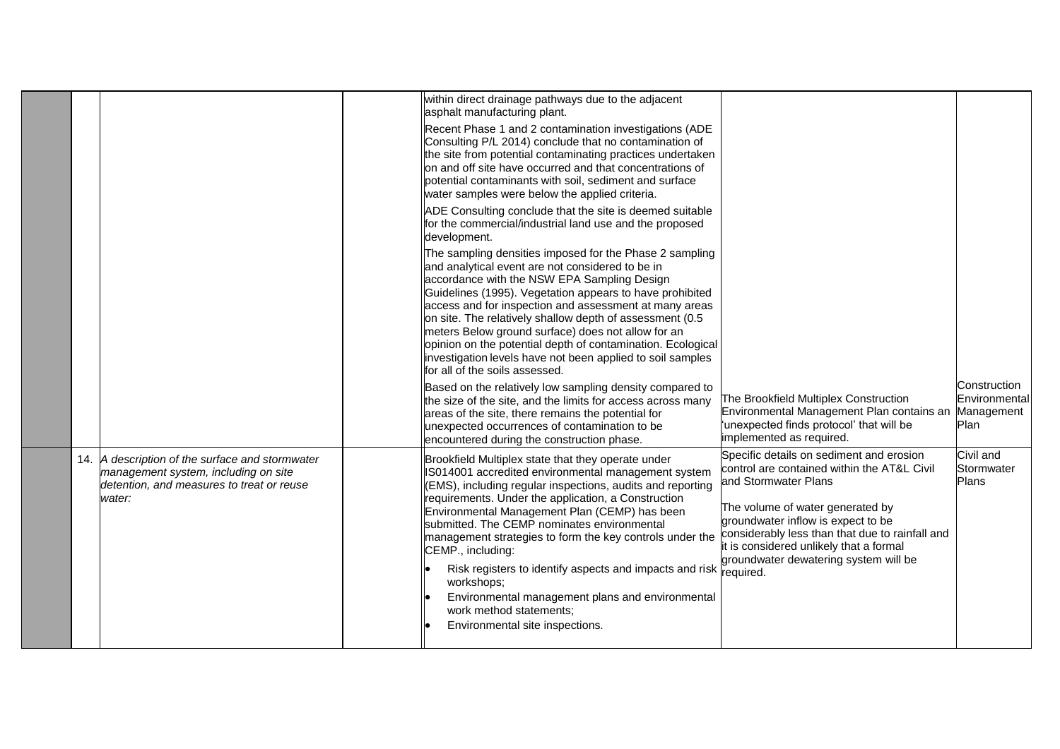|  |  |  |  |  |  |  |
|---|---|---|---|---|---|---|
|  |  |  |  | within direct drainage pathways due to the adjacent asphalt manufacturing plant.<br><br>Recent Phase 1 and 2 contamination investigations (ADE Consulting P/L 2014) conclude that no contamination of the site from potential contaminating practices undertaken on and off site have occurred and that concentrations of potential contaminants with soil, sediment and surface water samples were below the applied criteria.<br><br>ADE Consulting conclude that the site is deemed suitable for the commercial/industrial land use and the proposed development.<br><br>The sampling densities imposed for the Phase 2 sampling and analytical event are not considered to be in accordance with the NSW EPA Sampling Design Guidelines (1995). Vegetation appears to have prohibited access and for inspection and assessment at many areas on site. The relatively shallow depth of assessment (0.5 meters Below ground surface) does not allow for an opinion on the potential depth of contamination. Ecological investigation levels have not been applied to soil samples for all of the soils assessed.<br><br>Based on the relatively low sampling density compared to the size of the site, and the limits for access across many areas of the site, there remains the potential for unexpected occurrences of contamination to be encountered during the construction phase. | The Brookfield Multiplex Construction Environmental Management Plan contains an 'unexpected finds protocol' that will be implemented as required. | Construction Environmental Management Plan |
|  | 14. | *A description of the surface and stormwater management system, including on site detention, and measures to treat or reuse water:* |  | Brookfield Multiplex state that they operate under IS014001 accredited environmental management system (EMS), including regular inspections, audits and reporting requirements. Under the application, a Construction Environmental Management Plan (CEMP) has been submitted. The CEMP nominates environmental management strategies to form the key controls under the CEMP., including:<br><br>• Risk registers to identify aspects and impacts and risk workshops;<br>• Environmental management plans and environmental work method statements;<br>• Environmental site inspections. | Specific details on sediment and erosion control are contained within the AT&L Civil and Stormwater Plans<br><br>The volume of water generated by groundwater inflow is expect to be considerably less than that due to rainfall and it is considered unlikely that a formal groundwater dewatering system will be required. | Civil and Stormwater Plans |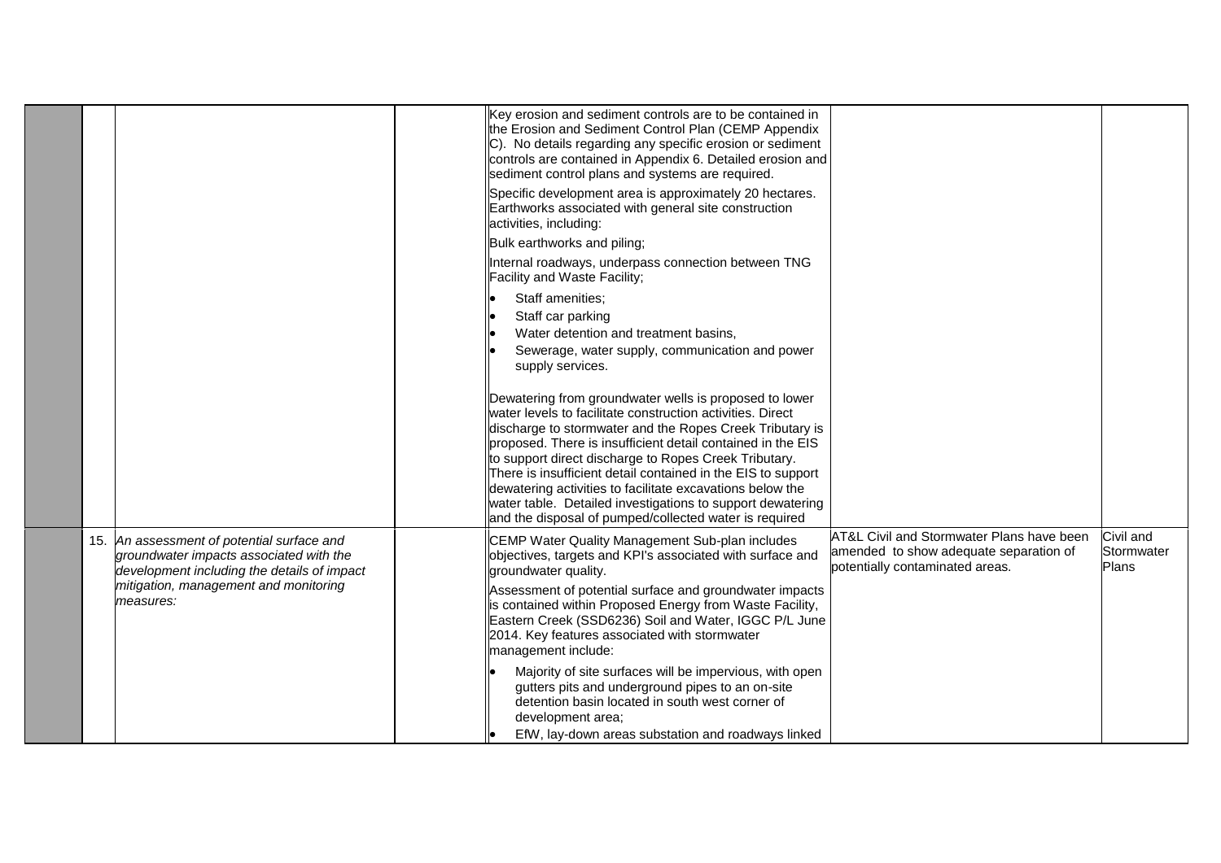| | | | | | | |
|---|---|---|---|---|---|---|
| | | | | Key erosion and sediment controls are to be contained in the Erosion and Sediment Control Plan (CEMP Appendix C). No details regarding any specific erosion or sediment controls are contained in Appendix 6. Detailed erosion and sediment control plans and systems are required.<br><br>Specific development area is approximately 20 hectares. Earthworks associated with general site construction activities, including:<br><br>Bulk earthworks and piling;<br><br>Internal roadways, underpass connection between TNG Facility and Waste Facility;<br><br>• Staff amenities;<br>• Staff car parking<br>• Water detention and treatment basins,<br>• Sewerage, water supply, communication and power supply services.<br><br>Dewatering from groundwater wells is proposed to lower water levels to facilitate construction activities. Direct discharge to stormwater and the Ropes Creek Tributary is proposed. There is insufficient detail contained in the EIS to support direct discharge to Ropes Creek Tributary. There is insufficient detail contained in the EIS to support dewatering activities to facilitate excavations below the water table. Detailed investigations to support dewatering and the disposal of pumped/collected water is required | | |
| | 15. | *An assessment of potential surface and groundwater impacts associated with the development including the details of impact mitigation, management and monitoring measures:* | | CEMP Water Quality Management Sub-plan includes objectives, targets and KPI's associated with surface and groundwater quality.<br><br>Assessment of potential surface and groundwater impacts is contained within Proposed Energy from Waste Facility, Eastern Creek (SSD6236) Soil and Water, IGGC P/L June 2014. Key features associated with stormwater management include:<br><br>• Majority of site surfaces will be impervious, with open gutters pits and underground pipes to an on-site detention basin located in south west corner of development area;<br>• EfW, lay-down areas substation and roadways linked | AT&L Civil and Stormwater Plans have been amended to show adequate separation of potentially contaminated areas. | Civil and Stormwater Plans |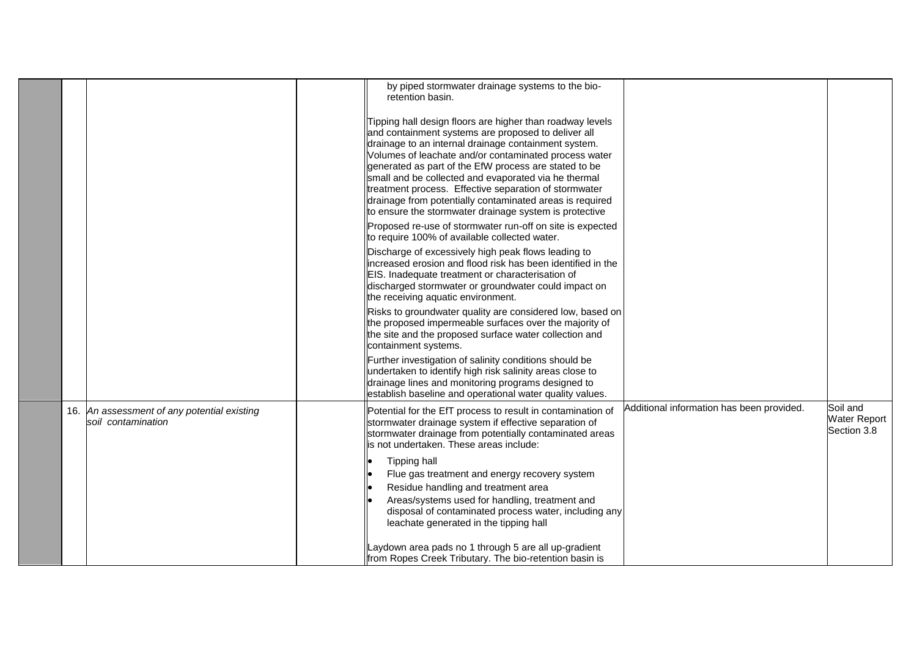| | | | | | | |
|---|---|---|---|---|---|---|
| | | | | by piped stormwater drainage systems to the bio-retention basin.<br><br>Tipping hall design floors are higher than roadway levels and containment systems are proposed to deliver all drainage to an internal drainage containment system. Volumes of leachate and/or contaminated process water generated as part of the EfW process are stated to be small and be collected and evaporated via he thermal treatment process. Effective separation of stormwater drainage from potentially contaminated areas is required to ensure the stormwater drainage system is protective<br><br>Proposed re-use of stormwater run-off on site is expected to require 100% of available collected water.<br><br>Discharge of excessively high peak flows leading to increased erosion and flood risk has been identified in the EIS. Inadequate treatment or characterisation of discharged stormwater or groundwater could impact on the receiving aquatic environment.<br><br>Risks to groundwater quality are considered low, based on the proposed impermeable surfaces over the majority of the site and the proposed surface water collection and containment systems.<br><br>Further investigation of salinity conditions should be undertaken to identify high risk salinity areas close to drainage lines and monitoring programs designed to establish baseline and operational water quality values. | | |
| | 16. | *An assessment of any potential existing soil contamination* | | Potential for the EfT process to result in contamination of stormwater drainage system if effective separation of stormwater drainage from potentially contaminated areas is not undertaken. These areas include:<br><br>• Tipping hall<br>• Flue gas treatment and energy recovery system<br>• Residue handling and treatment area<br>• Areas/systems used for handling, treatment and disposal of contaminated process water, including any leachate generated in the tipping hall<br><br>Laydown area pads no 1 through 5 are all up-gradient from Ropes Creek Tributary. The bio-retention basin is | Additional information has been provided. | Soil and Water Report Section 3.8 |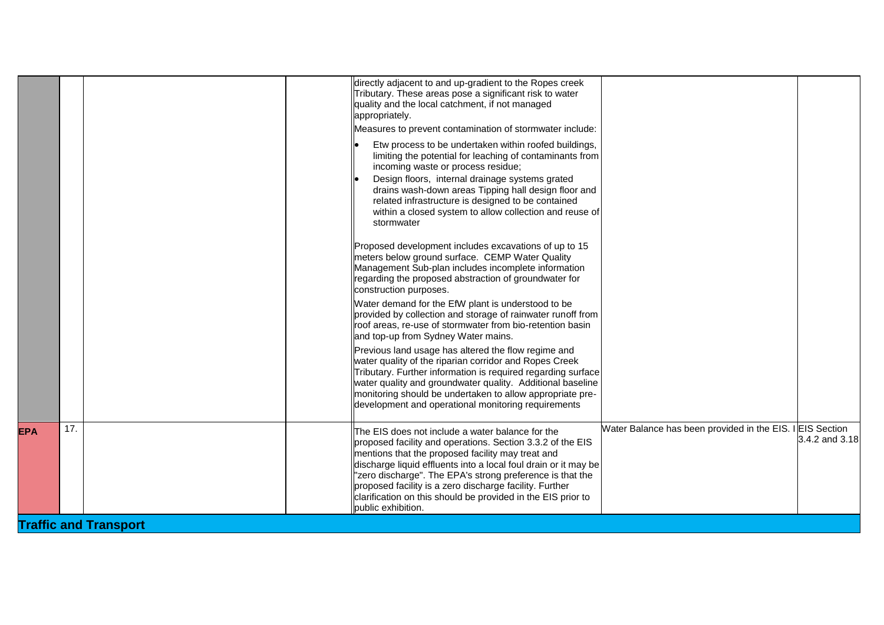| | | | | | | |
|---|---|---|---|---|---|---|
| | | | | directly adjacent to and up-gradient to the Ropes creek Tributary. These areas pose a significant risk to water quality and the local catchment, if not managed appropriately.<br><br>Measures to prevent contamination of stormwater include:<br><br>• Etw process to be undertaken within roofed buildings, limiting the potential for leaching of contaminants from incoming waste or process residue;<br>• Design floors, internal drainage systems grated drains wash-down areas Tipping hall design floor and related infrastructure is designed to be contained within a closed system to allow collection and reuse of stormwater<br><br>Proposed development includes excavations of up to 15 meters below ground surface. CEMP Water Quality Management Sub-plan includes incomplete information regarding the proposed abstraction of groundwater for construction purposes.<br><br>Water demand for the EfW plant is understood to be provided by collection and storage of rainwater runoff from roof areas, re-use of stormwater from bio-retention basin and top-up from Sydney Water mains.<br><br>Previous land usage has altered the flow regime and water quality of the riparian corridor and Ropes Creek Tributary. Further information is required regarding surface water quality and groundwater quality. Additional baseline monitoring should be undertaken to allow appropriate pre-development and operational monitoring requirements | | |
| **EPA** | 17. | | | The EIS does not include a water balance for the proposed facility and operations. Section 3.3.2 of the EIS mentions that the proposed facility may treat and discharge liquid effluents into a local foul drain or it may be "zero discharge". The EPA's strong preference is that the proposed facility is a zero discharge facility. Further clarification on this should be provided in the EIS prior to public exhibition. | Water Balance has been provided in the EIS. I | EIS Section 3.4.2 and 3.18 |

## Traffic and Transport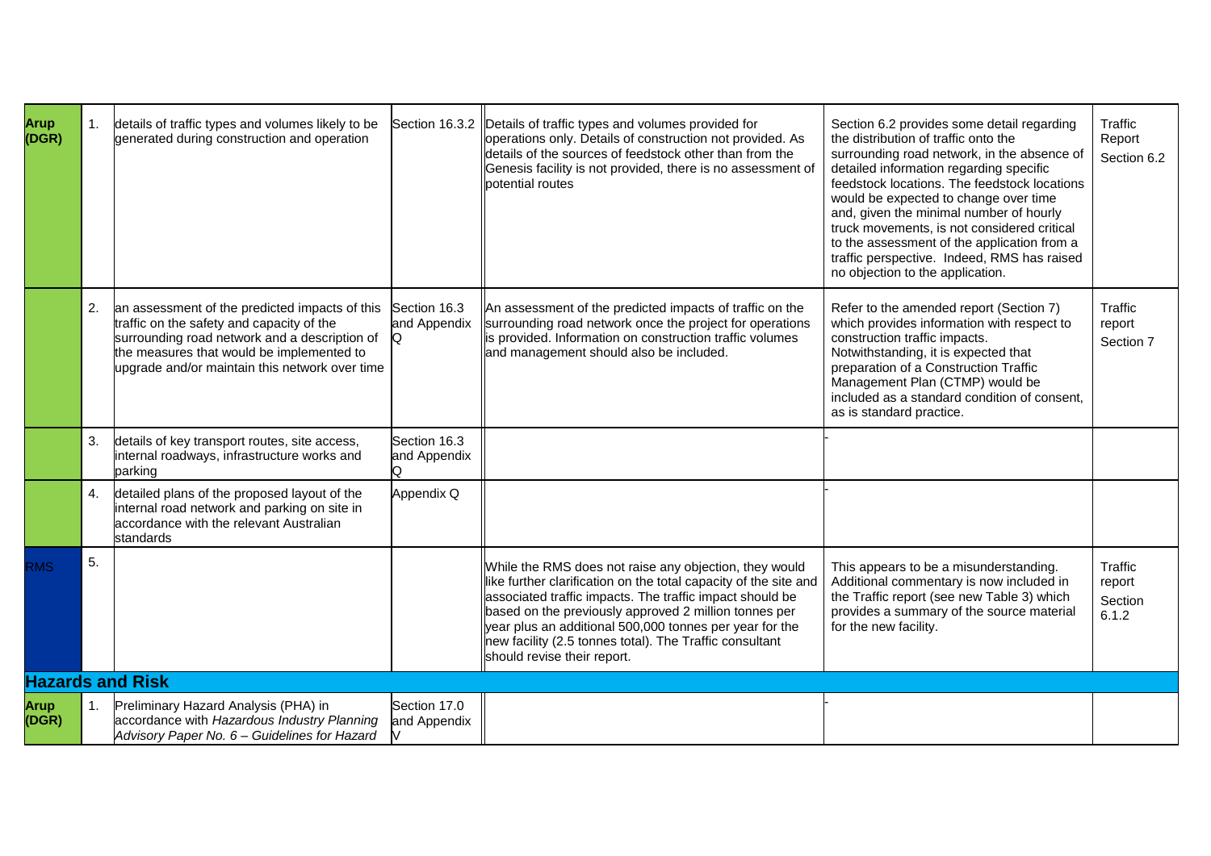| | | | | | | |
|---|---|---|---|---|---|---|
| **Arup (DGR)** | 1. | details of traffic types and volumes likely to be generated during construction and operation | Section 16.3.2 | Details of traffic types and volumes provided for operations only. Details of construction not provided. As details of the sources of feedstock other than from the Genesis facility is not provided, there is no assessment of potential routes | Section 6.2 provides some detail regarding the distribution of traffic onto the surrounding road network, in the absence of detailed information regarding specific feedstock locations. The feedstock locations would be expected to change over time and, given the minimal number of hourly truck movements, is not considered critical to the assessment of the application from a traffic perspective. Indeed, RMS has raised no objection to the application. | Traffic Report Section 6.2 |
| | 2. | an assessment of the predicted impacts of this traffic on the safety and capacity of the surrounding road network and a description of the measures that would be implemented to upgrade and/or maintain this network over time | Section 16.3 and Appendix Q | An assessment of the predicted impacts of traffic on the surrounding road network once the project for operations is provided. Information on construction traffic volumes and management should also be included. | Refer to the amended report (Section 7) which provides information with respect to construction traffic impacts. Notwithstanding, it is expected that preparation of a Construction Traffic Management Plan (CTMP) would be included as a standard condition of consent, as is standard practice. | Traffic report Section 7 |
| | 3. | details of key transport routes, site access, internal roadways, infrastructure works and parking | Section 16.3 and Appendix Q | | - | |
| | 4. | detailed plans of the proposed layout of the internal road network and parking on site in accordance with the relevant Australian standards | Appendix Q | | - | |
| RMS | 5. | | | While the RMS does not raise any objection, they would like further clarification on the total capacity of the site and associated traffic impacts. The traffic impact should be based on the previously approved 2 million tonnes per year plus an additional 500,000 tonnes per year for the new facility (2.5 tonnes total). The Traffic consultant should revise their report. | This appears to be a misunderstanding. Additional commentary is now included in the Traffic report (see new Table 3) which provides a summary of the source material for the new facility. | Traffic report Section 6.1.2 |
| **Hazards and Risk** | | | | | | |
| **Arup (DGR)** | 1. | Preliminary Hazard Analysis (PHA) in accordance with *Hazardous Industry Planning Advisory Paper No. 6 – Guidelines for Hazard* | Section 17.0 and Appendix V | | - | |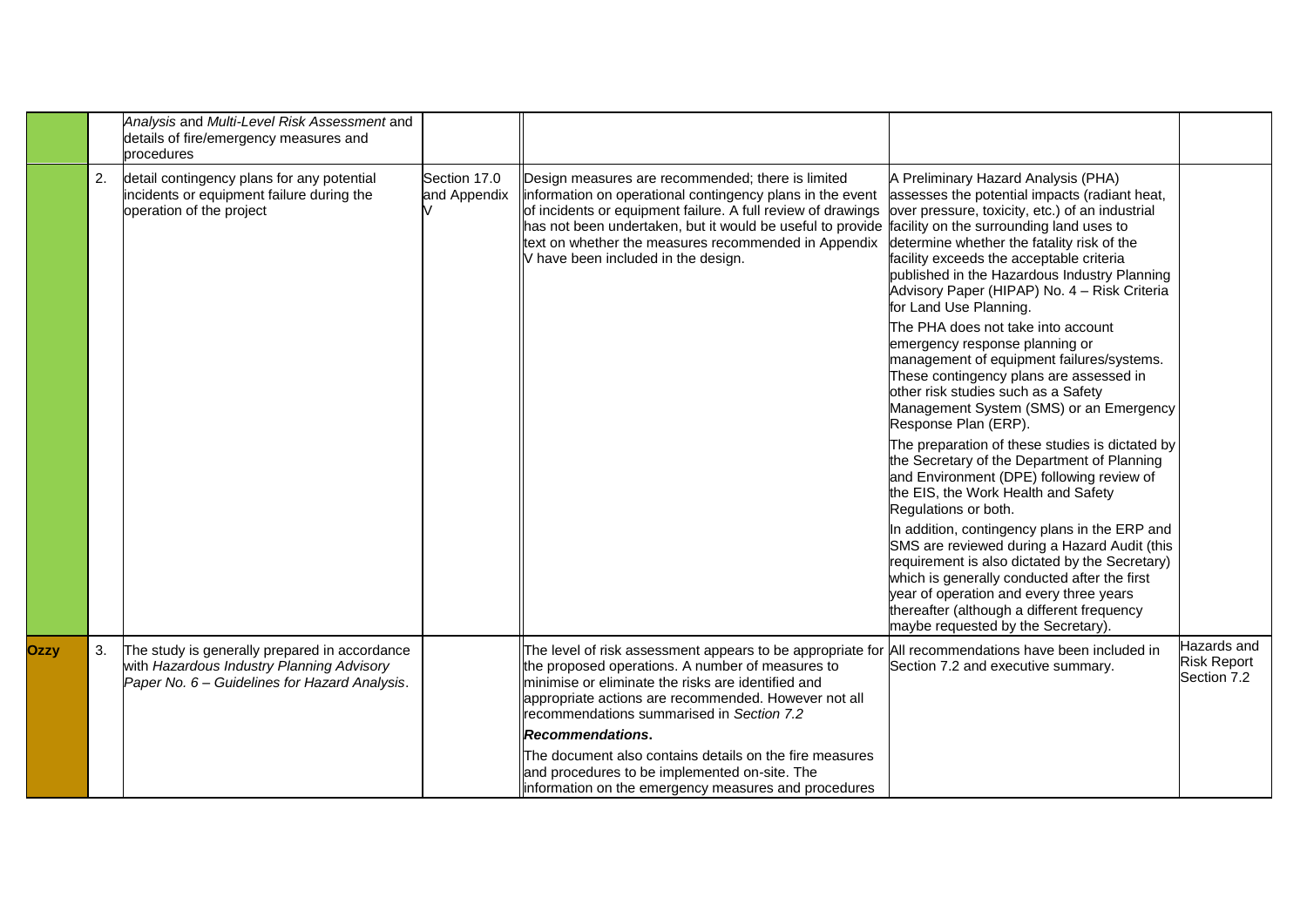| | | | | | | |
|---|---|---|---|---|---|---|
| | | *Analysis* and *Multi-Level Risk Assessment* and details of fire/emergency measures and procedures | | | | |
| | 2. | detail contingency plans for any potential incidents or equipment failure during the operation of the project | Section 17.0 and Appendix V | Design measures are recommended; there is limited information on operational contingency plans in the event of incidents or equipment failure. A full review of drawings has not been undertaken, but it would be useful to provide text on whether the measures recommended in Appendix V have been included in the design. | A Preliminary Hazard Analysis (PHA) assesses the potential impacts (radiant heat, over pressure, toxicity, etc.) of an industrial facility on the surrounding land uses to determine whether the fatality risk of the facility exceeds the acceptable criteria published in the Hazardous Industry Planning Advisory Paper (HIPAP) No. 4 – Risk Criteria for Land Use Planning.<br><br>The PHA does not take into account emergency response planning or management of equipment failures/systems. These contingency plans are assessed in other risk studies such as a Safety Management System (SMS) or an Emergency Response Plan (ERP).<br><br>The preparation of these studies is dictated by the Secretary of the Department of Planning and Environment (DPE) following review of the EIS, the Work Health and Safety Regulations or both.<br><br>In addition, contingency plans in the ERP and SMS are reviewed during a Hazard Audit (this requirement is also dictated by the Secretary) which is generally conducted after the first year of operation and every three years thereafter (although a different frequency maybe requested by the Secretary). | |
| **Ozzy** | 3. | The study is generally prepared in accordance with *Hazardous Industry Planning Advisory Paper No. 6 – Guidelines for Hazard Analysis*. | | The level of risk assessment appears to be appropriate for the proposed operations. A number of measures to minimise or eliminate the risks are identified and appropriate actions are recommended. However not all recommendations summarised in *Section 7.2* ***Recommendations***.<br><br>The document also contains details on the fire measures and procedures to be implemented on-site. The information on the emergency measures and procedures | All recommendations have been included in Section 7.2 and executive summary. | Hazards and Risk Report Section 7.2 |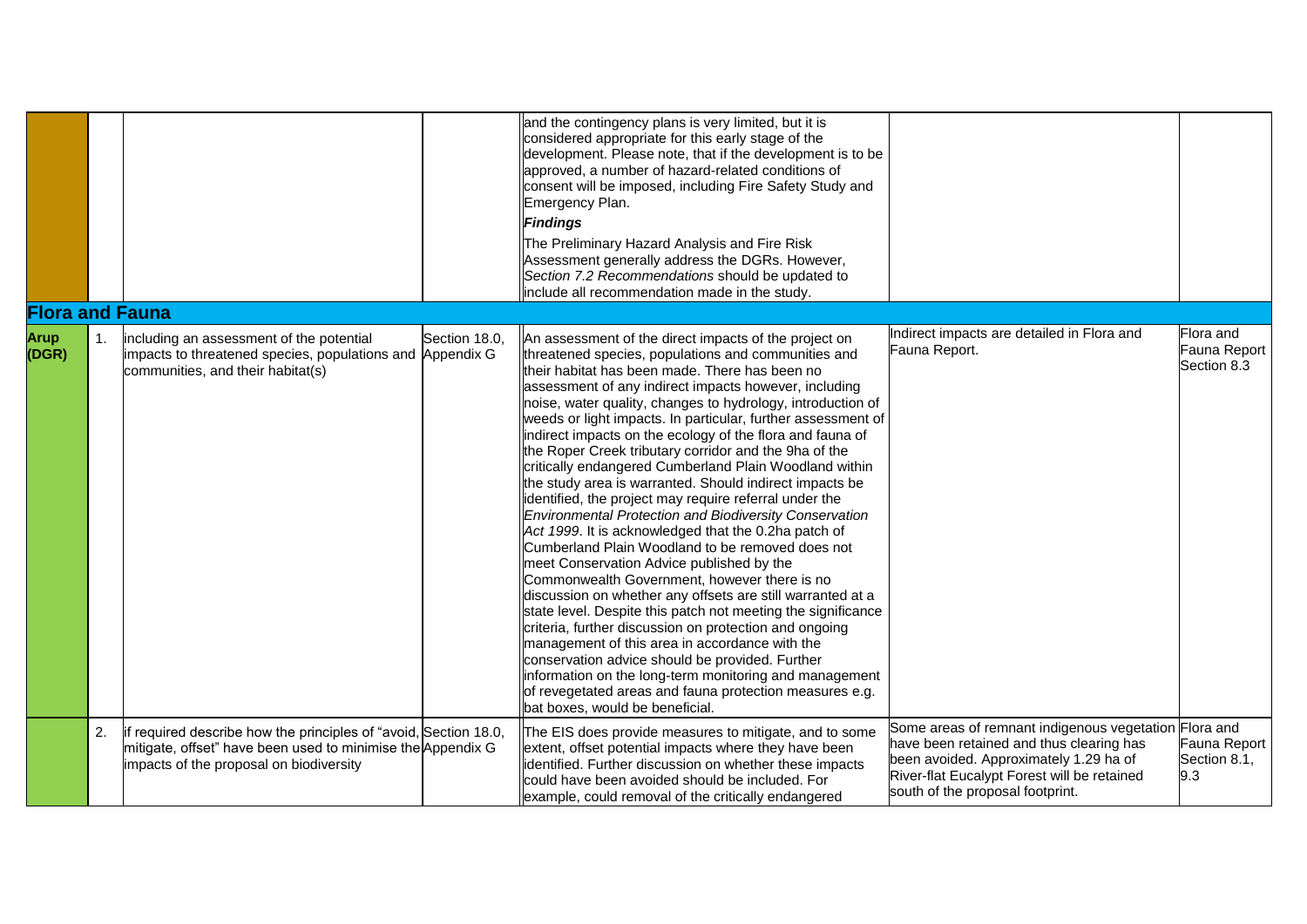| | | | | | | |
|---|---|---|---|---|---|---|
| | | | | and the contingency plans is very limited, but it is considered appropriate for this early stage of the development. Please note, that if the development is to be approved, a number of hazard-related conditions of consent will be imposed, including Fire Safety Study and Emergency Plan.<br>***Findings***<br>The Preliminary Hazard Analysis and Fire Risk Assessment generally address the DGRs. However, *Section 7.2 Recommendations* should be updated to include all recommendation made in the study. | | |
| **Flora and Fauna** | | | | | | |
| **Arup (DGR)** | 1. | including an assessment of the potential impacts to threatened species, populations and communities, and their habitat(s) | Section 18.0, Appendix G | An assessment of the direct impacts of the project on threatened species, populations and communities and their habitat has been made. There has been no assessment of any indirect impacts however, including noise, water quality, changes to hydrology, introduction of weeds or light impacts. In particular, further assessment of indirect impacts on the ecology of the flora and fauna of the Roper Creek tributary corridor and the 9ha of the critically endangered Cumberland Plain Woodland within the study area is warranted. Should indirect impacts be identified, the project may require referral under the *Environmental Protection and Biodiversity Conservation Act 1999*. It is acknowledged that the 0.2ha patch of Cumberland Plain Woodland to be removed does not meet Conservation Advice published by the Commonwealth Government, however there is no discussion on whether any offsets are still warranted at a state level. Despite this patch not meeting the significance criteria, further discussion on protection and ongoing management of this area in accordance with the conservation advice should be provided. Further information on the long-term monitoring and management of revegetated areas and fauna protection measures e.g. bat boxes, would be beneficial. | Indirect impacts are detailed in Flora and Fauna Report. | Flora and Fauna Report Section 8.3 |
| | 2. | if required describe how the principles of "avoid, mitigate, offset" have been used to minimise the impacts of the proposal on biodiversity | Section 18.0, Appendix G | The EIS does provide measures to mitigate, and to some extent, offset potential impacts where they have been identified. Further discussion on whether these impacts could have been avoided should be included. For example, could removal of the critically endangered | Some areas of remnant indigenous vegetation have been retained and thus clearing has been avoided. Approximately 1.29 ha of River-flat Eucalypt Forest will be retained south of the proposal footprint. | Flora and Fauna Report Section 8.1, 9.3 |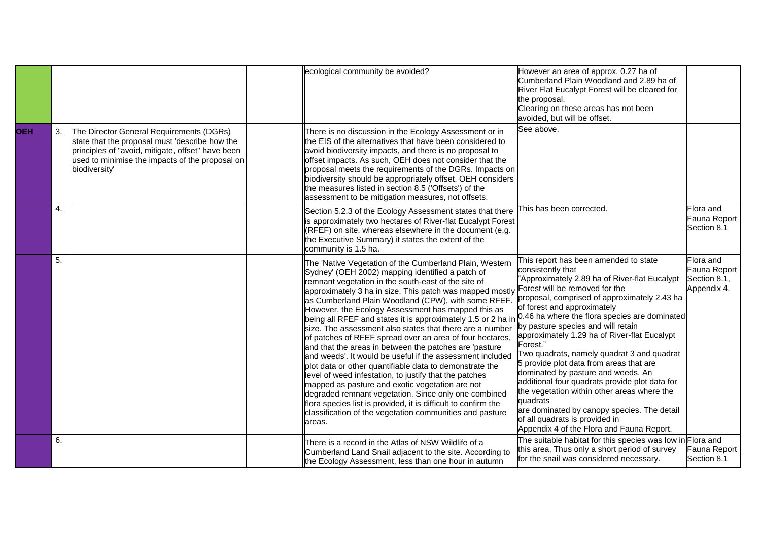|  |  |  |  | ecological community be avoided? | However an area of approx. 0.27 ha of Cumberland Plain Woodland and 2.89 ha of River Flat Eucalypt Forest will be cleared for the proposal. Clearing on these areas has not been avoided, but will be offset. |  |
|---|---|---|---|---|---|---|
| OEH | 3. | The Director General Requirements (DGRs) state that the proposal must 'describe how the principles of "avoid, mitigate, offset" have been used to minimise the impacts of the proposal on biodiversity' |  | There is no discussion in the Ecology Assessment or in the EIS of the alternatives that have been considered to avoid biodiversity impacts, and there is no proposal to offset impacts. As such, OEH does not consider that the proposal meets the requirements of the DGRs. Impacts on biodiversity should be appropriately offset. OEH considers the measures listed in section 8.5 ('Offsets') of the assessment to be mitigation measures, not offsets. | See above. |  |
|  | 4. |  |  | Section 5.2.3 of the Ecology Assessment states that there is approximately two hectares of River-flat Eucalypt Forest (RFEF) on site, whereas elsewhere in the document (e.g. the Executive Summary) it states the extent of the community is 1.5 ha. | This has been corrected. | Flora and Fauna Report Section 8.1 |
|  | 5. |  |  | The 'Native Vegetation of the Cumberland Plain, Western Sydney' (OEH 2002) mapping identified a patch of remnant vegetation in the south-east of the site of approximately 3 ha in size. This patch was mapped mostly as Cumberland Plain Woodland (CPW), with some RFEF. However, the Ecology Assessment has mapped this as being all RFEF and states it is approximately 1.5 or 2 ha in size. The assessment also states that there are a number of patches of RFEF spread over an area of four hectares, and that the areas in between the patches are 'pasture and weeds'. It would be useful if the assessment included plot data or other quantifiable data to demonstrate the level of weed infestation, to justify that the patches mapped as pasture and exotic vegetation are not degraded remnant vegetation. Since only one combined flora species list is provided, it is difficult to confirm the classification of the vegetation communities and pasture areas. | This report has been amended to state consistently that "Approximately 2.89 ha of River-flat Eucalypt Forest will be removed for the proposal, comprised of approximately 2.43 ha of forest and approximately 0.46 ha where the flora species are dominated by pasture species and will retain approximately 1.29 ha of River-flat Eucalypt Forest." Two quadrats, namely quadrat 3 and quadrat 5 provide plot data from areas that are dominated by pasture and weeds. An additional four quadrats provide plot data for the vegetation within other areas where the quadrats are dominated by canopy species. The detail of all quadrats is provided in Appendix 4 of the Flora and Fauna Report. | Flora and Fauna Report Section 8.1, Appendix 4. |
|  | 6. |  |  | There is a record in the Atlas of NSW Wildlife of a Cumberland Land Snail adjacent to the site. According to the Ecology Assessment, less than one hour in autumn | The suitable habitat for this species was low in this area. Thus only a short period of survey for the snail was considered necessary. | Flora and Fauna Report Section 8.1 |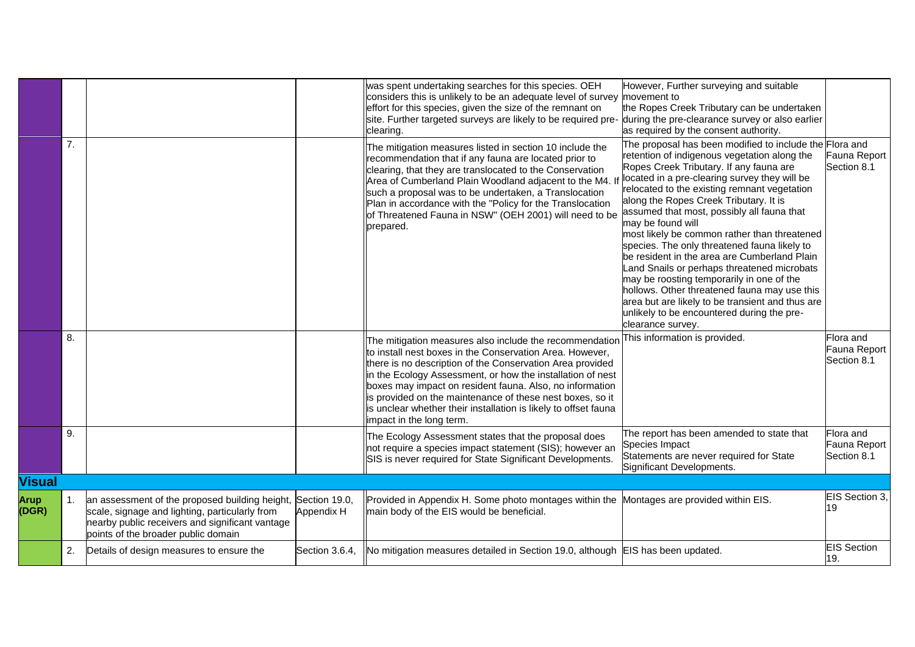| | | | | | | |
|---|---|---|---|---|---|---|
| | | | | was spent undertaking searches for this species. OEH considers this is unlikely to be an adequate level of survey effort for this species, given the size of the remnant on site. Further targeted surveys are likely to be required pre-clearing. | However, Further surveying and suitable movement to the Ropes Creek Tributary can be undertaken during the pre-clearance survey or also earlier as required by the consent authority. | |
| | 7. | | | The mitigation measures listed in section 10 include the recommendation that if any fauna are located prior to clearing, that they are translocated to the Conservation Area of Cumberland Plain Woodland adjacent to the M4. If such a proposal was to be undertaken, a Translocation Plan in accordance with the "Policy for the Translocation of Threatened Fauna in NSW" (OEH 2001) will need to be prepared. | The proposal has been modified to include the retention of indigenous vegetation along the Ropes Creek Tributary. If any fauna are located in a pre-clearing survey they will be relocated to the existing remnant vegetation along the Ropes Creek Tributary. It is assumed that most, possibly all fauna that may be found will most likely be common rather than threatened species. The only threatened fauna likely to be resident in the area are Cumberland Plain Land Snails or perhaps threatened microbats may be roosting temporarily in one of the hollows. Other threatened fauna may use this area but are likely to be transient and thus are unlikely to be encountered during the pre-clearance survey. | Flora and Fauna Report Section 8.1 |
| | 8. | | | The mitigation measures also include the recommendation to install nest boxes in the Conservation Area. However, there is no description of the Conservation Area provided in the Ecology Assessment, or how the installation of nest boxes may impact on resident fauna. Also, no information is provided on the maintenance of these nest boxes, so it is unclear whether their installation is likely to offset fauna impact in the long term. | This information is provided. | Flora and Fauna Report Section 8.1 |
| | 9. | | | The Ecology Assessment states that the proposal does not require a species impact statement (SIS); however an SIS is never required for State Significant Developments. | The report has been amended to state that Species Impact Statements are never required for State Significant Developments. | Flora and Fauna Report Section 8.1 |
| **Visual** | | | | | | |
| **Arup (DGR)** | 1. | an assessment of the proposed building height, scale, signage and lighting, particularly from nearby public receivers and significant vantage points of the broader public domain | Section 19.0, Appendix H | Provided in Appendix H. Some photo montages within the main body of the EIS would be beneficial. | Montages are provided within EIS. | EIS Section 3, 19 |
| | 2. | Details of design measures to ensure the | Section 3.6.4, | No mitigation measures detailed in Section 19.0, although | EIS has been updated. | EIS Section 19. |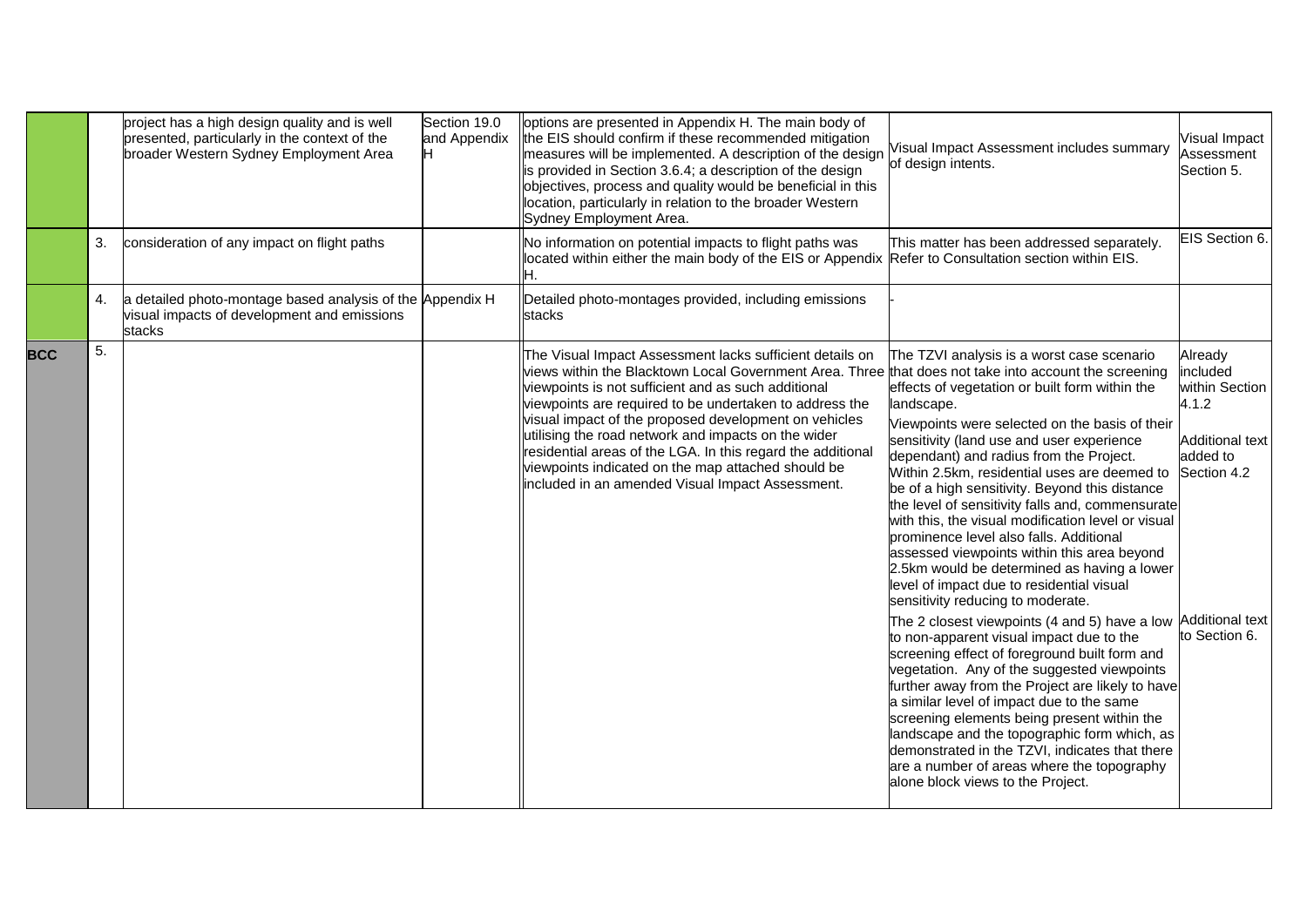| | | | | | | |
|---|---|---|---|---|---|---|
| | | project has a high design quality and is well presented, particularly in the context of the broader Western Sydney Employment Area | Section 19.0 and Appendix H | options are presented in Appendix H. The main body of the EIS should confirm if these recommended mitigation measures will be implemented. A description of the design is provided in Section 3.6.4; a description of the design objectives, process and quality would be beneficial in this location, particularly in relation to the broader Western Sydney Employment Area. | Visual Impact Assessment includes summary of design intents. | Visual Impact Assessment Section 5. |
| | 3. | consideration of any impact on flight paths | | No information on potential impacts to flight paths was located within either the main body of the EIS or Appendix H. | This matter has been addressed separately. Refer to Consultation section within EIS. | EIS Section 6. |
| | 4. | a detailed photo-montage based analysis of the visual impacts of development and emissions stacks | Appendix H | Detailed photo-montages provided, including emissions stacks | - | |
| **BCC** | 5. | | | The Visual Impact Assessment lacks sufficient details on views within the Blacktown Local Government Area. Three viewpoints is not sufficient and as such additional viewpoints are required to be undertaken to address the visual impact of the proposed development on vehicles utilising the road network and impacts on the wider residential areas of the LGA. In this regard the additional viewpoints indicated on the map attached should be included in an amended Visual Impact Assessment. | The TZVI analysis is a worst case scenario that does not take into account the screening effects of vegetation or built form within the landscape.<br><br>Viewpoints were selected on the basis of their sensitivity (land use and user experience dependant) and radius from the Project. Within 2.5km, residential uses are deemed to be of a high sensitivity. Beyond this distance the level of sensitivity falls and, commensurate with this, the visual modification level or visual prominence level also falls. Additional assessed viewpoints within this area beyond 2.5km would be determined as having a lower level of impact due to residential visual sensitivity reducing to moderate.<br><br>The 2 closest viewpoints (4 and 5) have a low to non-apparent visual impact due to the screening effect of foreground built form and vegetation. Any of the suggested viewpoints further away from the Project are likely to have a similar level of impact due to the same screening elements being present within the landscape and the topographic form which, as demonstrated in the TZVI, indicates that there are a number of areas where the topography alone block views to the Project. | Already included within Section 4.1.2<br><br>Additional text added to Section 4.2<br><br>Additional text to Section 6. |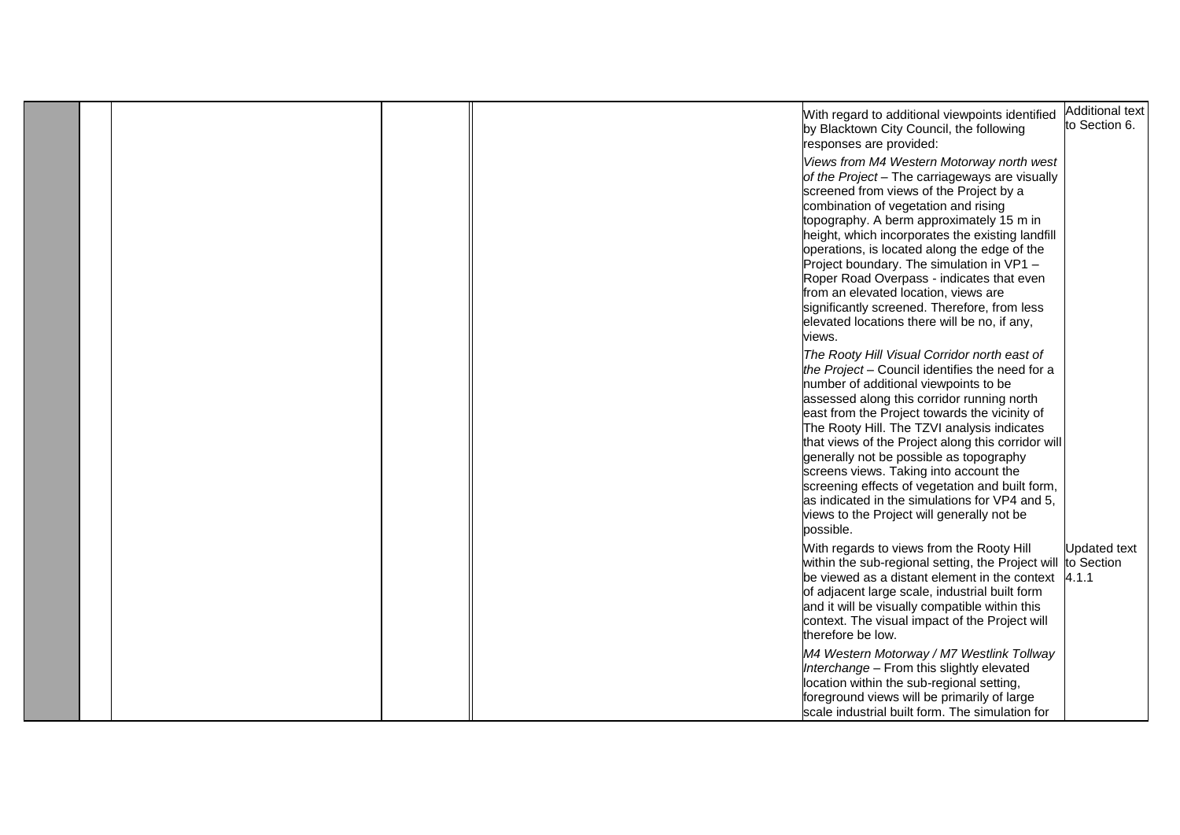| | | | | | | |
|---|---|---|---|---|---|---|
| | | | | | With regard to additional viewpoints identified by Blacktown City Council, the following responses are provided:<br><br>*Views from M4 Western Motorway north west of the Project* – The carriageways are visually screened from views of the Project by a combination of vegetation and rising topography. A berm approximately 15 m in height, which incorporates the existing landfill operations, is located along the edge of the Project boundary. The simulation in VP1 – Roper Road Overpass - indicates that even from an elevated location, views are significantly screened. Therefore, from less elevated locations there will be no, if any, views.<br><br>*The Rooty Hill Visual Corridor north east of the Project* – Council identifies the need for a number of additional viewpoints to be assessed along this corridor running north east from the Project towards the vicinity of The Rooty Hill. The TZVI analysis indicates that views of the Project along this corridor will generally not be possible as topography screens views. Taking into account the screening effects of vegetation and built form, as indicated in the simulations for VP4 and 5, views to the Project will generally not be possible. | Additional text to Section 6. |
| | | | | | With regards to views from the Rooty Hill within the sub-regional setting, the Project will be viewed as a distant element in the context of adjacent large scale, industrial built form and it will be visually compatible within this context. The visual impact of the Project will therefore be low.<br><br>*M4 Western Motorway / M7 Westlink Tollway Interchange* – From this slightly elevated location within the sub-regional setting, foreground views will be primarily of large scale industrial built form. The simulation for | Updated text to Section 4.1.1 |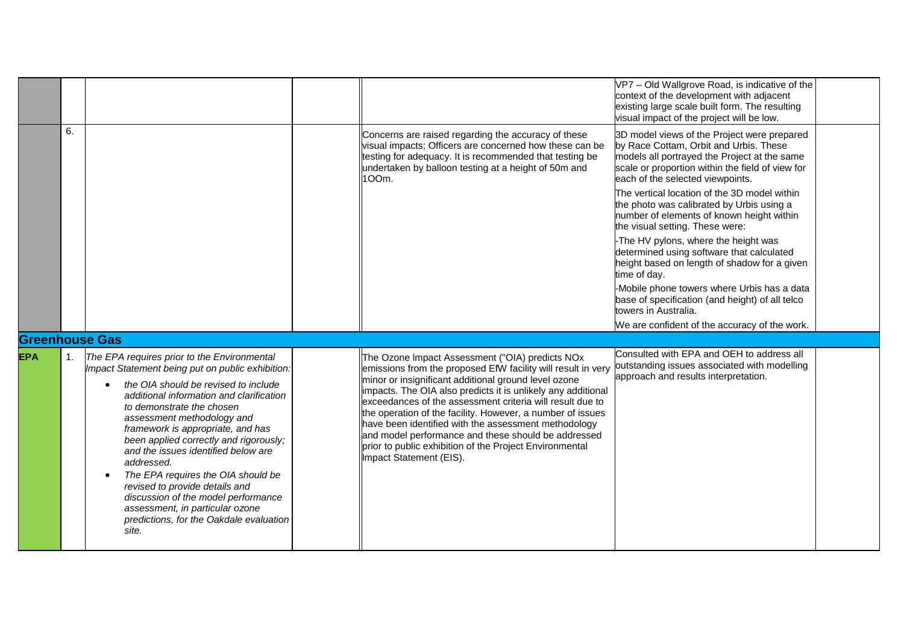| | | | | | | |
|---|---|---|---|---|---|---|
| | | | | | VP7 – Old Wallgrove Road, is indicative of the context of the development with adjacent existing large scale built form. The resulting visual impact of the project will be low. | |
| | 6. | | | Concerns are raised regarding the accuracy of these visual impacts; Officers are concerned how these can be testing for adequacy. It is recommended that testing be undertaken by balloon testing at a height of 50m and 1OOm. | 3D model views of the Project were prepared by Race Cottam, Orbit and Urbis. These models all portrayed the Project at the same scale or proportion within the field of view for each of the selected viewpoints.<br><br>The vertical location of the 3D model within the photo was calibrated by Urbis using a number of elements of known height within the visual setting. These were:<br><br>-The HV pylons, where the height was determined using software that calculated height based on length of shadow for a given time of day.<br><br>-Mobile phone towers where Urbis has a data base of specification (and height) of all telco towers in Australia.<br><br>We are confident of the accuracy of the work. | |
| **Greenhouse Gas** | | | | | | |
| **EPA** | 1. | *The EPA requires prior to the Environmental Impact Statement being put on public exhibition:*<br><br>• *the OIA should be revised to include additional information and clarification to demonstrate the chosen assessment methodology and framework is appropriate, and has been applied correctly and rigorously; and the issues identified below are addressed.*<br><br>• *The EPA requires the OIA should be revised to provide details and discussion of the model performance assessment, in particular ozone predictions, for the Oakdale evaluation site.* | | The Ozone Impact Assessment ("OIA) predicts NOx emissions from the proposed EfW facility will result in very minor or insignificant additional ground level ozone impacts. The OIA also predicts it is unlikely any additional exceedances of the assessment criteria will result due to the operation of the facility. However, a number of issues have been identified with the assessment methodology and model performance and these should be addressed prior to public exhibition of the Project Environmental Impact Statement (EIS). | Consulted with EPA and OEH to address all outstanding issues associated with modelling approach and results interpretation. | |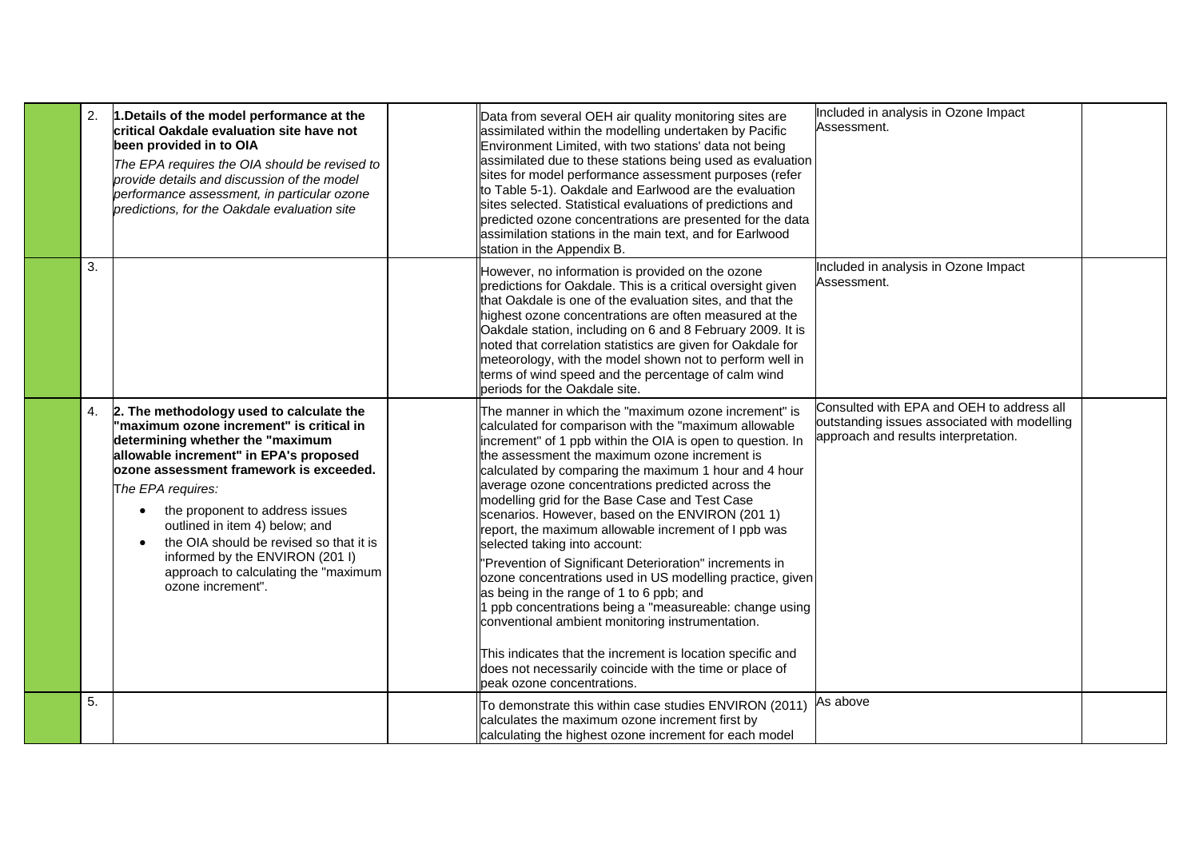| | | | | | | |
|---|---|---|---|---|---|---|
| | 2. | **1.Details of the model performance at the critical Oakdale evaluation site have not been provided in to OIA**<br>*The EPA requires the OIA should be revised to provide details and discussion of the model performance assessment, in particular ozone predictions, for the Oakdale evaluation site* | | Data from several OEH air quality monitoring sites are assimilated within the modelling undertaken by Pacific Environment Limited, with two stations' data not being assimilated due to these stations being used as evaluation sites for model performance assessment purposes (refer to Table 5-1). Oakdale and Earlwood are the evaluation sites selected. Statistical evaluations of predictions and predicted ozone concentrations are presented for the data assimilation stations in the main text, and for Earlwood station in the Appendix B. | Included in analysis in Ozone Impact Assessment. | |
| | 3. | | | However, no information is provided on the ozone predictions for Oakdale. This is a critical oversight given that Oakdale is one of the evaluation sites, and that the highest ozone concentrations are often measured at the Oakdale station, including on 6 and 8 February 2009. It is noted that correlation statistics are given for Oakdale for meteorology, with the model shown not to perform well in terms of wind speed and the percentage of calm wind periods for the Oakdale site. | Included in analysis in Ozone Impact Assessment. | |
| | 4. | **2. The methodology used to calculate the "maximum ozone increment" is critical in determining whether the "maximum allowable increment" in EPA's proposed ozone assessment framework is exceeded.**<br>The EPA requires:<br>• the proponent to address issues outlined in item 4) below; and<br>• the OIA should be revised so that it is informed by the ENVIRON (201 I) approach to calculating the "maximum ozone increment". | | The manner in which the "maximum ozone increment" is calculated for comparison with the "maximum allowable increment" of 1 ppb within the OIA is open to question. In the assessment the maximum ozone increment is calculated by comparing the maximum 1 hour and 4 hour average ozone concentrations predicted across the modelling grid for the Base Case and Test Case scenarios. However, based on the ENVIRON (201 1) report, the maximum allowable increment of I ppb was selected taking into account:<br>"Prevention of Significant Deterioration" increments in ozone concentrations used in US modelling practice, given as being in the range of 1 to 6 ppb; and<br>1 ppb concentrations being a "measureable: change using conventional ambient monitoring instrumentation.<br><br>This indicates that the increment is location specific and does not necessarily coincide with the time or place of peak ozone concentrations. | Consulted with EPA and OEH to address all outstanding issues associated with modelling approach and results interpretation. | |
| | 5. | | | To demonstrate this within case studies ENVIRON (2011) calculates the maximum ozone increment first by calculating the highest ozone increment for each model | As above | |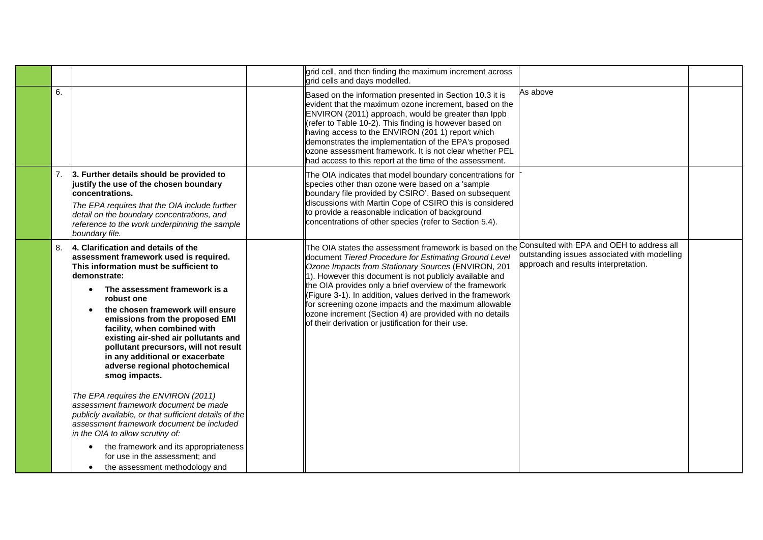| | | | | | | |
|---|---|---|---|---|---|---|
| | | | | grid cell, and then finding the maximum increment across grid cells and days modelled. | | |
| | 6. | | | Based on the information presented in Section 10.3 it is evident that the maximum ozone increment, based on the ENVIRON (2011) approach, would be greater than lppb (refer to Table 10-2). This finding is however based on having access to the ENVIRON (201 1) report which demonstrates the implementation of the EPA's proposed ozone assessment framework. It is not clear whether PEL had access to this report at the time of the assessment. | As above | |
| | 7. | **3. Further details should be provided to justify the use of the chosen boundary concentrations.**<br>*The EPA requires that the OIA include further detail on the boundary concentrations, and reference to the work underpinning the sample boundary file.* | | The OIA indicates that model boundary concentrations for species other than ozone were based on a 'sample boundary file provided by CSIRO'. Based on subsequent discussions with Martin Cope of CSIRO this is considered to provide a reasonable indication of background concentrations of other species (refer to Section 5.4). | - | |
| | 8. | **4. Clarification and details of the assessment framework used is required. This information must be sufficient to demonstrate:**<br>• **The assessment framework is a robust one**<br>• **the chosen framework will ensure emissions from the proposed EMI facility, when combined with existing air-shed air pollutants and pollutant precursors, will not result in any additional or exacerbate adverse regional photochemical smog impacts.**<br><br>*The EPA requires the ENVIRON (2011) assessment framework document be made publicly available, or that sufficient details of the assessment framework document be included in the OIA to allow scrutiny of:*<br>• the framework and its appropriateness for use in the assessment; and<br>• the assessment methodology and | | The OIA states the assessment framework is based on the document *Tiered Procedure for Estimating Ground Level Ozone Impacts from Stationary Sources* (ENVIRON, 201 1). However this document is not publicly available and the OIA provides only a brief overview of the framework (Figure 3-1). In addition, values derived in the framework for screening ozone impacts and the maximum allowable ozone increment (Section 4) are provided with no details of their derivation or justification for their use. | Consulted with EPA and OEH to address all outstanding issues associated with modelling approach and results interpretation. | |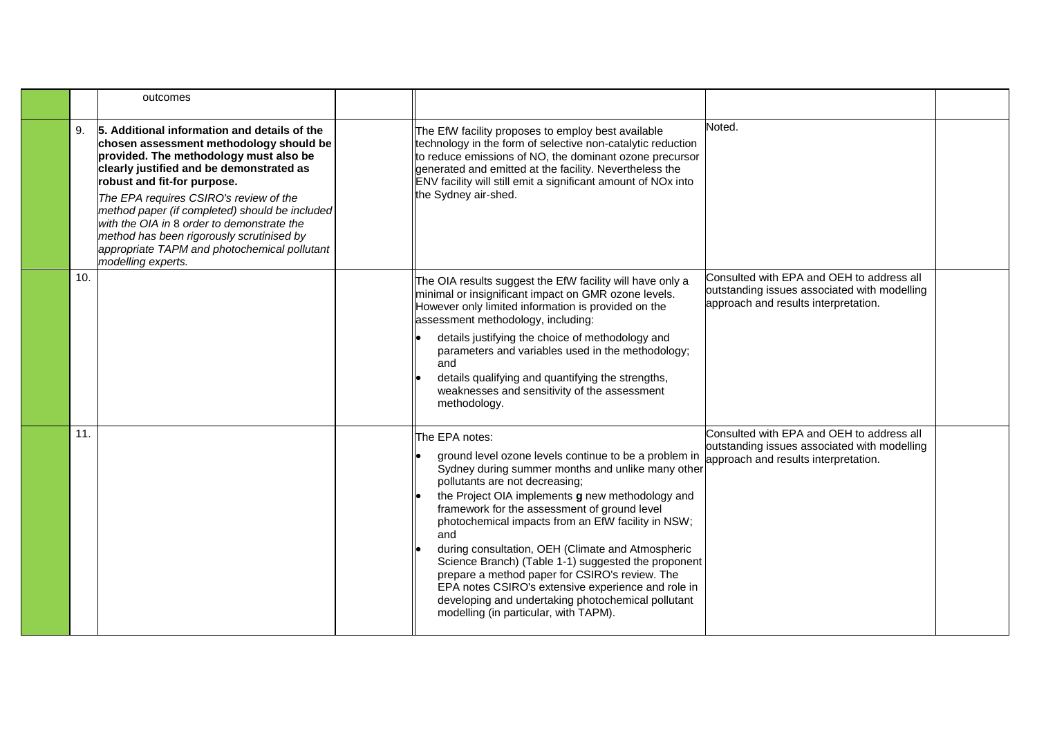| | | | | | | |
|---|---|---|---|---|---|---|
| | | outcomes | | | | |
| | 9. | **5. Additional information and details of the chosen assessment methodology should be provided. The methodology must also be clearly justified and be demonstrated as robust and fit-for purpose.**<br>*The EPA requires CSIRO's review of the method paper (if completed) should be included with the OIA in* 8 *order to demonstrate the method has been rigorously scrutinised by appropriate TAPM and photochemical pollutant modelling experts.* | | The EfW facility proposes to employ best available technology in the form of selective non-catalytic reduction to reduce emissions of NO, the dominant ozone precursor generated and emitted at the facility. Nevertheless the ENV facility will still emit a significant amount of NOx into the Sydney air-shed. | Noted. | |
| | 10. | | | The OIA results suggest the EfW facility will have only a minimal or insignificant impact on GMR ozone levels. However only limited information is provided on the assessment methodology, including:<br>• details justifying the choice of methodology and parameters and variables used in the methodology; and<br>• details qualifying and quantifying the strengths, weaknesses and sensitivity of the assessment methodology. | Consulted with EPA and OEH to address all outstanding issues associated with modelling approach and results interpretation. | |
| | 11. | | | The EPA notes:<br>• ground level ozone levels continue to be a problem in Sydney during summer months and unlike many other pollutants are not decreasing;<br>• the Project OIA implements **g** new methodology and framework for the assessment of ground level photochemical impacts from an EfW facility in NSW; and<br>• during consultation, OEH (Climate and Atmospheric Science Branch) (Table 1-1) suggested the proponent prepare a method paper for CSIRO's review. The EPA notes CSIRO's extensive experience and role in developing and undertaking photochemical pollutant modelling (in particular, with TAPM). | Consulted with EPA and OEH to address all outstanding issues associated with modelling approach and results interpretation. | |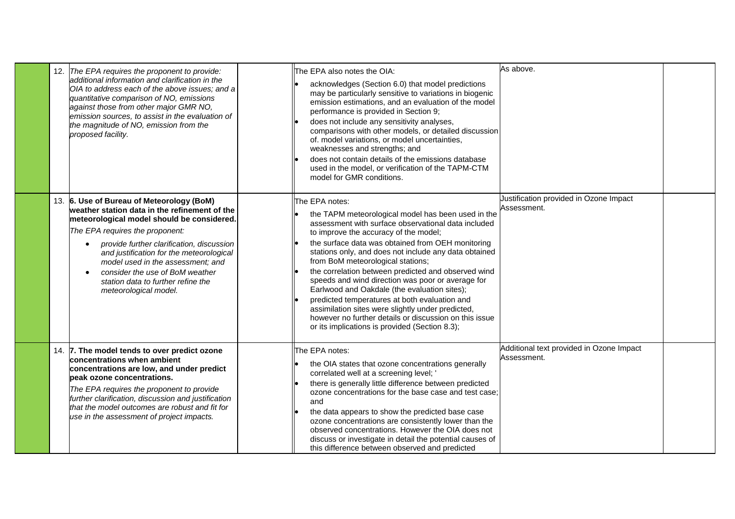| | | | | | |
|---|---|---|---|---|---|
| | 12. *The EPA requires the proponent to provide: additional information and clarification in the OIA to address each of the above issues; and a quantitative comparison of $NO_x$ emissions against those from other major GMR $NO_x$ emission sources, to assist in the evaluation of the magnitude of $NO_x$ emission from the proposed facility.* | | The EPA also notes the OIA:<br>• acknowledges (Section 6.0) that model predictions may be particularly sensitive to variations in biogenic emission estimations, and an evaluation of the model performance is provided in Section 9;<br>• does not include any sensitivity analyses, comparisons with other models, or detailed discussion of. model variations, or model uncertainties, weaknesses and strengths; and<br>• does not contain details of the emissions database used in the model, or verification of the TAPM-CTM model for GMR conditions. | As above. | |
| | 13. **6. Use of Bureau of Meteorology (BoM) weather station data in the refinement of the meteorological model should be considered.**<br>*The EPA requires the proponent:*<br>• *provide further clarification, discussion and justification for the meteorological model used in the assessment; and*<br>• *consider the use of BoM weather station data to further refine the meteorological model.* | | The EPA notes:<br>• the TAPM meteorological model has been used in the assessment with surface observational data included to improve the accuracy of the model;<br>• the surface data was obtained from OEH monitoring stations only, and does not include any data obtained from BoM meteorological stations;<br>• the correlation between predicted and observed wind speeds and wind direction was poor or average for Earlwood and Oakdale (the evaluation sites);<br>• predicted temperatures at both evaluation and assimilation sites were slightly under predicted, however no further details or discussion on this issue or its implications is provided (Section 8.3); | Justification provided in Ozone Impact Assessment. | |
| | 14. **7. The model tends to over predict ozone concentrations when ambient concentrations are low, and under predict peak ozone concentrations.**<br>*The EPA requires the proponent to provide further clarification, discussion and justification that the model outcomes are robust and fit for use in the assessment of project impacts.* | | The EPA notes:<br>• the OIA states that ozone concentrations generally correlated well at a screening level; '<br>• there is generally little difference between predicted ozone concentrations for the base case and test case; and<br>• the data appears to show the predicted base case ozone concentrations are consistently lower than the observed concentrations. However the OIA does not discuss or investigate in detail the potential causes of this difference between observed and predicted | Additional text provided in Ozone Impact Assessment. | |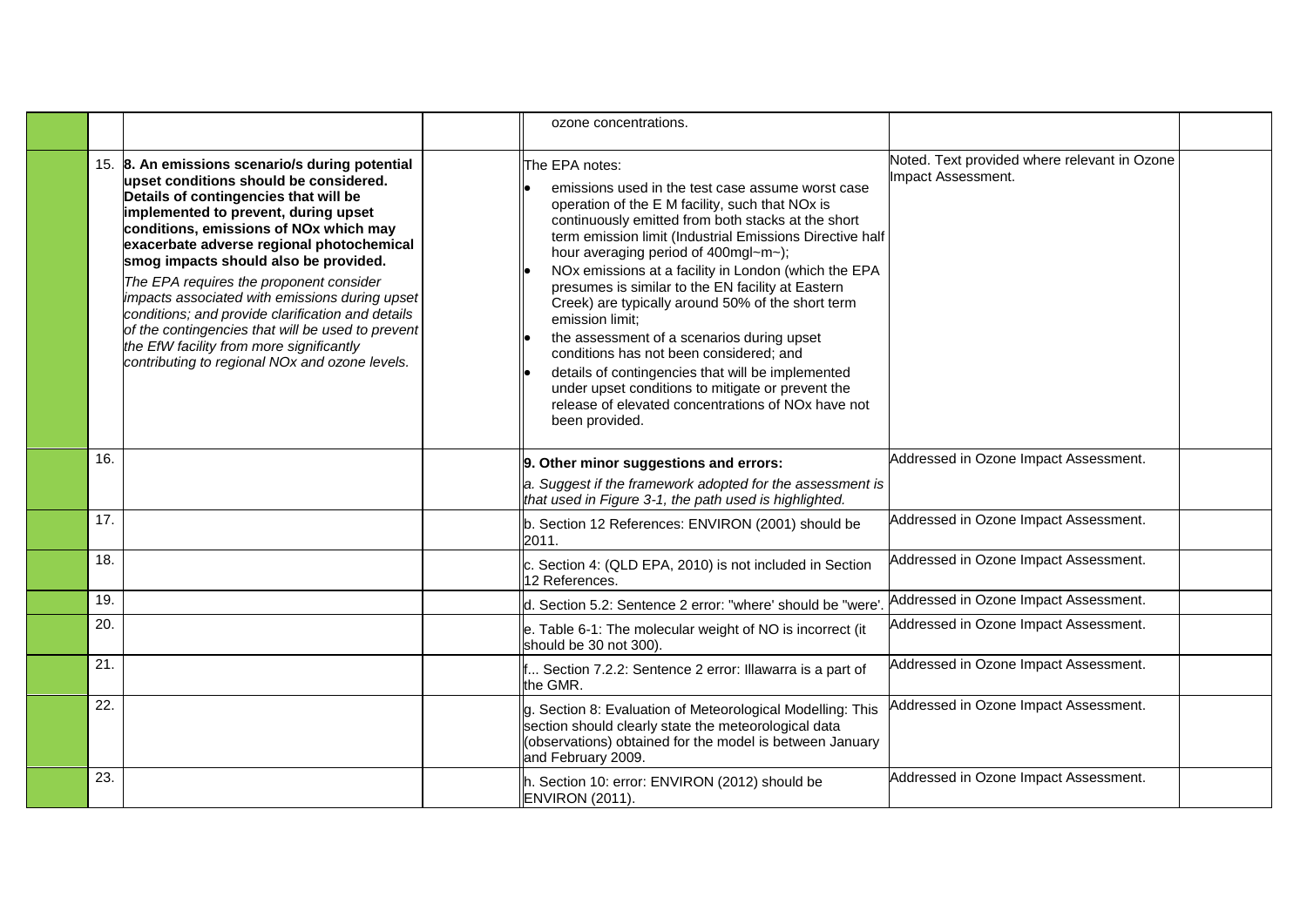|  |  |  |  | ozone concentrations. |  |  |
|---|---|---|---|---|---|---|
|  | 15. | **8. An emissions scenario/s during potential upset conditions should be considered. Details of contingencies that will be implemented to prevent, during upset conditions, emissions of NOx which may exacerbate adverse regional photochemical smog impacts should also be provided.**<br>*The EPA requires the proponent consider impacts associated with emissions during upset conditions; and provide clarification and details of the contingencies that will be used to prevent the EfW facility from more significantly contributing to regional NOx and ozone levels.* |  | The EPA notes:<br>• emissions used in the test case assume worst case operation of the E M facility, such that NOx is continuously emitted from both stacks at the short term emission limit (Industrial Emissions Directive half hour averaging period of 400mgl~m~);<br>• NOx emissions at a facility in London (which the EPA presumes is similar to the EN facility at Eastern Creek) are typically around 50% of the short term emission limit;<br>• the assessment of a scenarios during upset conditions has not been considered; and<br>• details of contingencies that will be implemented under upset conditions to mitigate or prevent the release of elevated concentrations of NOx have not been provided. | Noted. Text provided where relevant in Ozone Impact Assessment. |  |
|  | 16. |  |  | **9. Other minor suggestions and errors:**<br>*a. Suggest if the framework adopted for the assessment is that used in Figure 3-1, the path used is highlighted.* | Addressed in Ozone Impact Assessment. |  |
|  | 17. |  |  | b. Section 12 References: ENVIRON (2001) should be 2011. | Addressed in Ozone Impact Assessment. |  |
|  | 18. |  |  | c. Section 4: (QLD EPA, 2010) is not included in Section 12 References. | Addressed in Ozone Impact Assessment. |  |
|  | 19. |  |  | d. Section 5.2: Sentence 2 error: "where' should be "were'. | Addressed in Ozone Impact Assessment. |  |
|  | 20. |  |  | e. Table 6-1: The molecular weight of NO is incorrect (it should be 30 not 300). | Addressed in Ozone Impact Assessment. |  |
|  | 21. |  |  | f... Section 7.2.2: Sentence 2 error: Illawarra is a part of the GMR. | Addressed in Ozone Impact Assessment. |  |
|  | 22. |  |  | g. Section 8: Evaluation of Meteorological Modelling: This section should clearly state the meteorological data (observations) obtained for the model is between January and February 2009. | Addressed in Ozone Impact Assessment. |  |
|  | 23. |  |  | h. Section 10: error: ENVIRON (2012) should be ENVIRON (2011). | Addressed in Ozone Impact Assessment. |  |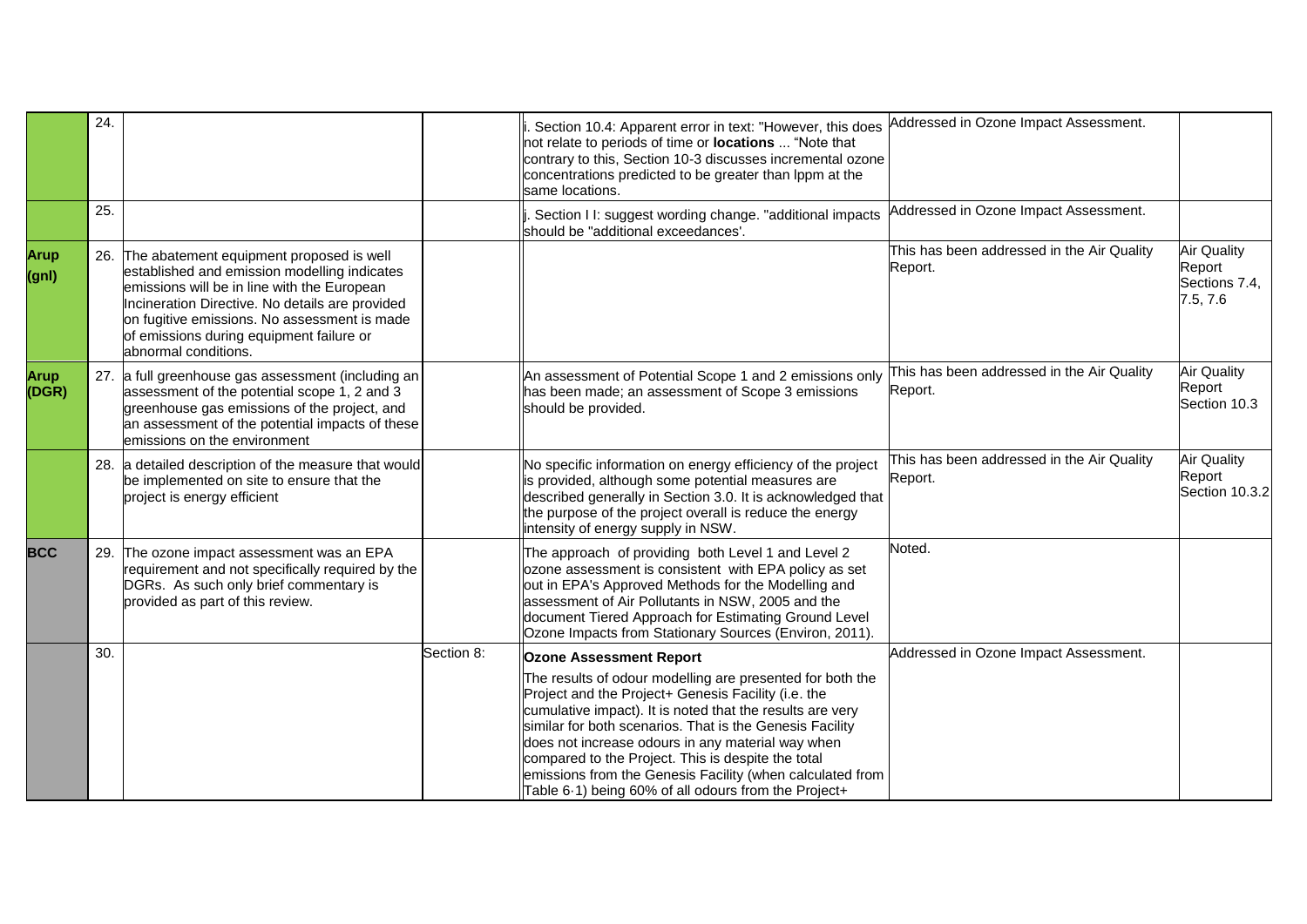| | | | | | | |
|---|---|---|---|---|---|---|
| | 24. | | | i. Section 10.4: Apparent error in text: "However, this does not relate to periods of time or **locations** ... "Note that contrary to this, Section 10-3 discusses incremental ozone concentrations predicted to be greater than lppm at the same locations. | Addressed in Ozone Impact Assessment. | |
| | 25. | | | j. Section I I: suggest wording change. "additional impacts should be "additional exceedances'. | Addressed in Ozone Impact Assessment. | |
| **Arup (gnl)** | 26. | The abatement equipment proposed is well established and emission modelling indicates emissions will be in line with the European Incineration Directive. No details are provided on fugitive emissions. No assessment is made of emissions during equipment failure or abnormal conditions. | | | This has been addressed in the Air Quality Report. | Air Quality Report Sections 7.4, 7.5, 7.6 |
| **Arup (DGR)** | 27. | a full greenhouse gas assessment (including an assessment of the potential scope 1, 2 and 3 greenhouse gas emissions of the project, and an assessment of the potential impacts of these emissions on the environment | | An assessment of Potential Scope 1 and 2 emissions only has been made; an assessment of Scope 3 emissions should be provided. | This has been addressed in the Air Quality Report. | Air Quality Report Section 10.3 |
| | 28. | a detailed description of the measure that would be implemented on site to ensure that the project is energy efficient | | No specific information on energy efficiency of the project is provided, although some potential measures are described generally in Section 3.0. It is acknowledged that the purpose of the project overall is reduce the energy intensity of energy supply in NSW. | This has been addressed in the Air Quality Report. | Air Quality Report Section 10.3.2 |
| **BCC** | 29. | The ozone impact assessment was an EPA requirement and not specifically required by the DGRs. As such only brief commentary is provided as part of this review. | | The approach of providing both Level 1 and Level 2 ozone assessment is consistent with EPA policy as set out in EPA's Approved Methods for the Modelling and assessment of Air Pollutants in NSW, 2005 and the document Tiered Approach for Estimating Ground Level Ozone Impacts from Stationary Sources (Environ, 2011). | Noted. | |
| | 30. | | Section 8: | **Ozone Assessment Report**<br>The results of odour modelling are presented for both the Project and the Project+ Genesis Facility (i.e. the cumulative impact). It is noted that the results are very similar for both scenarios. That is the Genesis Facility does not increase odours in any material way when compared to the Project. This is despite the total emissions from the Genesis Facility (when calculated from Table 6·1) being 60% of all odours from the Project+ | Addressed in Ozone Impact Assessment. | |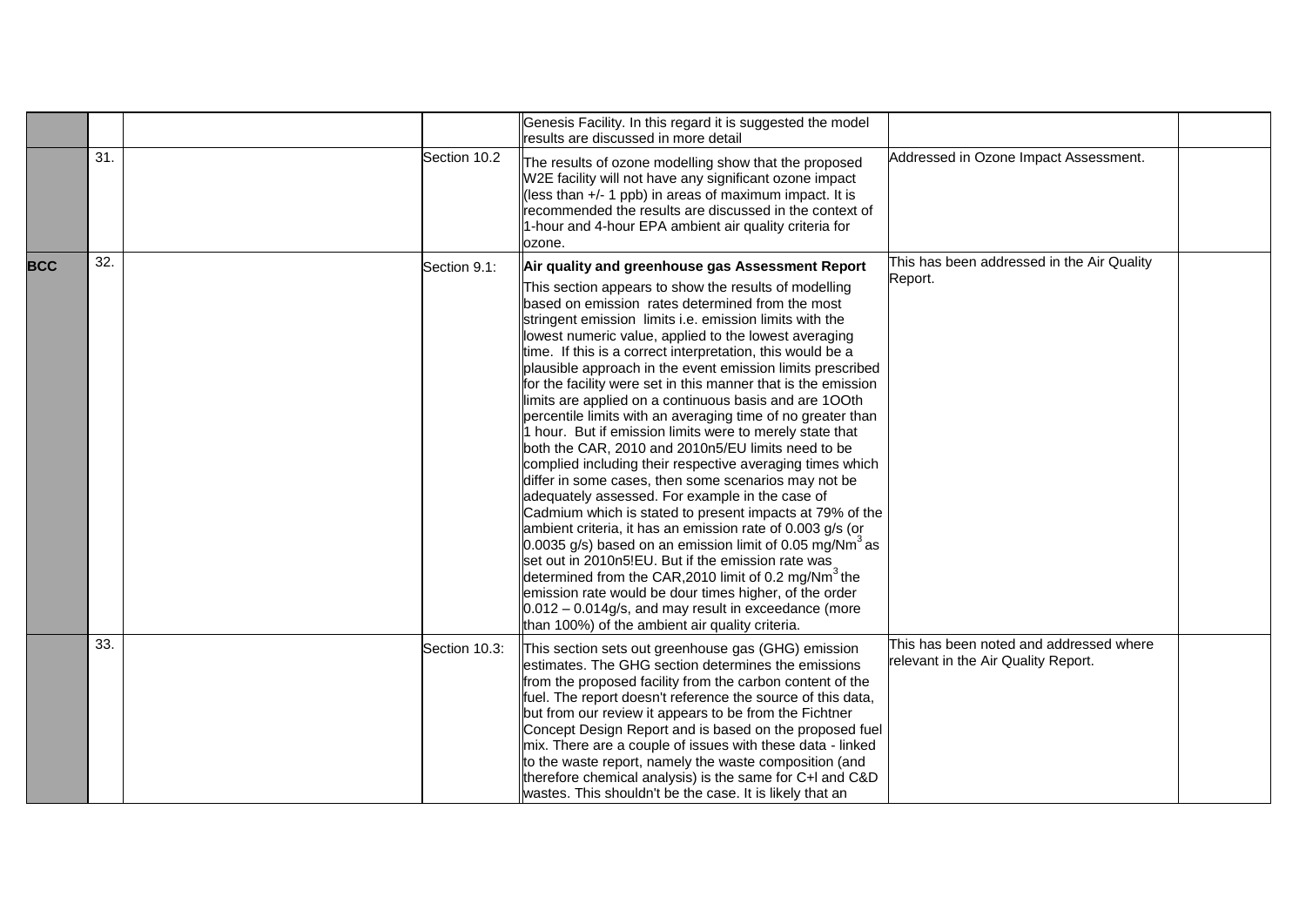|  |  |  |  | Genesis Facility. In this regard it is suggested the model results are discussed in more detail |  |  |
|---|---|---|---|---|---|---|
|  | 31. |  | Section 10.2 | The results of ozone modelling show that the proposed W2E facility will not have any significant ozone impact (less than +/- 1 ppb) in areas of maximum impact. It is recommended the results are discussed in the context of 1-hour and 4-hour EPA ambient air quality criteria for ozone. | Addressed in Ozone Impact Assessment. |  |
| **BCC** | 32. |  | Section 9.1: | **Air quality and greenhouse gas Assessment Report** This section appears to show the results of modelling based on emission rates determined from the most stringent emission limits i.e. emission limits with the lowest numeric value, applied to the lowest averaging time. If this is a correct interpretation, this would be a plausible approach in the event emission limits prescribed for the facility were set in this manner that is the emission limits are applied on a continuous basis and are 1OOth percentile limits with an averaging time of no greater than 1 hour. But if emission limits were to merely state that both the CAR, 2010 and 2010n5/EU limits need to be complied including their respective averaging times which differ in some cases, then some scenarios may not be adequately assessed. For example in the case of Cadmium which is stated to present impacts at 79% of the ambient criteria, it has an emission rate of 0.003 g/s (or 0.0035 g/s) based on an emission limit of 0.05 mg/Nm$^3$ as set out in 2010n5!EU. But if the emission rate was determined from the CAR,2010 limit of 0.2 mg/Nm$^3$ the emission rate would be dour times higher, of the order 0.012 – 0.014g/s, and may result in exceedance (more than 100%) of the ambient air quality criteria. | This has been addressed in the Air Quality Report. |  |
|  | 33. |  | Section 10.3: | This section sets out greenhouse gas (GHG) emission estimates. The GHG section determines the emissions from the proposed facility from the carbon content of the fuel. The report doesn't reference the source of this data, but from our review it appears to be from the Fichtner Concept Design Report and is based on the proposed fuel mix. There are a couple of issues with these data - linked to the waste report, namely the waste composition (and therefore chemical analysis) is the same for C+l and C&D wastes. This shouldn't be the case. It is likely that an | This has been noted and addressed where relevant in the Air Quality Report. |  |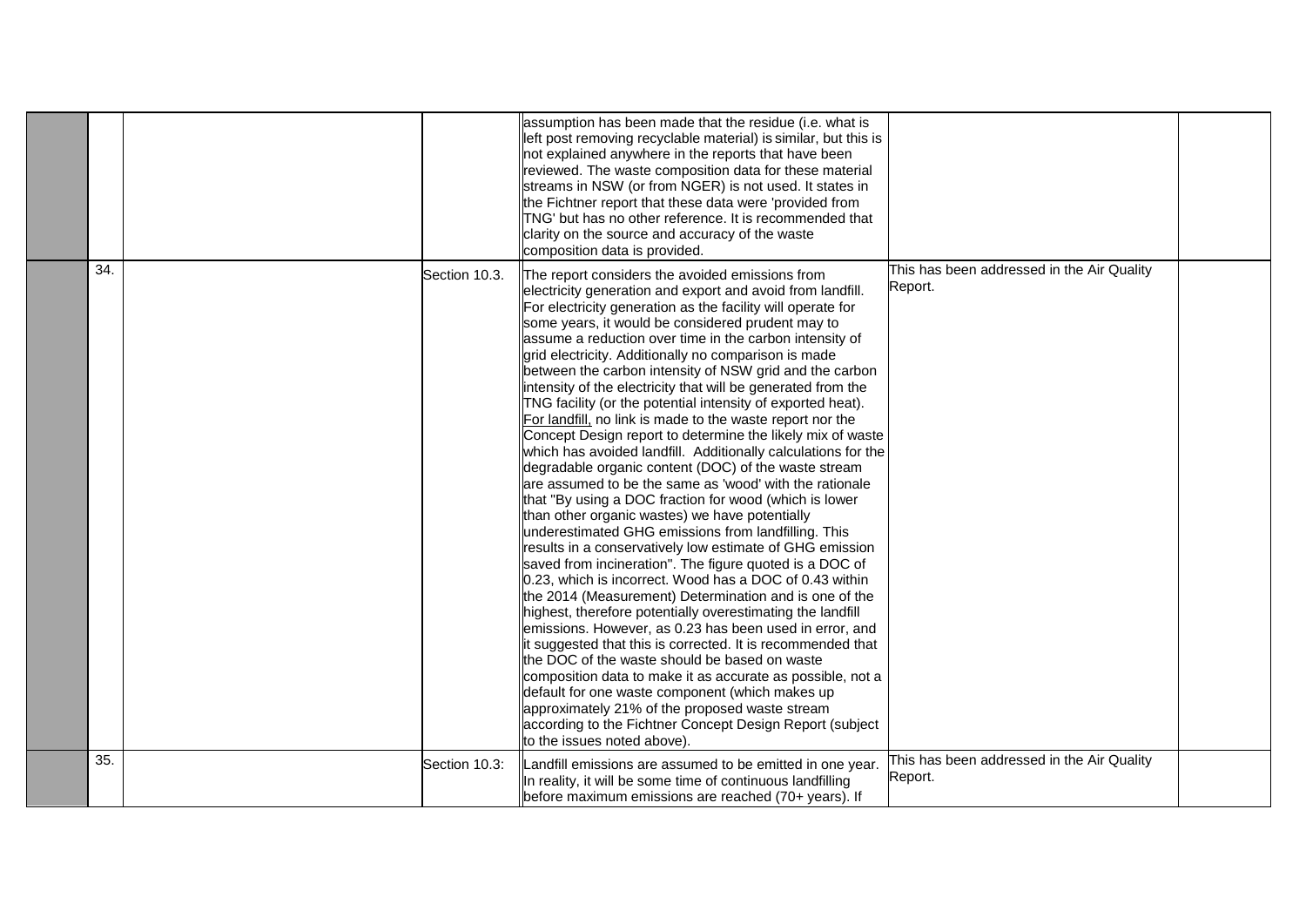| | | | | | | |
|---|---|---|---|---|---|---|
| | | | | assumption has been made that the residue (i.e. what is left post removing recyclable material) is similar, but this is not explained anywhere in the reports that have been reviewed. The waste composition data for these material streams in NSW (or from NGER) is not used. It states in the Fichtner report that these data were 'provided from TNG' but has no other reference. It is recommended that clarity on the source and accuracy of the waste composition data is provided. | | |
| | 34. | | Section 10.3. | The report considers the avoided emissions from electricity generation and export and avoid from landfill. For electricity generation as the facility will operate for some years, it would be considered prudent may to assume a reduction over time in the carbon intensity of grid electricity. Additionally no comparison is made between the carbon intensity of NSW grid and the carbon intensity of the electricity that will be generated from the TNG facility (or the potential intensity of exported heat). For landfill, no link is made to the waste report nor the Concept Design report to determine the likely mix of waste which has avoided landfill. Additionally calculations for the degradable organic content (DOC) of the waste stream are assumed to be the same as 'wood' with the rationale that "By using a DOC fraction for wood (which is lower than other organic wastes) we have potentially underestimated GHG emissions from landfilling. This results in a conservatively low estimate of GHG emission saved from incineration". The figure quoted is a DOC of 0.23, which is incorrect. Wood has a DOC of 0.43 within the 2014 (Measurement) Determination and is one of the highest, therefore potentially overestimating the landfill emissions. However, as 0.23 has been used in error, and it suggested that this is corrected. It is recommended that the DOC of the waste should be based on waste composition data to make it as accurate as possible, not a default for one waste component (which makes up approximately 21% of the proposed waste stream according to the Fichtner Concept Design Report (subject to the issues noted above). | This has been addressed in the Air Quality Report. | |
| | 35. | | Section 10.3: | Landfill emissions are assumed to be emitted in one year. In reality, it will be some time of continuous landfilling before maximum emissions are reached (70+ years). If | This has been addressed in the Air Quality Report. | |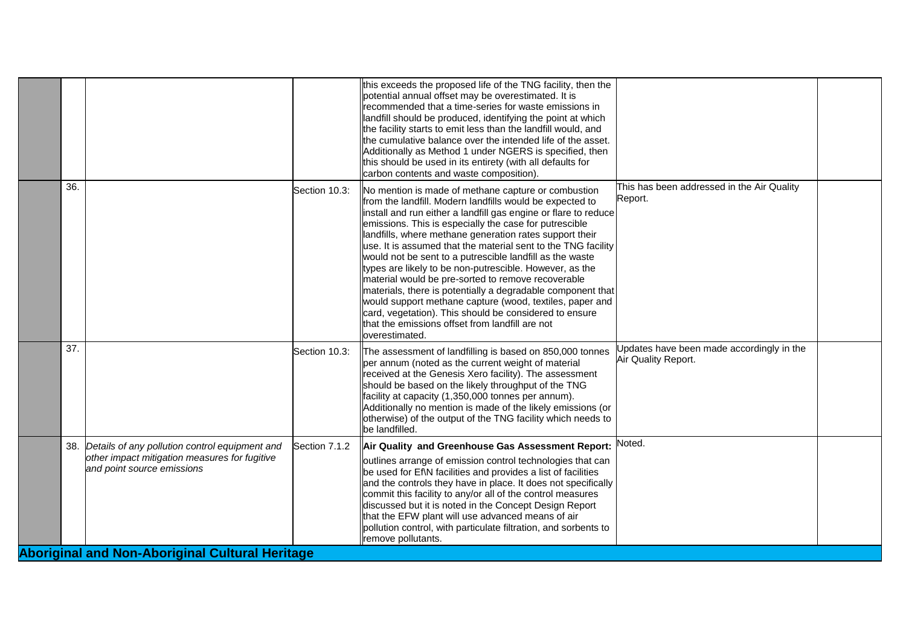| | | | | | |
|---|---|---|---|---|---|
| | | | this exceeds the proposed life of the TNG facility, then the potential annual offset may be overestimated. It is recommended that a time-series for waste emissions in landfill should be produced, identifying the point at which the facility starts to emit less than the landfill would, and the cumulative balance over the intended life of the asset. Additionally as Method 1 under NGERS is specified, then this should be used in its entirety (with all defaults for carbon contents and waste composition). | | |
| | 36. | Section 10.3: | No mention is made of methane capture or combustion from the landfill. Modern landfills would be expected to install and run either a landfill gas engine or flare to reduce emissions. This is especially the case for putrescible landfills, where methane generation rates support their use. It is assumed that the material sent to the TNG facility would not be sent to a putrescible landfill as the waste types are likely to be non-putrescible. However, as the material would be pre-sorted to remove recoverable materials, there is potentially a degradable component that would support methane capture (wood, textiles, paper and card, vegetation). This should be considered to ensure that the emissions offset from landfill are not overestimated. | This has been addressed in the Air Quality Report. | |
| | 37. | Section 10.3: | The assessment of landfilling is based on 850,000 tonnes per annum (noted as the current weight of material received at the Genesis Xero facility). The assessment should be based on the likely throughput of the TNG facility at capacity (1,350,000 tonnes per annum). Additionally no mention is made of the likely emissions (or otherwise) of the output of the TNG facility which needs to be landfilled. | Updates have been made accordingly in the Air Quality Report. | |
| | 38. *Details of any pollution control equipment and other impact mitigation measures for fugitive and point source emissions* | Section 7.1.2 | **Air Quality and Greenhouse Gas Assessment Report:** outlines arrange of emission control technologies that can be used for EfW facilities and provides a list of facilities and the controls they have in place. It does not specifically commit this facility to any/or all of the control measures discussed but it is noted in the Concept Design Report that the EFW plant will use advanced means of air pollution control, with particulate filtration, and sorbents to remove pollutants. | Noted. | |
| **Aboriginal and Non-Aboriginal Cultural Heritage** | | | | | |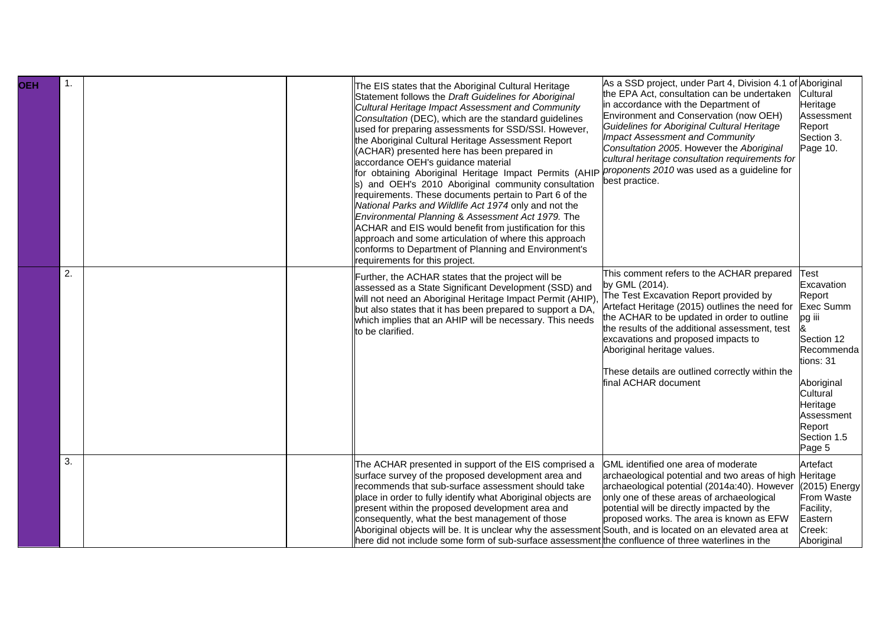| | | | | | | |
|---|---|---|---|---|---|---|
| **OEH** | 1. | | | The EIS states that the Aboriginal Cultural Heritage Statement follows the *Draft Guidelines for Aboriginal Cultural Heritage Impact Assessment and Community Consultation* (DEC), which are the standard guidelines used for preparing assessments for SSD/SSI. However, the Aboriginal Cultural Heritage Assessment Report (ACHAR) presented here has been prepared in accordance OEH's guidance material for obtaining Aboriginal Heritage Impact Permits (AHIPs) and OEH's 2010 Aboriginal community consultation requirements. These documents pertain to Part 6 of the *National Parks and Wildlife Act 1974* only and not the *Environmental Planning & Assessment Act 1979.* The ACHAR and EIS would benefit from justification for this approach and some articulation of where this approach conforms to Department of Planning and Environment's requirements for this project. | As a SSD project, under Part 4, Division 4.1 of the EPA Act, consultation can be undertaken in accordance with the Department of Environment and Conservation (now OEH) *Guidelines for Aboriginal Cultural Heritage Impact Assessment and Community Consultation 2005*. However the *Aboriginal cultural heritage consultation requirements for proponents 2010* was used as a guideline for best practice. | Aboriginal Cultural Heritage Assessment Report Section 3. Page 10. |
| | 2. | | | Further, the ACHAR states that the project will be assessed as a State Significant Development (SSD) and will not need an Aboriginal Heritage Impact Permit (AHIP), but also states that it has been prepared to support a DA, which implies that an AHIP will be necessary. This needs to be clarified. | This comment refers to the ACHAR prepared by GML (2014).<br>The Test Excavation Report provided by Artefact Heritage (2015) outlines the need for the ACHAR to be updated in order to outline the results of the additional assessment, test excavations and proposed impacts to Aboriginal heritage values.<br><br>These details are outlined correctly within the final ACHAR document | Test Excavation Report Exec Summ pg iii &<br>Section 12 Recommendations: 31<br><br>Aboriginal Cultural Heritage Assessment Report Section 1.5 Page 5 |
| | 3. | | | The ACHAR presented in support of the EIS comprised a surface survey of the proposed development area and recommends that sub-surface assessment should take place in order to fully identify what Aboriginal objects are present within the proposed development area and consequently, what the best management of those Aboriginal objects will be. It is unclear why the assessment here did not include some form of sub-surface assessment | GML identified one area of moderate archaeological potential and two areas of high archaeological potential (2014a:40). However only one of these areas of archaeological potential will be directly impacted by the proposed works. The area is known as EFW South, and is located on an elevated area at the confluence of three waterlines in the | Artefact Heritage (2015) Energy From Waste Facility, Eastern Creek: Aboriginal |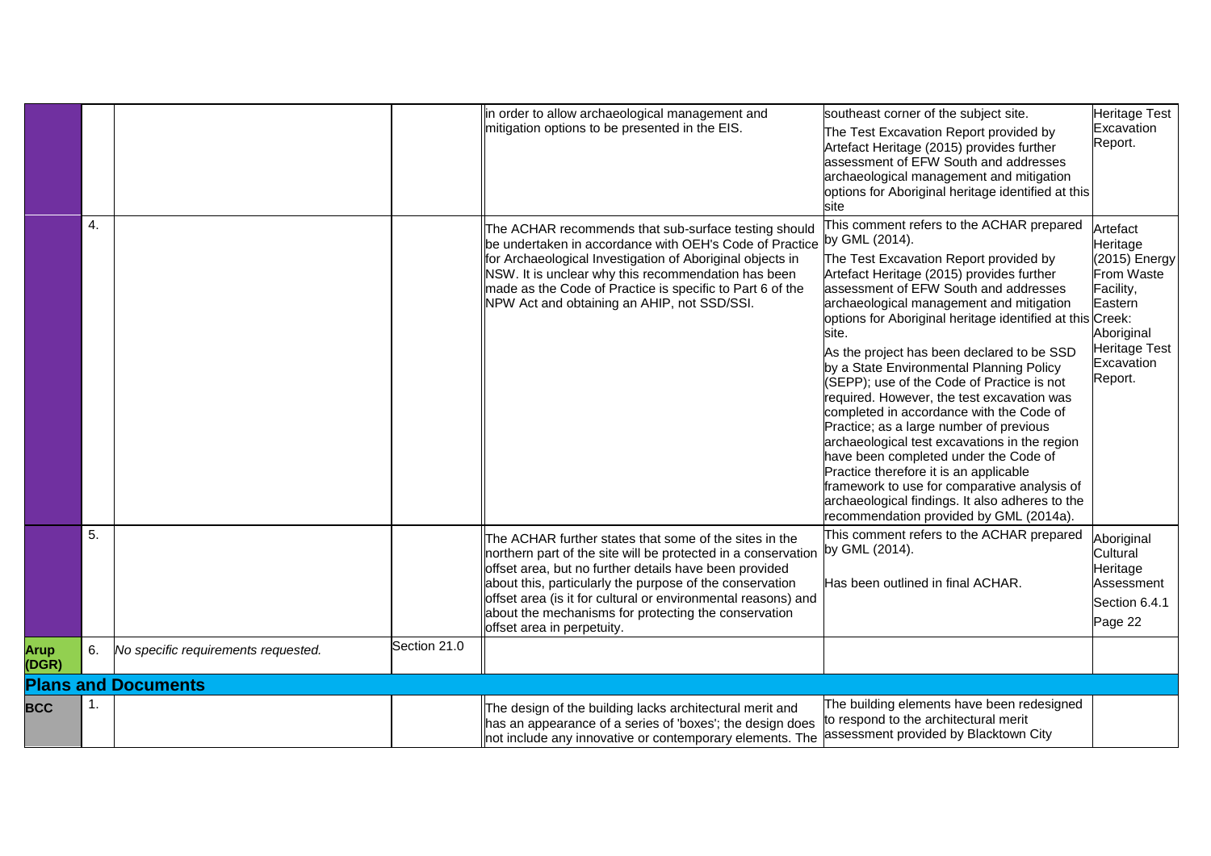| | | | | | | |
|---|---|---|---|---|---|---|
| | | | | in order to allow archaeological management and mitigation options to be presented in the EIS. | southeast corner of the subject site.<br>The Test Excavation Report provided by Artefact Heritage (2015) provides further assessment of EFW South and addresses archaeological management and mitigation options for Aboriginal heritage identified at this site | Heritage Test Excavation Report. |
| | 4. | | | The ACHAR recommends that sub-surface testing should be undertaken in accordance with OEH's Code of Practice for Archaeological Investigation of Aboriginal objects in NSW. It is unclear why this recommendation has been made as the Code of Practice is specific to Part 6 of the NPW Act and obtaining an AHIP, not SSD/SSI. | This comment refers to the ACHAR prepared by GML (2014).<br>The Test Excavation Report provided by Artefact Heritage (2015) provides further assessment of EFW South and addresses archaeological management and mitigation options for Aboriginal heritage identified at this site.<br>As the project has been declared to be SSD by a State Environmental Planning Policy (SEPP); use of the Code of Practice is not required. However, the test excavation was completed in accordance with the Code of Practice; as a large number of previous archaeological test excavations in the region have been completed under the Code of Practice therefore it is an applicable framework to use for comparative analysis of archaeological findings. It also adheres to the recommendation provided by GML (2014a). | Artefact Heritage (2015) Energy From Waste Facility, Eastern Creek: Aboriginal Heritage Test Excavation Report. |
| | 5. | | | The ACHAR further states that some of the sites in the northern part of the site will be protected in a conservation offset area, but no further details have been provided about this, particularly the purpose of the conservation offset area (is it for cultural or environmental reasons) and about the mechanisms for protecting the conservation offset area in perpetuity. | This comment refers to the ACHAR prepared by GML (2014).<br>Has been outlined in final ACHAR. | Aboriginal Cultural Heritage Assessment<br>Section 6.4.1<br>Page 22 |
| **Arup (DGR)** | 6. | *No specific requirements requested.* | Section 21.0 | | | |
| **Plans and Documents** | | | | | | |
| **BCC** | 1. | | | The design of the building lacks architectural merit and has an appearance of a series of 'boxes'; the design does not include any innovative or contemporary elements. The | The building elements have been redesigned to respond to the architectural merit assessment provided by Blacktown City | |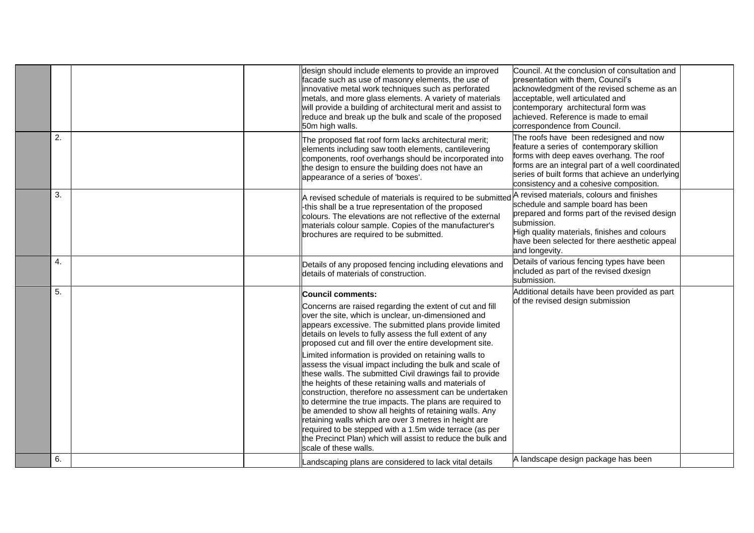|  |  |  |  | design should include elements to provide an improved facade such as use of masonry elements, the use of innovative metal work techniques such as perforated metals, and more glass elements. A variety of materials will provide a building of architectural merit and assist to reduce and break up the bulk and scale of the proposed 50m high walls. | Council. At the conclusion of consultation and presentation with them, Council's acknowledgment of the revised scheme as an acceptable, well articulated and contemporary architectural form was achieved. Reference is made to email correspondence from Council. |  |
|---|---|---|---|---|---|---|
|  | 2. |  |  | The proposed flat roof form lacks architectural merit; elements including saw tooth elements, cantilevering components, roof overhangs should be incorporated into the design to ensure the building does not have an appearance of a series of 'boxes'. | The roofs have been redesigned and now feature a series of contemporary skillion forms with deep eaves overhang. The roof forms are an integral part of a well coordinated series of built forms that achieve an underlying consistency and a cohesive composition. |  |
|  | 3. |  |  | A revised schedule of materials is required to be submitted -this shall be a true representation of the proposed colours. The elevations are not reflective of the external materials colour sample. Copies of the manufacturer's brochures are required to be submitted. | A revised materials, colours and finishes schedule and sample board has been prepared and forms part of the revised design submission.<br>High quality materials, finishes and colours have been selected for there aesthetic appeal and longevity. |  |
|  | 4. |  |  | Details of any proposed fencing including elevations and details of materials of construction. | Details of various fencing types have been included as part of the revised dxesign submission. |  |
|  | 5. |  |  | **Council comments:**<br>Concerns are raised regarding the extent of cut and fill over the site, which is unclear, un-dimensioned and appears excessive. The submitted plans provide limited details on levels to fully assess the full extent of any proposed cut and fill over the entire development site.<br>Limited information is provided on retaining walls to assess the visual impact including the bulk and scale of these walls. The submitted Civil drawings fail to provide the heights of these retaining walls and materials of construction, therefore no assessment can be undertaken to determine the true impacts. The plans are required to be amended to show all heights of retaining walls. Any retaining walls which are over 3 metres in height are required to be stepped with a 1.5m wide terrace (as per the Precinct Plan) which will assist to reduce the bulk and scale of these walls. | Additional details have been provided as part of the revised design submission |  |
|  | 6. |  |  | Landscaping plans are considered to lack vital details | A landscape design package has been |  |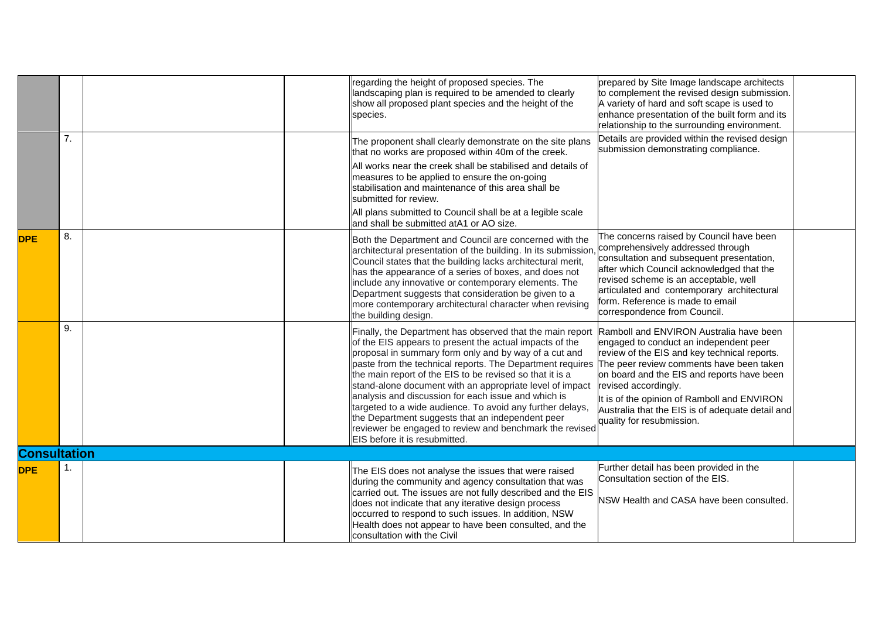| | | | | | | |
|---|---|---|---|---|---|---|
| | | | | regarding the height of proposed species. The landscaping plan is required to be amended to clearly show all proposed plant species and the height of the species. | prepared by Site Image landscape architects to complement the revised design submission. A variety of hard and soft scape is used to enhance presentation of the built form and its relationship to the surrounding environment. | |
| | 7. | | | The proponent shall clearly demonstrate on the site plans that no works are proposed within 40m of the creek.<br><br>All works near the creek shall be stabilised and details of measures to be applied to ensure the on-going stabilisation and maintenance of this area shall be submitted for review.<br><br>All plans submitted to Council shall be at a legible scale and shall be submitted atA1 or AO size. | Details are provided within the revised design submission demonstrating compliance. | |
| **DPE** | 8. | | | Both the Department and Council are concerned with the architectural presentation of the building. In its submission, Council states that the building lacks architectural merit, has the appearance of a series of boxes, and does not include any innovative or contemporary elements. The Department suggests that consideration be given to a more contemporary architectural character when revising the building design. | The concerns raised by Council have been comprehensively addressed through consultation and subsequent presentation, after which Council acknowledged that the revised scheme is an acceptable, well articulated and contemporary architectural form. Reference is made to email correspondence from Council. | |
| | 9. | | | Finally, the Department has observed that the main report of the EIS appears to present the actual impacts of the proposal in summary form only and by way of a cut and paste from the technical reports. The Department requires the main report of the EIS to be revised so that it is a stand-alone document with an appropriate level of impact analysis and discussion for each issue and which is targeted to a wide audience. To avoid any further delays, the Department suggests that an independent peer reviewer be engaged to review and benchmark the revised EIS before it is resubmitted. | Ramboll and ENVIRON Australia have been engaged to conduct an independent peer review of the EIS and key technical reports. The peer review comments have been taken on board and the EIS and reports have been revised accordingly.<br><br>It is of the opinion of Ramboll and ENVIRON Australia that the EIS is of adequate detail and quality for resubmission. | |
| **Consultation** | | | | | | |
| **DPE** | 1. | | | The EIS does not analyse the issues that were raised during the community and agency consultation that was carried out. The issues are not fully described and the EIS does not indicate that any iterative design process occurred to respond to such issues. In addition, NSW Health does not appear to have been consulted, and the consultation with the Civil | Further detail has been provided in the Consultation section of the EIS.<br><br>NSW Health and CASA have been consulted. | |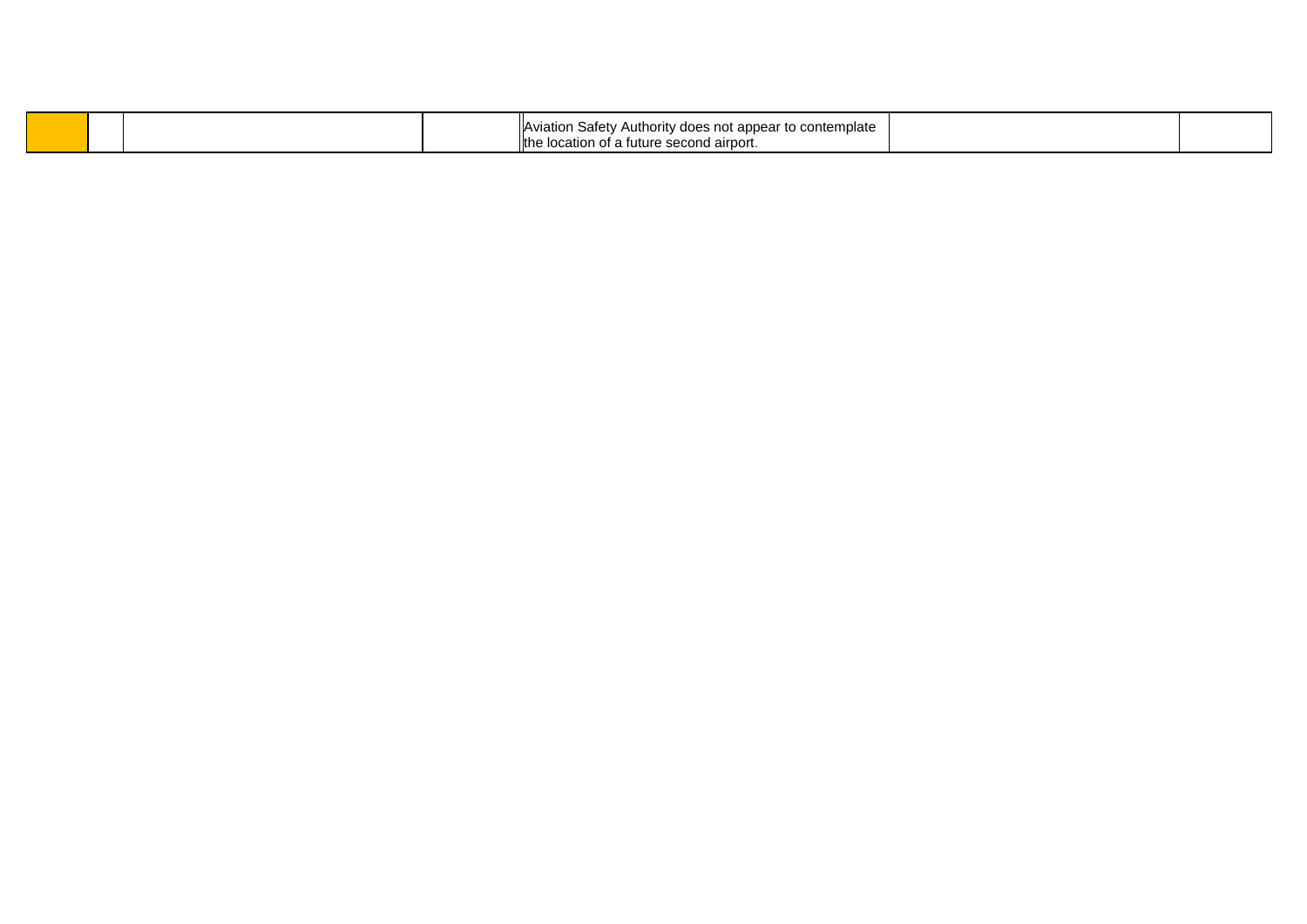| | | | | | | |
|---|---|---|---|---|---|---|
| | | | | Aviation Safety Authority does not appear to contemplate the location of a future second airport. | | |